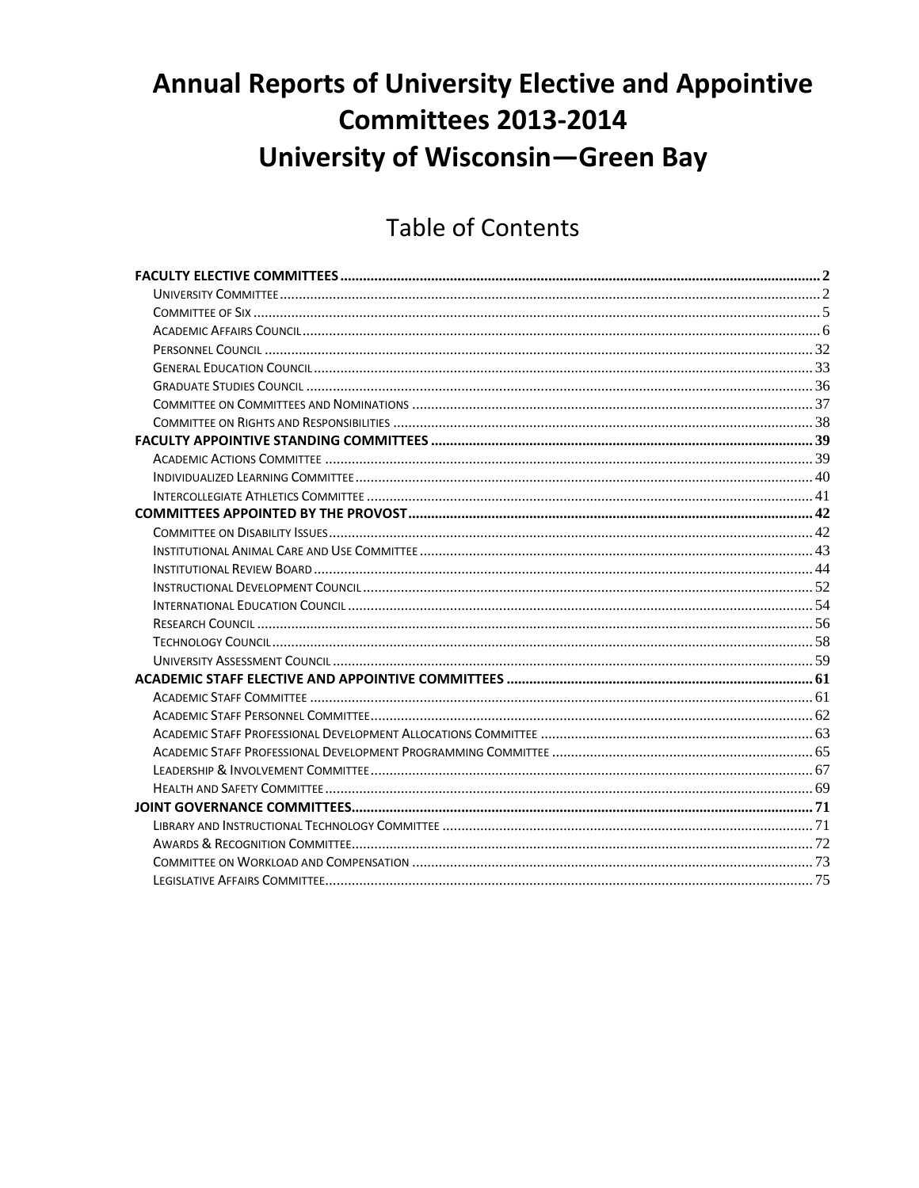# Annual Reports of University Elective and Appointive Committees 2013-2014
# University of Wisconsin—Green Bay

## Table of Contents

**FACULTY ELECTIVE COMMITTEES** .......... 2
- University Committee .......... 2
- Committee of Six .......... 5
- Academic Affairs Council .......... 6
- Personnel Council .......... 32
- General Education Council .......... 33
- Graduate Studies Council .......... 36
- Committee on Committees and Nominations .......... 37
- Committee on Rights and Responsibilities .......... 38

**FACULTY APPOINTIVE STANDING COMMITTEES** .......... 39
- Academic Actions Committee .......... 39
- Individualized Learning Committee .......... 40
- Intercollegiate Athletics Committee .......... 41

**COMMITTEES APPOINTED BY THE PROVOST** .......... 42
- Committee on Disability Issues .......... 42
- Institutional Animal Care and Use Committee .......... 43
- Institutional Review Board .......... 44
- Instructional Development Council .......... 52
- International Education Council .......... 54
- Research Council .......... 56
- Technology Council .......... 58
- University Assessment Council .......... 59

**ACADEMIC STAFF ELECTIVE AND APPOINTIVE COMMITTEES** .......... 61
- Academic Staff Committee .......... 61
- Academic Staff Personnel Committee .......... 62
- Academic Staff Professional Development Allocations Committee .......... 63
- Academic Staff Professional Development Programming Committee .......... 65
- Leadership & Involvement Committee .......... 67
- Health and Safety Committee .......... 69

**JOINT GOVERNANCE COMMITTEES** .......... 71
- Library and Instructional Technology Committee .......... 71
- Awards & Recognition Committee .......... 72
- Committee on Workload and Compensation .......... 73
- Legislative Affairs Committee .......... 75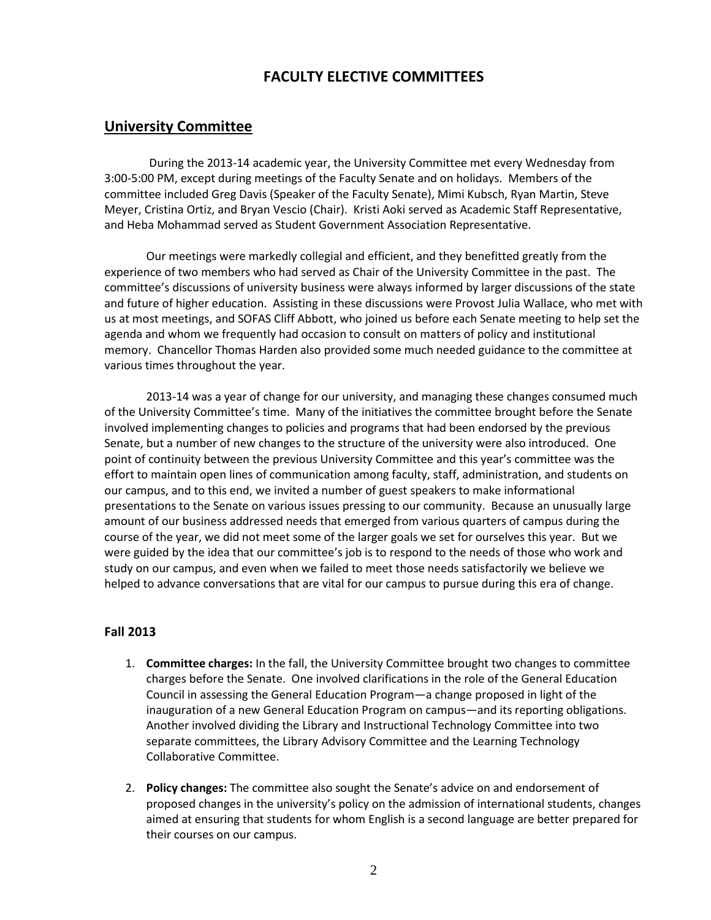# FACULTY ELECTIVE COMMITTEES

## University Committee

During the 2013-14 academic year, the University Committee met every Wednesday from 3:00-5:00 PM, except during meetings of the Faculty Senate and on holidays. Members of the committee included Greg Davis (Speaker of the Faculty Senate), Mimi Kubsch, Ryan Martin, Steve Meyer, Cristina Ortiz, and Bryan Vescio (Chair). Kristi Aoki served as Academic Staff Representative, and Heba Mohammad served as Student Government Association Representative.

Our meetings were markedly collegial and efficient, and they benefitted greatly from the experience of two members who had served as Chair of the University Committee in the past. The committee's discussions of university business were always informed by larger discussions of the state and future of higher education. Assisting in these discussions were Provost Julia Wallace, who met with us at most meetings, and SOFAS Cliff Abbott, who joined us before each Senate meeting to help set the agenda and whom we frequently had occasion to consult on matters of policy and institutional memory. Chancellor Thomas Harden also provided some much needed guidance to the committee at various times throughout the year.

2013-14 was a year of change for our university, and managing these changes consumed much of the University Committee's time. Many of the initiatives the committee brought before the Senate involved implementing changes to policies and programs that had been endorsed by the previous Senate, but a number of new changes to the structure of the university were also introduced. One point of continuity between the previous University Committee and this year's committee was the effort to maintain open lines of communication among faculty, staff, administration, and students on our campus, and to this end, we invited a number of guest speakers to make informational presentations to the Senate on various issues pressing to our community. Because an unusually large amount of our business addressed needs that emerged from various quarters of campus during the course of the year, we did not meet some of the larger goals we set for ourselves this year. But we were guided by the idea that our committee's job is to respond to the needs of those who work and study on our campus, and even when we failed to meet those needs satisfactorily we believe we helped to advance conversations that are vital for our campus to pursue during this era of change.

### Fall 2013

1. **Committee charges:** In the fall, the University Committee brought two changes to committee charges before the Senate. One involved clarifications in the role of the General Education Council in assessing the General Education Program—a change proposed in light of the inauguration of a new General Education Program on campus—and its reporting obligations. Another involved dividing the Library and Instructional Technology Committee into two separate committees, the Library Advisory Committee and the Learning Technology Collaborative Committee.

2. **Policy changes:** The committee also sought the Senate's advice on and endorsement of proposed changes in the university's policy on the admission of international students, changes aimed at ensuring that students for whom English is a second language are better prepared for their courses on our campus.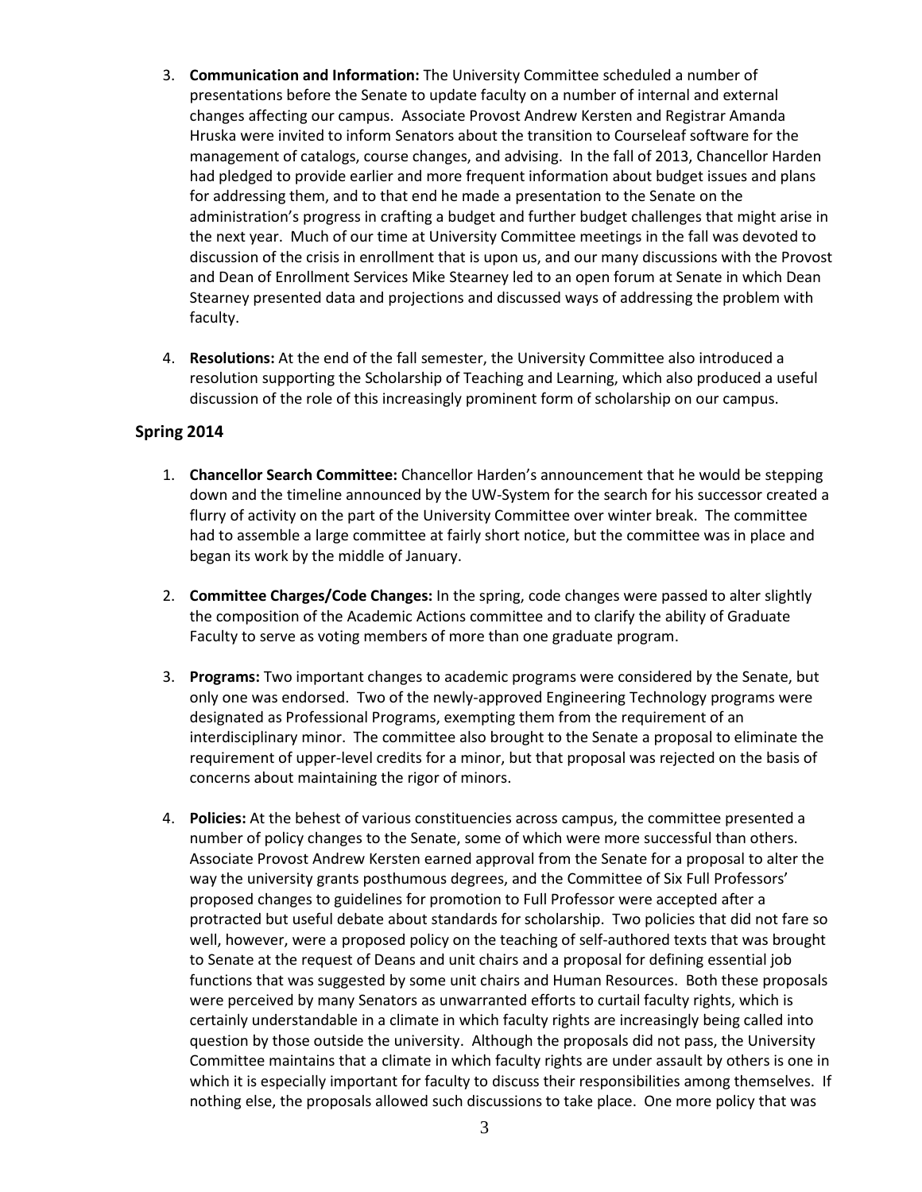3. **Communication and Information:** The University Committee scheduled a number of presentations before the Senate to update faculty on a number of internal and external changes affecting our campus. Associate Provost Andrew Kersten and Registrar Amanda Hruska were invited to inform Senators about the transition to Courseleaf software for the management of catalogs, course changes, and advising. In the fall of 2013, Chancellor Harden had pledged to provide earlier and more frequent information about budget issues and plans for addressing them, and to that end he made a presentation to the Senate on the administration's progress in crafting a budget and further budget challenges that might arise in the next year. Much of our time at University Committee meetings in the fall was devoted to discussion of the crisis in enrollment that is upon us, and our many discussions with the Provost and Dean of Enrollment Services Mike Stearney led to an open forum at Senate in which Dean Stearney presented data and projections and discussed ways of addressing the problem with faculty.

4. **Resolutions:** At the end of the fall semester, the University Committee also introduced a resolution supporting the Scholarship of Teaching and Learning, which also produced a useful discussion of the role of this increasingly prominent form of scholarship on our campus.

## Spring 2014

1. **Chancellor Search Committee:** Chancellor Harden's announcement that he would be stepping down and the timeline announced by the UW-System for the search for his successor created a flurry of activity on the part of the University Committee over winter break. The committee had to assemble a large committee at fairly short notice, but the committee was in place and began its work by the middle of January.

2. **Committee Charges/Code Changes:** In the spring, code changes were passed to alter slightly the composition of the Academic Actions committee and to clarify the ability of Graduate Faculty to serve as voting members of more than one graduate program.

3. **Programs:** Two important changes to academic programs were considered by the Senate, but only one was endorsed. Two of the newly-approved Engineering Technology programs were designated as Professional Programs, exempting them from the requirement of an interdisciplinary minor. The committee also brought to the Senate a proposal to eliminate the requirement of upper-level credits for a minor, but that proposal was rejected on the basis of concerns about maintaining the rigor of minors.

4. **Policies:** At the behest of various constituencies across campus, the committee presented a number of policy changes to the Senate, some of which were more successful than others. Associate Provost Andrew Kersten earned approval from the Senate for a proposal to alter the way the university grants posthumous degrees, and the Committee of Six Full Professors' proposed changes to guidelines for promotion to Full Professor were accepted after a protracted but useful debate about standards for scholarship. Two policies that did not fare so well, however, were a proposed policy on the teaching of self-authored texts that was brought to Senate at the request of Deans and unit chairs and a proposal for defining essential job functions that was suggested by some unit chairs and Human Resources. Both these proposals were perceived by many Senators as unwarranted efforts to curtail faculty rights, which is certainly understandable in a climate in which faculty rights are increasingly being called into question by those outside the university. Although the proposals did not pass, the University Committee maintains that a climate in which faculty rights are under assault by others is one in which it is especially important for faculty to discuss their responsibilities among themselves. If nothing else, the proposals allowed such discussions to take place. One more policy that was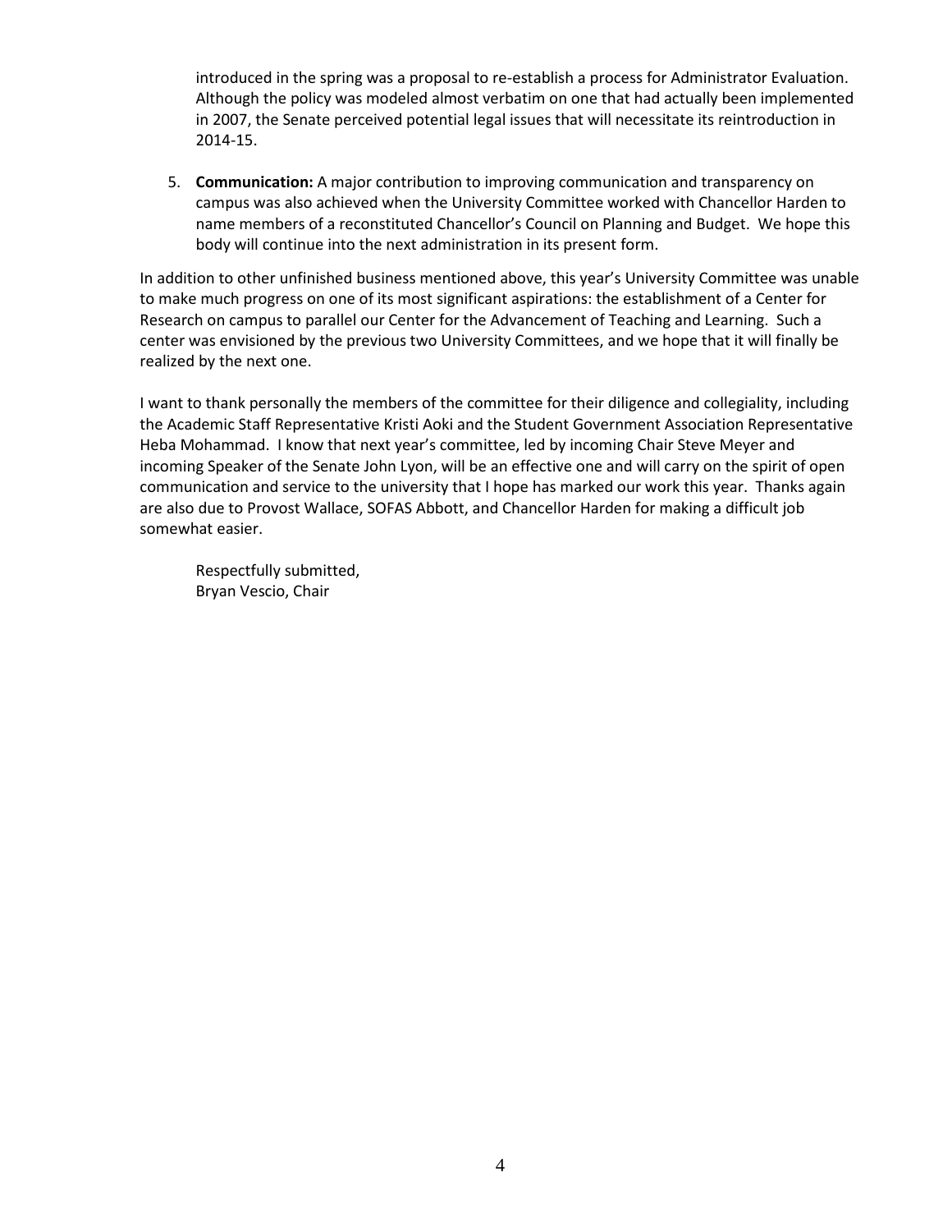introduced in the spring was a proposal to re-establish a process for Administrator Evaluation. Although the policy was modeled almost verbatim on one that had actually been implemented in 2007, the Senate perceived potential legal issues that will necessitate its reintroduction in 2014-15.

5. **Communication:** A major contribution to improving communication and transparency on campus was also achieved when the University Committee worked with Chancellor Harden to name members of a reconstituted Chancellor's Council on Planning and Budget. We hope this body will continue into the next administration in its present form.

In addition to other unfinished business mentioned above, this year's University Committee was unable to make much progress on one of its most significant aspirations: the establishment of a Center for Research on campus to parallel our Center for the Advancement of Teaching and Learning. Such a center was envisioned by the previous two University Committees, and we hope that it will finally be realized by the next one.

I want to thank personally the members of the committee for their diligence and collegiality, including the Academic Staff Representative Kristi Aoki and the Student Government Association Representative Heba Mohammad. I know that next year's committee, led by incoming Chair Steve Meyer and incoming Speaker of the Senate John Lyon, will be an effective one and will carry on the spirit of open communication and service to the university that I hope has marked our work this year. Thanks again are also due to Provost Wallace, SOFAS Abbott, and Chancellor Harden for making a difficult job somewhat easier.

Respectfully submitted,
Bryan Vescio, Chair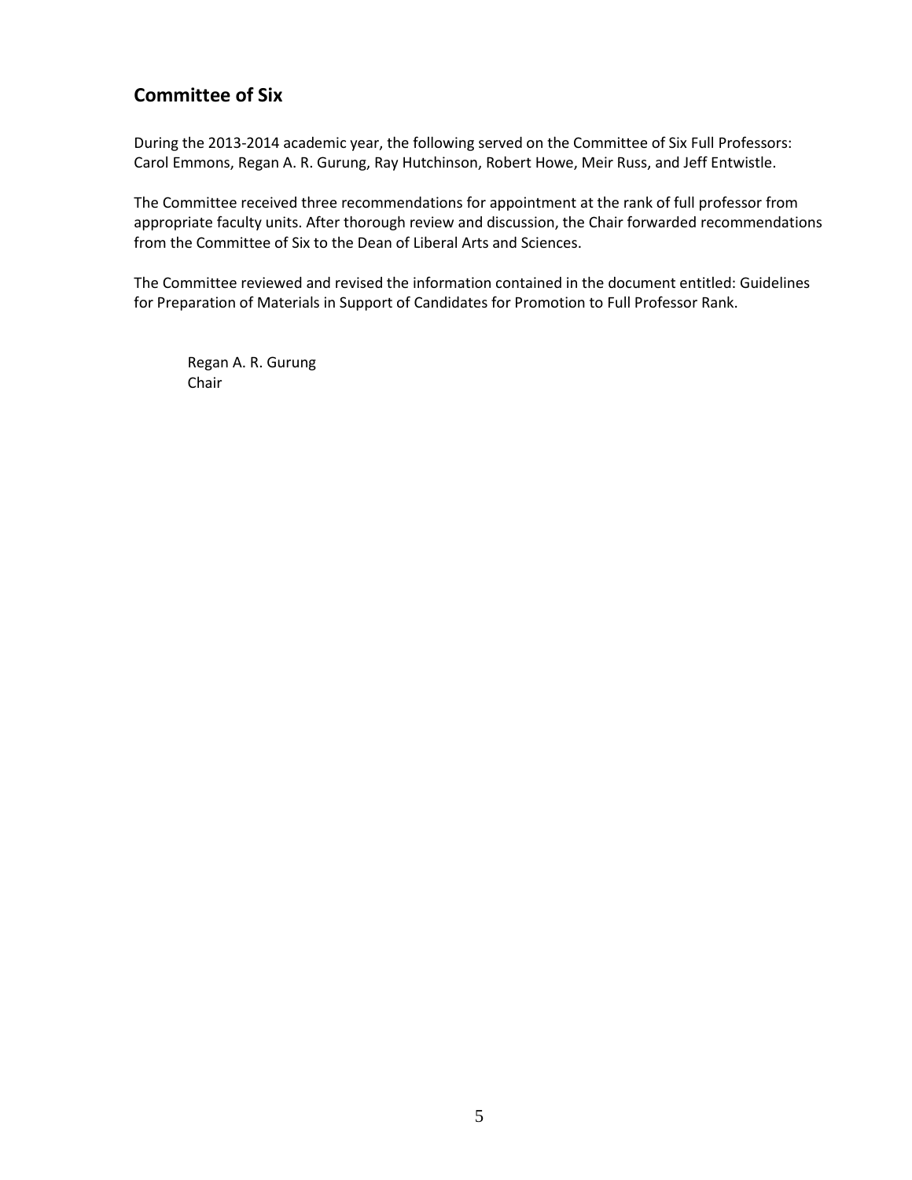## Committee of Six

During the 2013-2014 academic year, the following served on the Committee of Six Full Professors: Carol Emmons, Regan A. R. Gurung, Ray Hutchinson, Robert Howe, Meir Russ, and Jeff Entwistle.

The Committee received three recommendations for appointment at the rank of full professor from appropriate faculty units. After thorough review and discussion, the Chair forwarded recommendations from the Committee of Six to the Dean of Liberal Arts and Sciences.

The Committee reviewed and revised the information contained in the document entitled: Guidelines for Preparation of Materials in Support of Candidates for Promotion to Full Professor Rank.

Regan A. R. Gurung
Chair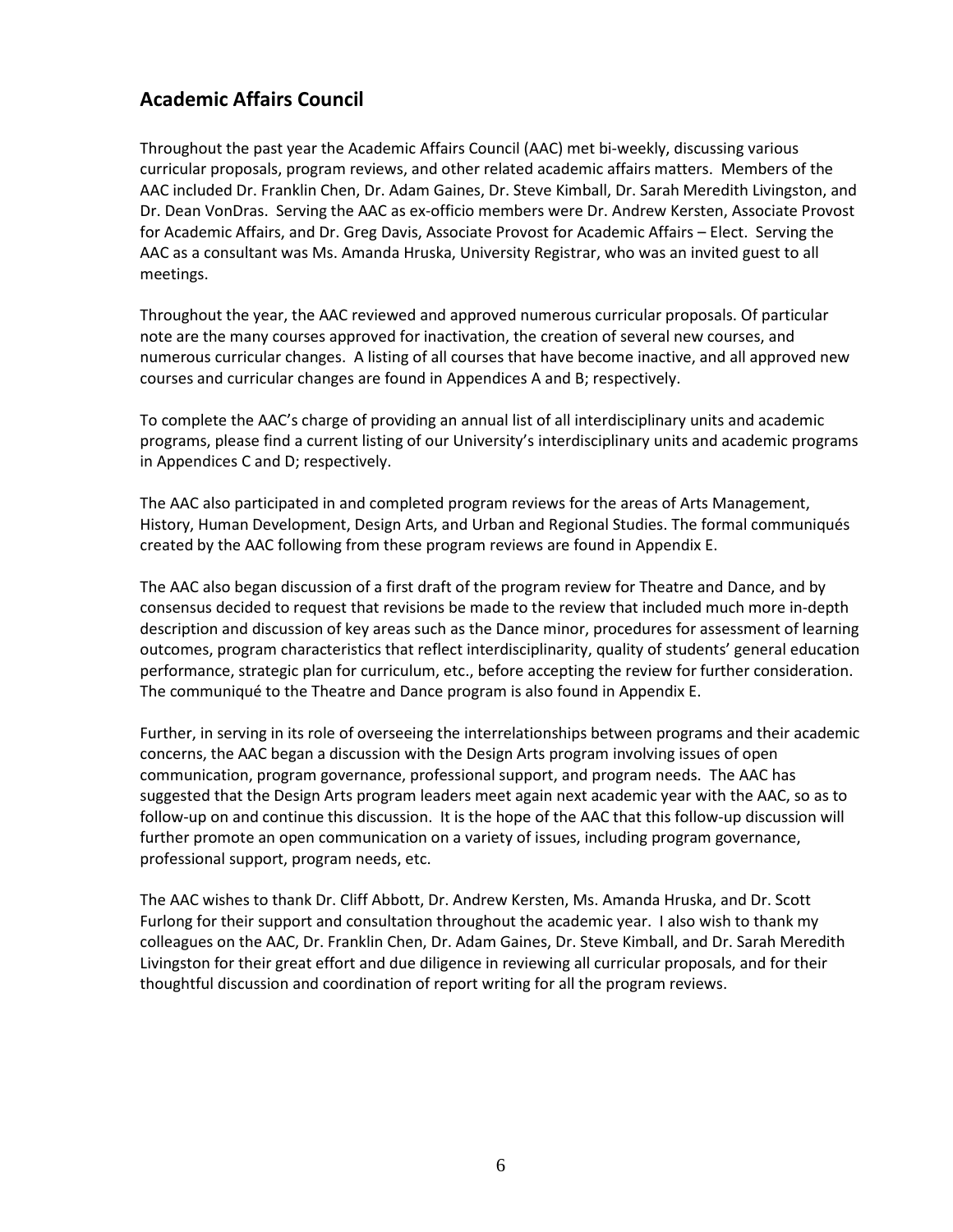## Academic Affairs Council

Throughout the past year the Academic Affairs Council (AAC) met bi-weekly, discussing various curricular proposals, program reviews, and other related academic affairs matters. Members of the AAC included Dr. Franklin Chen, Dr. Adam Gaines, Dr. Steve Kimball, Dr. Sarah Meredith Livingston, and Dr. Dean VonDras. Serving the AAC as ex-officio members were Dr. Andrew Kersten, Associate Provost for Academic Affairs, and Dr. Greg Davis, Associate Provost for Academic Affairs – Elect. Serving the AAC as a consultant was Ms. Amanda Hruska, University Registrar, who was an invited guest to all meetings.

Throughout the year, the AAC reviewed and approved numerous curricular proposals. Of particular note are the many courses approved for inactivation, the creation of several new courses, and numerous curricular changes. A listing of all courses that have become inactive, and all approved new courses and curricular changes are found in Appendices A and B; respectively.

To complete the AAC's charge of providing an annual list of all interdisciplinary units and academic programs, please find a current listing of our University's interdisciplinary units and academic programs in Appendices C and D; respectively.

The AAC also participated in and completed program reviews for the areas of Arts Management, History, Human Development, Design Arts, and Urban and Regional Studies. The formal communiqués created by the AAC following from these program reviews are found in Appendix E.

The AAC also began discussion of a first draft of the program review for Theatre and Dance, and by consensus decided to request that revisions be made to the review that included much more in-depth description and discussion of key areas such as the Dance minor, procedures for assessment of learning outcomes, program characteristics that reflect interdisciplinarity, quality of students' general education performance, strategic plan for curriculum, etc., before accepting the review for further consideration. The communiqué to the Theatre and Dance program is also found in Appendix E.

Further, in serving in its role of overseeing the interrelationships between programs and their academic concerns, the AAC began a discussion with the Design Arts program involving issues of open communication, program governance, professional support, and program needs. The AAC has suggested that the Design Arts program leaders meet again next academic year with the AAC, so as to follow-up on and continue this discussion. It is the hope of the AAC that this follow-up discussion will further promote an open communication on a variety of issues, including program governance, professional support, program needs, etc.

The AAC wishes to thank Dr. Cliff Abbott, Dr. Andrew Kersten, Ms. Amanda Hruska, and Dr. Scott Furlong for their support and consultation throughout the academic year. I also wish to thank my colleagues on the AAC, Dr. Franklin Chen, Dr. Adam Gaines, Dr. Steve Kimball, and Dr. Sarah Meredith Livingston for their great effort and due diligence in reviewing all curricular proposals, and for their thoughtful discussion and coordination of report writing for all the program reviews.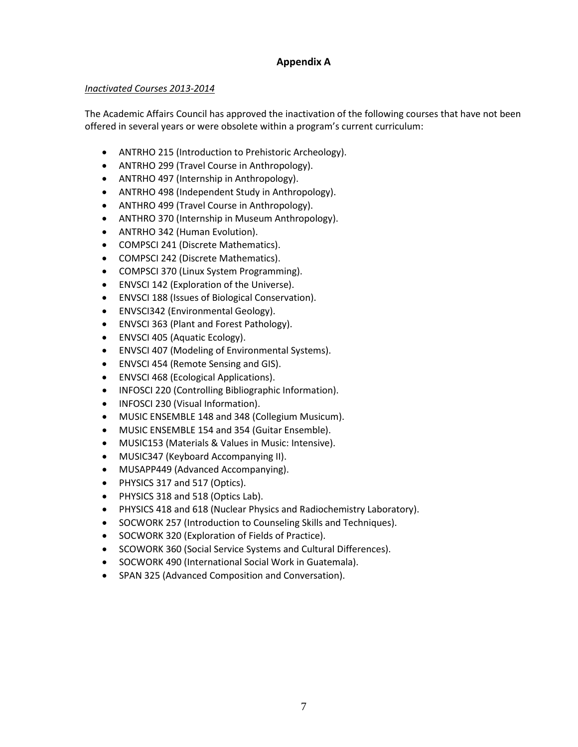## Appendix A

*Inactivated Courses 2013-2014*

The Academic Affairs Council has approved the inactivation of the following courses that have not been offered in several years or were obsolete within a program's current curriculum:

- ANTRHO 215 (Introduction to Prehistoric Archeology).
- ANTRHO 299 (Travel Course in Anthropology).
- ANTRHO 497 (Internship in Anthropology).
- ANTRHO 498 (Independent Study in Anthropology).
- ANTHRO 499 (Travel Course in Anthropology).
- ANTHRO 370 (Internship in Museum Anthropology).
- ANTRHO 342 (Human Evolution).
- COMPSCI 241 (Discrete Mathematics).
- COMPSCI 242 (Discrete Mathematics).
- COMPSCI 370 (Linux System Programming).
- ENVSCI 142 (Exploration of the Universe).
- ENVSCI 188 (Issues of Biological Conservation).
- ENVSCI342 (Environmental Geology).
- ENVSCI 363 (Plant and Forest Pathology).
- ENVSCI 405 (Aquatic Ecology).
- ENVSCI 407 (Modeling of Environmental Systems).
- ENVSCI 454 (Remote Sensing and GIS).
- ENVSCI 468 (Ecological Applications).
- INFOSCI 220 (Controlling Bibliographic Information).
- INFOSCI 230 (Visual Information).
- MUSIC ENSEMBLE 148 and 348 (Collegium Musicum).
- MUSIC ENSEMBLE 154 and 354 (Guitar Ensemble).
- MUSIC153 (Materials & Values in Music: Intensive).
- MUSIC347 (Keyboard Accompanying II).
- MUSAPP449 (Advanced Accompanying).
- PHYSICS 317 and 517 (Optics).
- PHYSICS 318 and 518 (Optics Lab).
- PHYSICS 418 and 618 (Nuclear Physics and Radiochemistry Laboratory).
- SOCWORK 257 (Introduction to Counseling Skills and Techniques).
- SOCWORK 320 (Exploration of Fields of Practice).
- SCOWORK 360 (Social Service Systems and Cultural Differences).
- SOCWORK 490 (International Social Work in Guatemala).
- SPAN 325 (Advanced Composition and Conversation).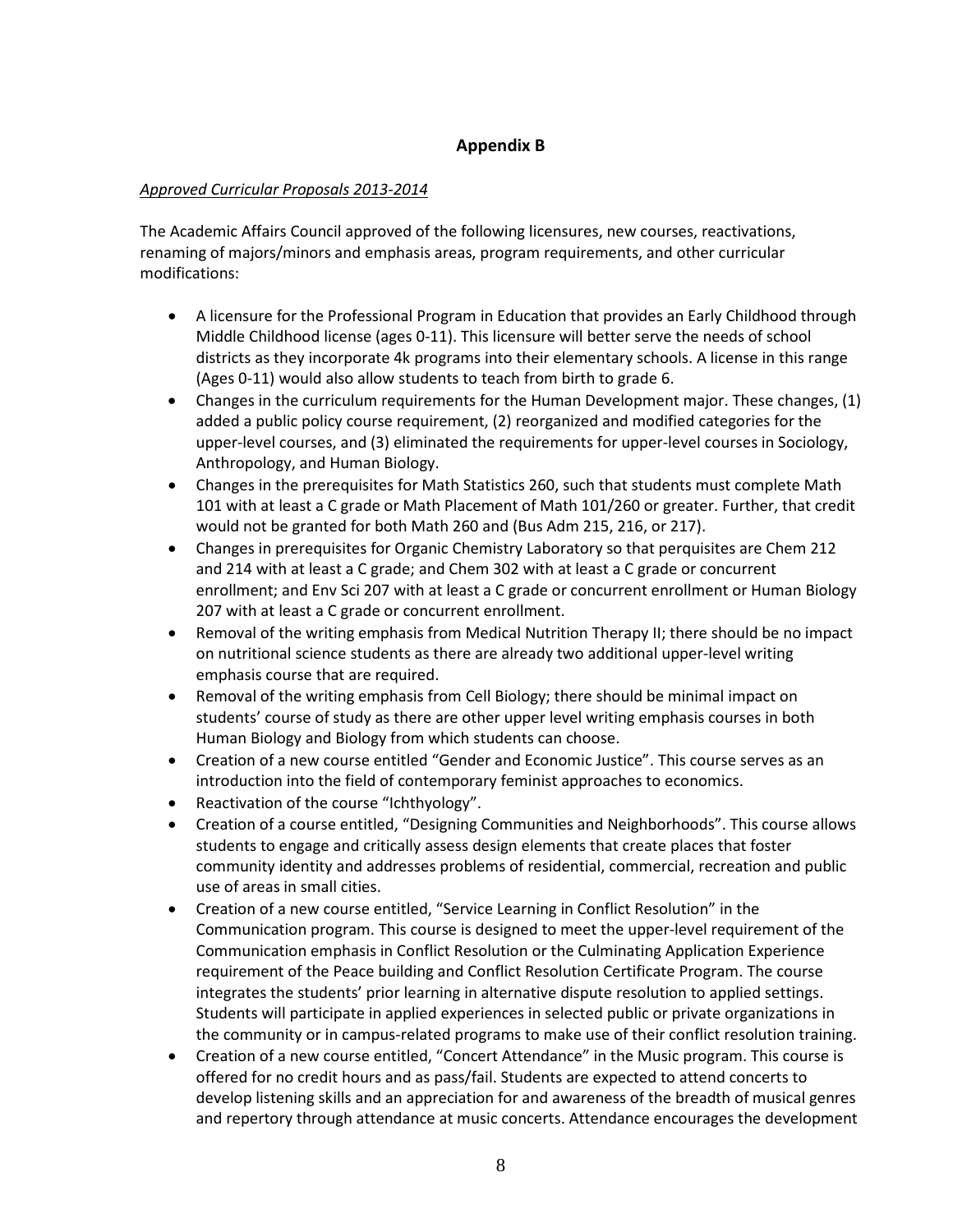## Appendix B

*Approved Curricular Proposals 2013-2014*

The Academic Affairs Council approved of the following licensures, new courses, reactivations, renaming of majors/minors and emphasis areas, program requirements, and other curricular modifications:

- A licensure for the Professional Program in Education that provides an Early Childhood through Middle Childhood license (ages 0-11). This licensure will better serve the needs of school districts as they incorporate 4k programs into their elementary schools. A license in this range (Ages 0-11) would also allow students to teach from birth to grade 6.
- Changes in the curriculum requirements for the Human Development major. These changes, (1) added a public policy course requirement, (2) reorganized and modified categories for the upper-level courses, and (3) eliminated the requirements for upper-level courses in Sociology, Anthropology, and Human Biology.
- Changes in the prerequisites for Math Statistics 260, such that students must complete Math 101 with at least a C grade or Math Placement of Math 101/260 or greater. Further, that credit would not be granted for both Math 260 and (Bus Adm 215, 216, or 217).
- Changes in prerequisites for Organic Chemistry Laboratory so that perquisites are Chem 212 and 214 with at least a C grade; and Chem 302 with at least a C grade or concurrent enrollment; and Env Sci 207 with at least a C grade or concurrent enrollment or Human Biology 207 with at least a C grade or concurrent enrollment.
- Removal of the writing emphasis from Medical Nutrition Therapy II; there should be no impact on nutritional science students as there are already two additional upper-level writing emphasis course that are required.
- Removal of the writing emphasis from Cell Biology; there should be minimal impact on students' course of study as there are other upper level writing emphasis courses in both Human Biology and Biology from which students can choose.
- Creation of a new course entitled "Gender and Economic Justice". This course serves as an introduction into the field of contemporary feminist approaches to economics.
- Reactivation of the course "Ichthyology".
- Creation of a course entitled, "Designing Communities and Neighborhoods". This course allows students to engage and critically assess design elements that create places that foster community identity and addresses problems of residential, commercial, recreation and public use of areas in small cities.
- Creation of a new course entitled, "Service Learning in Conflict Resolution" in the Communication program. This course is designed to meet the upper-level requirement of the Communication emphasis in Conflict Resolution or the Culminating Application Experience requirement of the Peace building and Conflict Resolution Certificate Program. The course integrates the students' prior learning in alternative dispute resolution to applied settings. Students will participate in applied experiences in selected public or private organizations in the community or in campus-related programs to make use of their conflict resolution training.
- Creation of a new course entitled, "Concert Attendance" in the Music program. This course is offered for no credit hours and as pass/fail. Students are expected to attend concerts to develop listening skills and an appreciation for and awareness of the breadth of musical genres and repertory through attendance at music concerts. Attendance encourages the development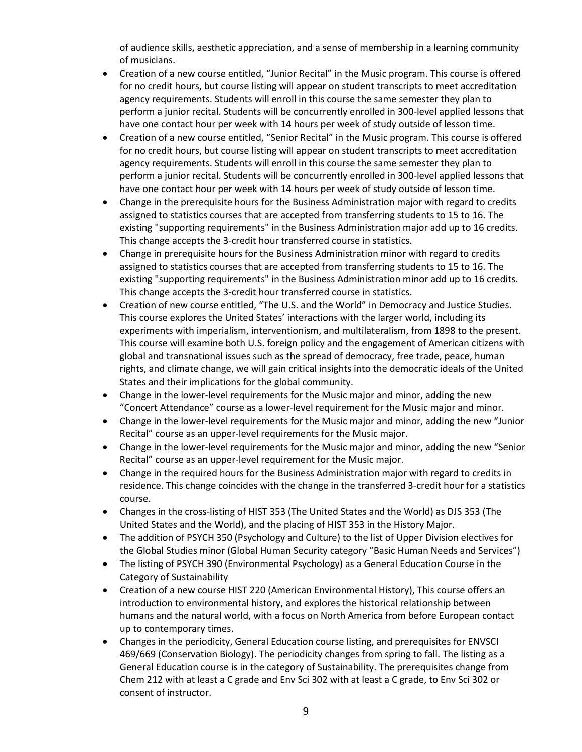of audience skills, aesthetic appreciation, and a sense of membership in a learning community of musicians.

- Creation of a new course entitled, "Junior Recital" in the Music program. This course is offered for no credit hours, but course listing will appear on student transcripts to meet accreditation agency requirements. Students will enroll in this course the same semester they plan to perform a junior recital. Students will be concurrently enrolled in 300-level applied lessons that have one contact hour per week with 14 hours per week of study outside of lesson time.
- Creation of a new course entitled, "Senior Recital" in the Music program. This course is offered for no credit hours, but course listing will appear on student transcripts to meet accreditation agency requirements. Students will enroll in this course the same semester they plan to perform a junior recital. Students will be concurrently enrolled in 300-level applied lessons that have one contact hour per week with 14 hours per week of study outside of lesson time.
- Change in the prerequisite hours for the Business Administration major with regard to credits assigned to statistics courses that are accepted from transferring students to 15 to 16. The existing "supporting requirements" in the Business Administration major add up to 16 credits. This change accepts the 3-credit hour transferred course in statistics.
- Change in prerequisite hours for the Business Administration minor with regard to credits assigned to statistics courses that are accepted from transferring students to 15 to 16. The existing "supporting requirements" in the Business Administration minor add up to 16 credits. This change accepts the 3-credit hour transferred course in statistics.
- Creation of new course entitled, "The U.S. and the World" in Democracy and Justice Studies. This course explores the United States' interactions with the larger world, including its experiments with imperialism, interventionism, and multilateralism, from 1898 to the present. This course will examine both U.S. foreign policy and the engagement of American citizens with global and transnational issues such as the spread of democracy, free trade, peace, human rights, and climate change, we will gain critical insights into the democratic ideals of the United States and their implications for the global community.
- Change in the lower-level requirements for the Music major and minor, adding the new "Concert Attendance" course as a lower-level requirement for the Music major and minor.
- Change in the lower-level requirements for the Music major and minor, adding the new "Junior Recital" course as an upper-level requirements for the Music major.
- Change in the lower-level requirements for the Music major and minor, adding the new "Senior Recital" course as an upper-level requirement for the Music major.
- Change in the required hours for the Business Administration major with regard to credits in residence. This change coincides with the change in the transferred 3-credit hour for a statistics course.
- Changes in the cross-listing of HIST 353 (The United States and the World) as DJS 353 (The United States and the World), and the placing of HIST 353 in the History Major.
- The addition of PSYCH 350 (Psychology and Culture) to the list of Upper Division electives for the Global Studies minor (Global Human Security category "Basic Human Needs and Services")
- The listing of PSYCH 390 (Environmental Psychology) as a General Education Course in the Category of Sustainability
- Creation of a new course HIST 220 (American Environmental History), This course offers an introduction to environmental history, and explores the historical relationship between humans and the natural world, with a focus on North America from before European contact up to contemporary times.
- Changes in the periodicity, General Education course listing, and prerequisites for ENVSCI 469/669 (Conservation Biology). The periodicity changes from spring to fall. The listing as a General Education course is in the category of Sustainability. The prerequisites change from Chem 212 with at least a C grade and Env Sci 302 with at least a C grade, to Env Sci 302 or consent of instructor.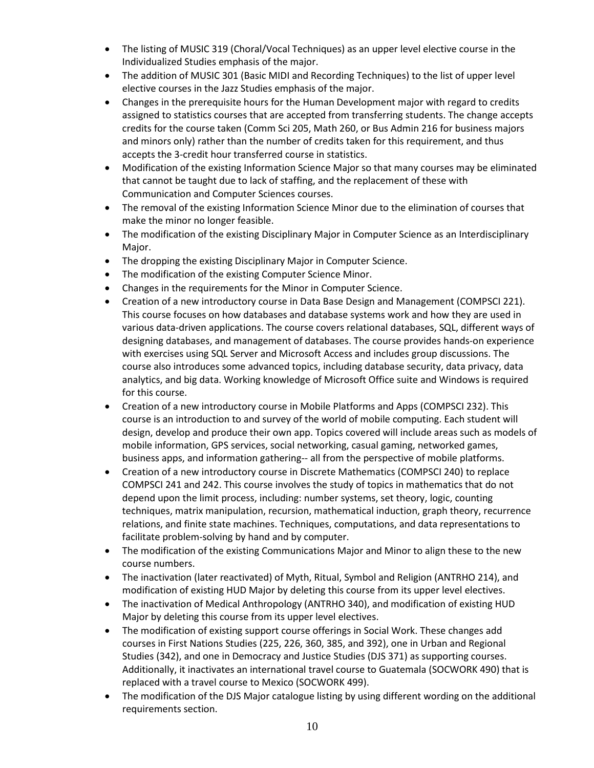- The listing of MUSIC 319 (Choral/Vocal Techniques) as an upper level elective course in the Individualized Studies emphasis of the major.
- The addition of MUSIC 301 (Basic MIDI and Recording Techniques) to the list of upper level elective courses in the Jazz Studies emphasis of the major.
- Changes in the prerequisite hours for the Human Development major with regard to credits assigned to statistics courses that are accepted from transferring students. The change accepts credits for the course taken (Comm Sci 205, Math 260, or Bus Admin 216 for business majors and minors only) rather than the number of credits taken for this requirement, and thus accepts the 3-credit hour transferred course in statistics.
- Modification of the existing Information Science Major so that many courses may be eliminated that cannot be taught due to lack of staffing, and the replacement of these with Communication and Computer Sciences courses.
- The removal of the existing Information Science Minor due to the elimination of courses that make the minor no longer feasible.
- The modification of the existing Disciplinary Major in Computer Science as an Interdisciplinary Major.
- The dropping the existing Disciplinary Major in Computer Science.
- The modification of the existing Computer Science Minor.
- Changes in the requirements for the Minor in Computer Science.
- Creation of a new introductory course in Data Base Design and Management (COMPSCI 221). This course focuses on how databases and database systems work and how they are used in various data-driven applications. The course covers relational databases, SQL, different ways of designing databases, and management of databases. The course provides hands-on experience with exercises using SQL Server and Microsoft Access and includes group discussions. The course also introduces some advanced topics, including database security, data privacy, data analytics, and big data. Working knowledge of Microsoft Office suite and Windows is required for this course.
- Creation of a new introductory course in Mobile Platforms and Apps (COMPSCI 232). This course is an introduction to and survey of the world of mobile computing. Each student will design, develop and produce their own app. Topics covered will include areas such as models of mobile information, GPS services, social networking, casual gaming, networked games, business apps, and information gathering-- all from the perspective of mobile platforms.
- Creation of a new introductory course in Discrete Mathematics (COMPSCI 240) to replace COMPSCI 241 and 242. This course involves the study of topics in mathematics that do not depend upon the limit process, including: number systems, set theory, logic, counting techniques, matrix manipulation, recursion, mathematical induction, graph theory, recurrence relations, and finite state machines. Techniques, computations, and data representations to facilitate problem-solving by hand and by computer.
- The modification of the existing Communications Major and Minor to align these to the new course numbers.
- The inactivation (later reactivated) of Myth, Ritual, Symbol and Religion (ANTRHO 214), and modification of existing HUD Major by deleting this course from its upper level electives.
- The inactivation of Medical Anthropology (ANTRHO 340), and modification of existing HUD Major by deleting this course from its upper level electives.
- The modification of existing support course offerings in Social Work. These changes add courses in First Nations Studies (225, 226, 360, 385, and 392), one in Urban and Regional Studies (342), and one in Democracy and Justice Studies (DJS 371) as supporting courses. Additionally, it inactivates an international travel course to Guatemala (SOCWORK 490) that is replaced with a travel course to Mexico (SOCWORK 499).
- The modification of the DJS Major catalogue listing by using different wording on the additional requirements section.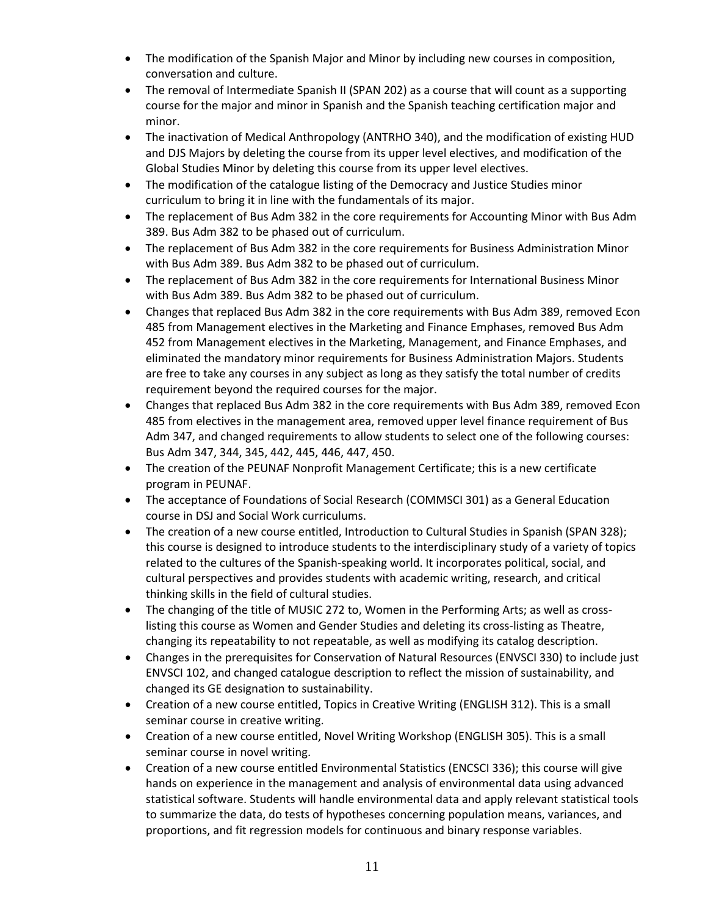- The modification of the Spanish Major and Minor by including new courses in composition, conversation and culture.
- The removal of Intermediate Spanish II (SPAN 202) as a course that will count as a supporting course for the major and minor in Spanish and the Spanish teaching certification major and minor.
- The inactivation of Medical Anthropology (ANTRHO 340), and the modification of existing HUD and DJS Majors by deleting the course from its upper level electives, and modification of the Global Studies Minor by deleting this course from its upper level electives.
- The modification of the catalogue listing of the Democracy and Justice Studies minor curriculum to bring it in line with the fundamentals of its major.
- The replacement of Bus Adm 382 in the core requirements for Accounting Minor with Bus Adm 389. Bus Adm 382 to be phased out of curriculum.
- The replacement of Bus Adm 382 in the core requirements for Business Administration Minor with Bus Adm 389. Bus Adm 382 to be phased out of curriculum.
- The replacement of Bus Adm 382 in the core requirements for International Business Minor with Bus Adm 389. Bus Adm 382 to be phased out of curriculum.
- Changes that replaced Bus Adm 382 in the core requirements with Bus Adm 389, removed Econ 485 from Management electives in the Marketing and Finance Emphases, removed Bus Adm 452 from Management electives in the Marketing, Management, and Finance Emphases, and eliminated the mandatory minor requirements for Business Administration Majors. Students are free to take any courses in any subject as long as they satisfy the total number of credits requirement beyond the required courses for the major.
- Changes that replaced Bus Adm 382 in the core requirements with Bus Adm 389, removed Econ 485 from electives in the management area, removed upper level finance requirement of Bus Adm 347, and changed requirements to allow students to select one of the following courses: Bus Adm 347, 344, 345, 442, 445, 446, 447, 450.
- The creation of the PEUNAF Nonprofit Management Certificate; this is a new certificate program in PEUNAF.
- The acceptance of Foundations of Social Research (COMMSCI 301) as a General Education course in DSJ and Social Work curriculums.
- The creation of a new course entitled, Introduction to Cultural Studies in Spanish (SPAN 328); this course is designed to introduce students to the interdisciplinary study of a variety of topics related to the cultures of the Spanish-speaking world. It incorporates political, social, and cultural perspectives and provides students with academic writing, research, and critical thinking skills in the field of cultural studies.
- The changing of the title of MUSIC 272 to, Women in the Performing Arts; as well as cross-listing this course as Women and Gender Studies and deleting its cross-listing as Theatre, changing its repeatability to not repeatable, as well as modifying its catalog description.
- Changes in the prerequisites for Conservation of Natural Resources (ENVSCI 330) to include just ENVSCI 102, and changed catalogue description to reflect the mission of sustainability, and changed its GE designation to sustainability.
- Creation of a new course entitled, Topics in Creative Writing (ENGLISH 312). This is a small seminar course in creative writing.
- Creation of a new course entitled, Novel Writing Workshop (ENGLISH 305). This is a small seminar course in novel writing.
- Creation of a new course entitled Environmental Statistics (ENCSCI 336); this course will give hands on experience in the management and analysis of environmental data using advanced statistical software. Students will handle environmental data and apply relevant statistical tools to summarize the data, do tests of hypotheses concerning population means, variances, and proportions, and fit regression models for continuous and binary response variables.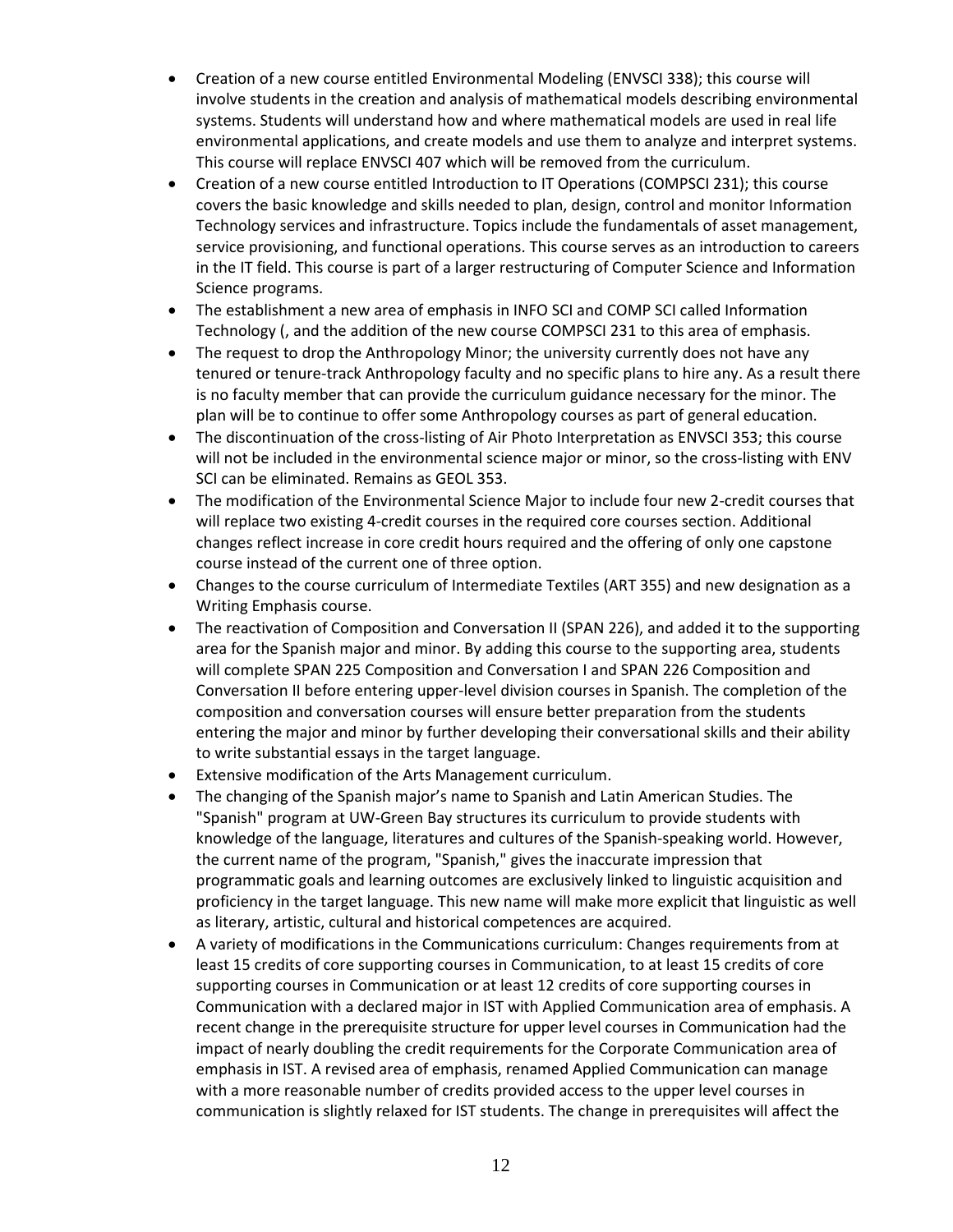- Creation of a new course entitled Environmental Modeling (ENVSCI 338); this course will involve students in the creation and analysis of mathematical models describing environmental systems. Students will understand how and where mathematical models are used in real life environmental applications, and create models and use them to analyze and interpret systems. This course will replace ENVSCI 407 which will be removed from the curriculum.
- Creation of a new course entitled Introduction to IT Operations (COMPSCI 231); this course covers the basic knowledge and skills needed to plan, design, control and monitor Information Technology services and infrastructure. Topics include the fundamentals of asset management, service provisioning, and functional operations. This course serves as an introduction to careers in the IT field. This course is part of a larger restructuring of Computer Science and Information Science programs.
- The establishment a new area of emphasis in INFO SCI and COMP SCI called Information Technology (, and the addition of the new course COMPSCI 231 to this area of emphasis.
- The request to drop the Anthropology Minor; the university currently does not have any tenured or tenure-track Anthropology faculty and no specific plans to hire any. As a result there is no faculty member that can provide the curriculum guidance necessary for the minor. The plan will be to continue to offer some Anthropology courses as part of general education.
- The discontinuation of the cross-listing of Air Photo Interpretation as ENVSCI 353; this course will not be included in the environmental science major or minor, so the cross-listing with ENV SCI can be eliminated. Remains as GEOL 353.
- The modification of the Environmental Science Major to include four new 2-credit courses that will replace two existing 4-credit courses in the required core courses section. Additional changes reflect increase in core credit hours required and the offering of only one capstone course instead of the current one of three option.
- Changes to the course curriculum of Intermediate Textiles (ART 355) and new designation as a Writing Emphasis course.
- The reactivation of Composition and Conversation II (SPAN 226), and added it to the supporting area for the Spanish major and minor. By adding this course to the supporting area, students will complete SPAN 225 Composition and Conversation I and SPAN 226 Composition and Conversation II before entering upper-level division courses in Spanish. The completion of the composition and conversation courses will ensure better preparation from the students entering the major and minor by further developing their conversational skills and their ability to write substantial essays in the target language.
- Extensive modification of the Arts Management curriculum.
- The changing of the Spanish major's name to Spanish and Latin American Studies. The "Spanish" program at UW-Green Bay structures its curriculum to provide students with knowledge of the language, literatures and cultures of the Spanish-speaking world. However, the current name of the program, "Spanish," gives the inaccurate impression that programmatic goals and learning outcomes are exclusively linked to linguistic acquisition and proficiency in the target language. This new name will make more explicit that linguistic as well as literary, artistic, cultural and historical competences are acquired.
- A variety of modifications in the Communications curriculum: Changes requirements from at least 15 credits of core supporting courses in Communication, to at least 15 credits of core supporting courses in Communication or at least 12 credits of core supporting courses in Communication with a declared major in IST with Applied Communication area of emphasis. A recent change in the prerequisite structure for upper level courses in Communication had the impact of nearly doubling the credit requirements for the Corporate Communication area of emphasis in IST. A revised area of emphasis, renamed Applied Communication can manage with a more reasonable number of credits provided access to the upper level courses in communication is slightly relaxed for IST students. The change in prerequisites will affect the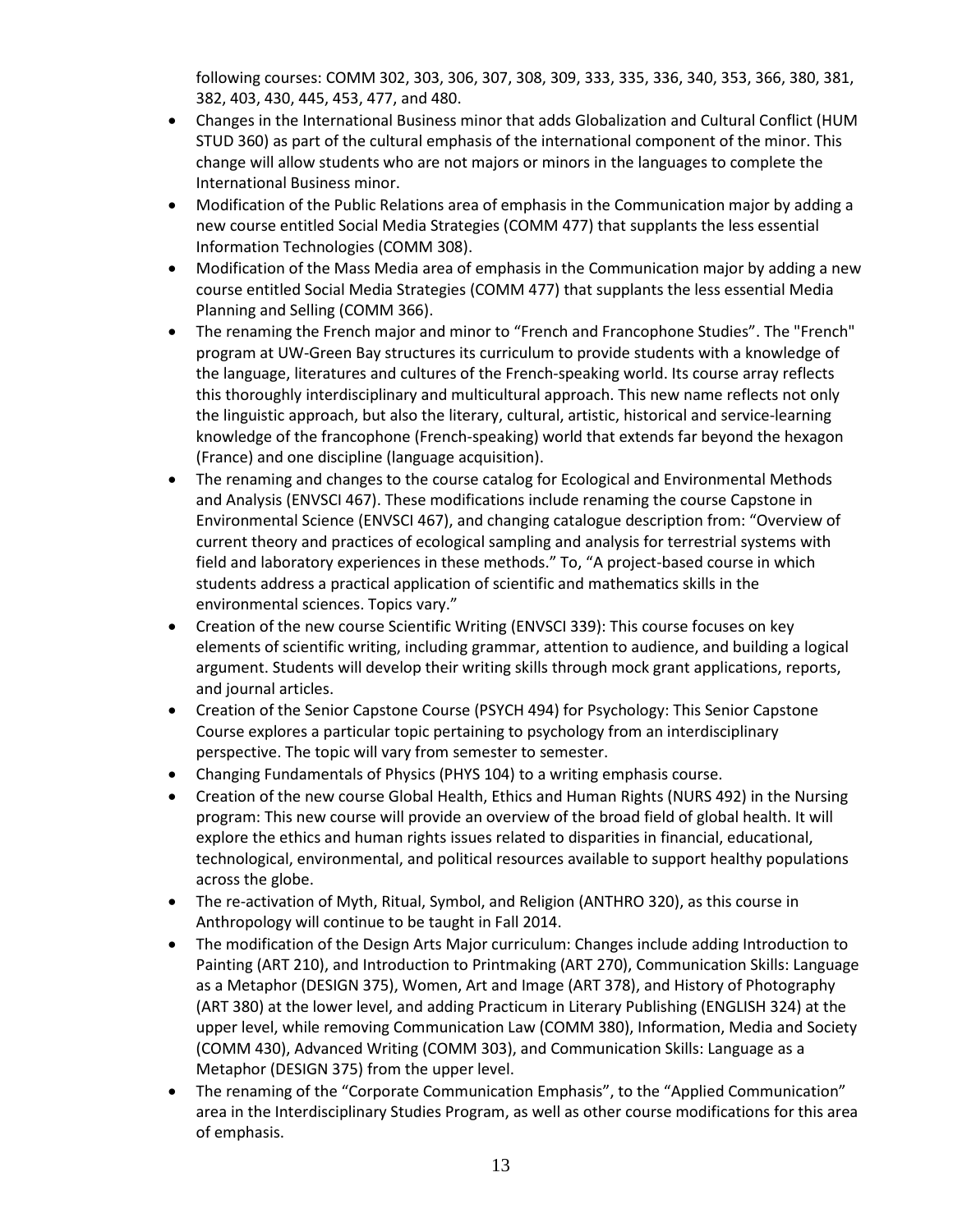following courses: COMM 302, 303, 306, 307, 308, 309, 333, 335, 336, 340, 353, 366, 380, 381, 382, 403, 430, 445, 453, 477, and 480.

- Changes in the International Business minor that adds Globalization and Cultural Conflict (HUM STUD 360) as part of the cultural emphasis of the international component of the minor. This change will allow students who are not majors or minors in the languages to complete the International Business minor.
- Modification of the Public Relations area of emphasis in the Communication major by adding a new course entitled Social Media Strategies (COMM 477) that supplants the less essential Information Technologies (COMM 308).
- Modification of the Mass Media area of emphasis in the Communication major by adding a new course entitled Social Media Strategies (COMM 477) that supplants the less essential Media Planning and Selling (COMM 366).
- The renaming the French major and minor to "French and Francophone Studies". The "French" program at UW-Green Bay structures its curriculum to provide students with a knowledge of the language, literatures and cultures of the French-speaking world. Its course array reflects this thoroughly interdisciplinary and multicultural approach. This new name reflects not only the linguistic approach, but also the literary, cultural, artistic, historical and service-learning knowledge of the francophone (French-speaking) world that extends far beyond the hexagon (France) and one discipline (language acquisition).
- The renaming and changes to the course catalog for Ecological and Environmental Methods and Analysis (ENVSCI 467). These modifications include renaming the course Capstone in Environmental Science (ENVSCI 467), and changing catalogue description from: "Overview of current theory and practices of ecological sampling and analysis for terrestrial systems with field and laboratory experiences in these methods." To, "A project-based course in which students address a practical application of scientific and mathematics skills in the environmental sciences. Topics vary."
- Creation of the new course Scientific Writing (ENVSCI 339): This course focuses on key elements of scientific writing, including grammar, attention to audience, and building a logical argument. Students will develop their writing skills through mock grant applications, reports, and journal articles.
- Creation of the Senior Capstone Course (PSYCH 494) for Psychology: This Senior Capstone Course explores a particular topic pertaining to psychology from an interdisciplinary perspective. The topic will vary from semester to semester.
- Changing Fundamentals of Physics (PHYS 104) to a writing emphasis course.
- Creation of the new course Global Health, Ethics and Human Rights (NURS 492) in the Nursing program: This new course will provide an overview of the broad field of global health. It will explore the ethics and human rights issues related to disparities in financial, educational, technological, environmental, and political resources available to support healthy populations across the globe.
- The re-activation of Myth, Ritual, Symbol, and Religion (ANTHRO 320), as this course in Anthropology will continue to be taught in Fall 2014.
- The modification of the Design Arts Major curriculum: Changes include adding Introduction to Painting (ART 210), and Introduction to Printmaking (ART 270), Communication Skills: Language as a Metaphor (DESIGN 375), Women, Art and Image (ART 378), and History of Photography (ART 380) at the lower level, and adding Practicum in Literary Publishing (ENGLISH 324) at the upper level, while removing Communication Law (COMM 380), Information, Media and Society (COMM 430), Advanced Writing (COMM 303), and Communication Skills: Language as a Metaphor (DESIGN 375) from the upper level.
- The renaming of the "Corporate Communication Emphasis", to the "Applied Communication" area in the Interdisciplinary Studies Program, as well as other course modifications for this area of emphasis.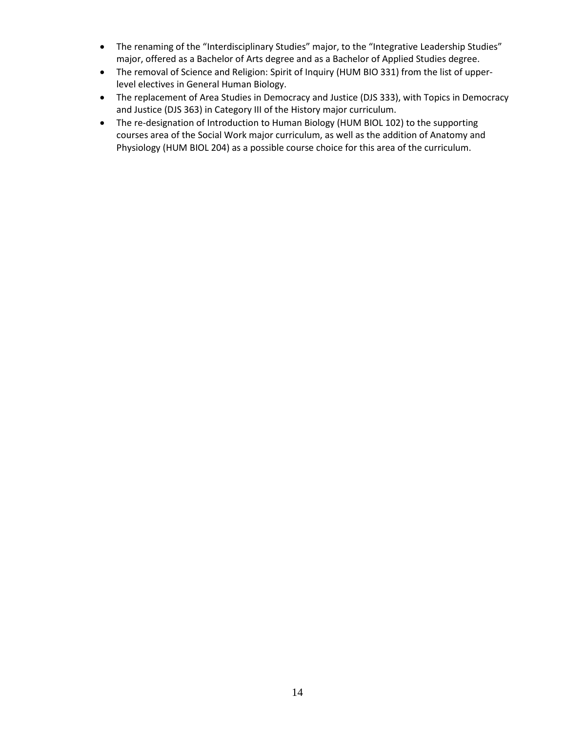- The renaming of the "Interdisciplinary Studies" major, to the "Integrative Leadership Studies" major, offered as a Bachelor of Arts degree and as a Bachelor of Applied Studies degree.
- The removal of Science and Religion: Spirit of Inquiry (HUM BIO 331) from the list of upper-level electives in General Human Biology.
- The replacement of Area Studies in Democracy and Justice (DJS 333), with Topics in Democracy and Justice (DJS 363) in Category III of the History major curriculum.
- The re-designation of Introduction to Human Biology (HUM BIOL 102) to the supporting courses area of the Social Work major curriculum, as well as the addition of Anatomy and Physiology (HUM BIOL 204) as a possible course choice for this area of the curriculum.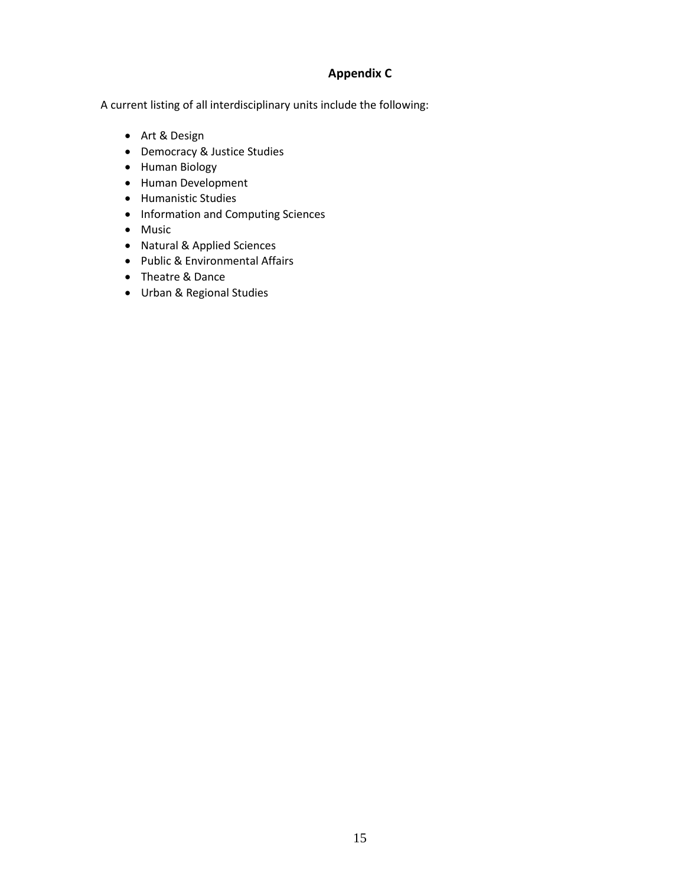## Appendix C

A current listing of all interdisciplinary units include the following:

- Art & Design
- Democracy & Justice Studies
- Human Biology
- Human Development
- Humanistic Studies
- Information and Computing Sciences
- Music
- Natural & Applied Sciences
- Public & Environmental Affairs
- Theatre & Dance
- Urban & Regional Studies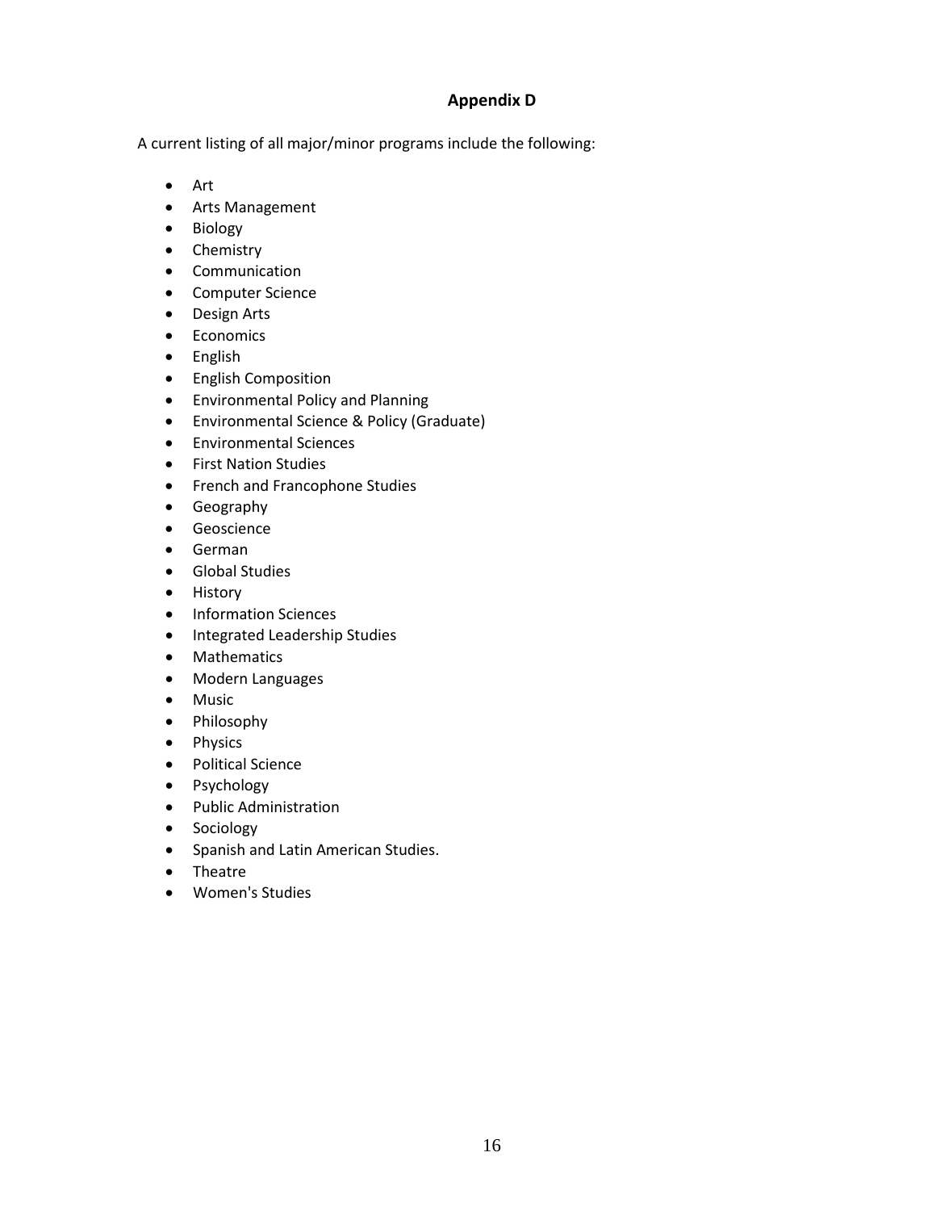# Appendix D

A current listing of all major/minor programs include the following:

- Art
- Arts Management
- Biology
- Chemistry
- Communication
- Computer Science
- Design Arts
- Economics
- English
- English Composition
- Environmental Policy and Planning
- Environmental Science & Policy (Graduate)
- Environmental Sciences
- First Nation Studies
- French and Francophone Studies
- Geography
- Geoscience
- German
- Global Studies
- History
- Information Sciences
- Integrated Leadership Studies
- Mathematics
- Modern Languages
- Music
- Philosophy
- Physics
- Political Science
- Psychology
- Public Administration
- Sociology
- Spanish and Latin American Studies.
- Theatre
- Women's Studies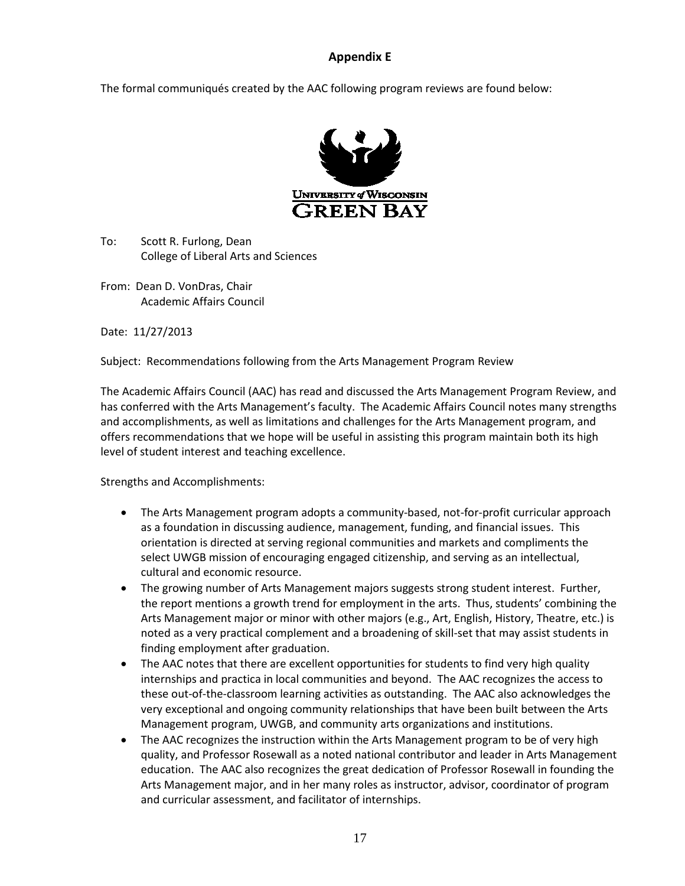## Appendix E

The formal communiqués created by the AAC following program reviews are found below:

To: Scott R. Furlong, Dean
College of Liberal Arts and Sciences

From: Dean D. VonDras, Chair
Academic Affairs Council

Date: 11/27/2013

Subject: Recommendations following from the Arts Management Program Review

The Academic Affairs Council (AAC) has read and discussed the Arts Management Program Review, and has conferred with the Arts Management's faculty. The Academic Affairs Council notes many strengths and accomplishments, as well as limitations and challenges for the Arts Management program, and offers recommendations that we hope will be useful in assisting this program maintain both its high level of student interest and teaching excellence.

Strengths and Accomplishments:

- The Arts Management program adopts a community-based, not-for-profit curricular approach as a foundation in discussing audience, management, funding, and financial issues. This orientation is directed at serving regional communities and markets and compliments the select UWGB mission of encouraging engaged citizenship, and serving as an intellectual, cultural and economic resource.
- The growing number of Arts Management majors suggests strong student interest. Further, the report mentions a growth trend for employment in the arts. Thus, students' combining the Arts Management major or minor with other majors (e.g., Art, English, History, Theatre, etc.) is noted as a very practical complement and a broadening of skill-set that may assist students in finding employment after graduation.
- The AAC notes that there are excellent opportunities for students to find very high quality internships and practica in local communities and beyond. The AAC recognizes the access to these out-of-the-classroom learning activities as outstanding. The AAC also acknowledges the very exceptional and ongoing community relationships that have been built between the Arts Management program, UWGB, and community arts organizations and institutions.
- The AAC recognizes the instruction within the Arts Management program to be of very high quality, and Professor Rosewall as a noted national contributor and leader in Arts Management education. The AAC also recognizes the great dedication of Professor Rosewall in founding the Arts Management major, and in her many roles as instructor, advisor, coordinator of program and curricular assessment, and facilitator of internships.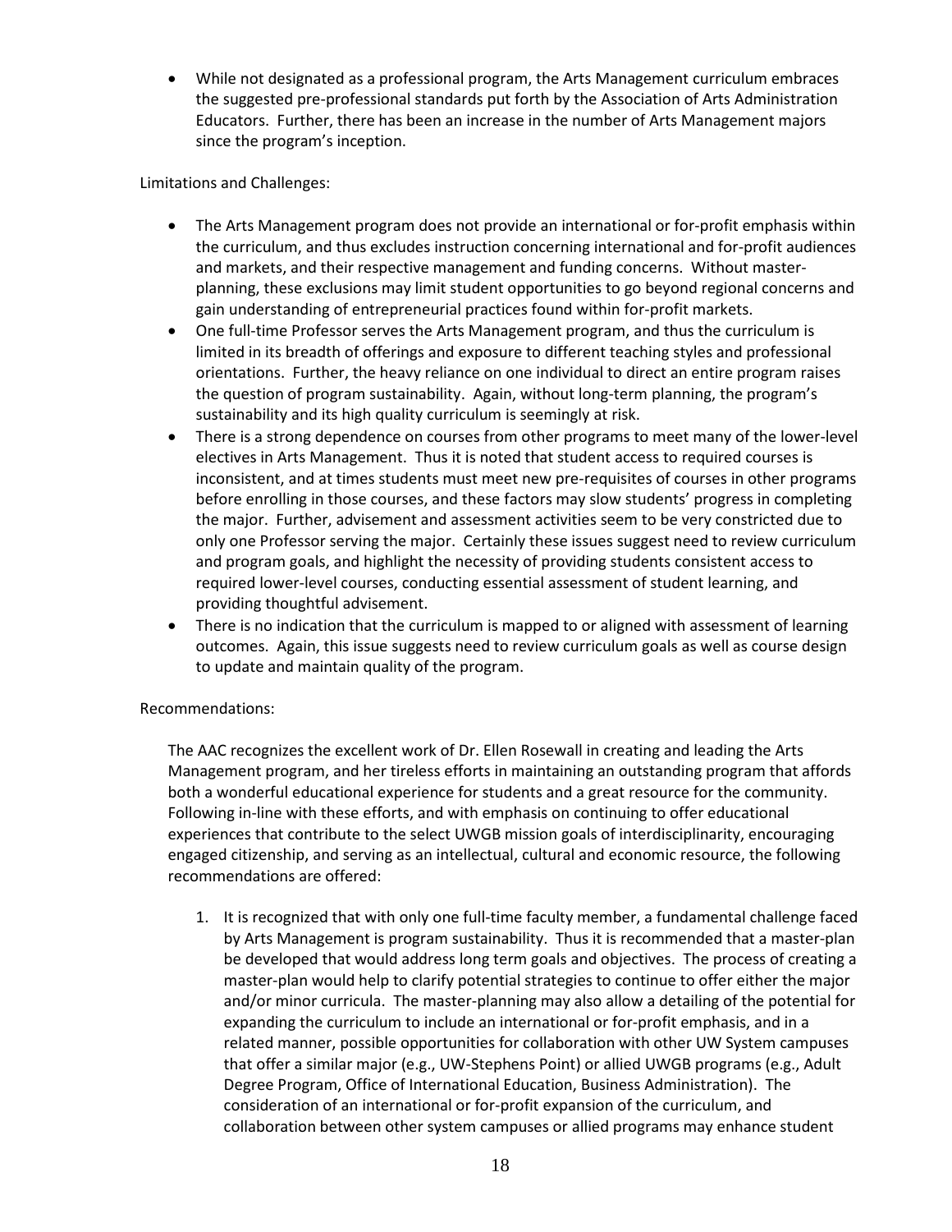- While not designated as a professional program, the Arts Management curriculum embraces the suggested pre-professional standards put forth by the Association of Arts Administration Educators. Further, there has been an increase in the number of Arts Management majors since the program's inception.

Limitations and Challenges:

- The Arts Management program does not provide an international or for-profit emphasis within the curriculum, and thus excludes instruction concerning international and for-profit audiences and markets, and their respective management and funding concerns. Without master-planning, these exclusions may limit student opportunities to go beyond regional concerns and gain understanding of entrepreneurial practices found within for-profit markets.
- One full-time Professor serves the Arts Management program, and thus the curriculum is limited in its breadth of offerings and exposure to different teaching styles and professional orientations. Further, the heavy reliance on one individual to direct an entire program raises the question of program sustainability. Again, without long-term planning, the program's sustainability and its high quality curriculum is seemingly at risk.
- There is a strong dependence on courses from other programs to meet many of the lower-level electives in Arts Management. Thus it is noted that student access to required courses is inconsistent, and at times students must meet new pre-requisites of courses in other programs before enrolling in those courses, and these factors may slow students' progress in completing the major. Further, advisement and assessment activities seem to be very constricted due to only one Professor serving the major. Certainly these issues suggest need to review curriculum and program goals, and highlight the necessity of providing students consistent access to required lower-level courses, conducting essential assessment of student learning, and providing thoughtful advisement.
- There is no indication that the curriculum is mapped to or aligned with assessment of learning outcomes. Again, this issue suggests need to review curriculum goals as well as course design to update and maintain quality of the program.

Recommendations:

The AAC recognizes the excellent work of Dr. Ellen Rosewall in creating and leading the Arts Management program, and her tireless efforts in maintaining an outstanding program that affords both a wonderful educational experience for students and a great resource for the community. Following in-line with these efforts, and with emphasis on continuing to offer educational experiences that contribute to the select UWGB mission goals of interdisciplinarity, encouraging engaged citizenship, and serving as an intellectual, cultural and economic resource, the following recommendations are offered:

1. It is recognized that with only one full-time faculty member, a fundamental challenge faced by Arts Management is program sustainability. Thus it is recommended that a master-plan be developed that would address long term goals and objectives. The process of creating a master-plan would help to clarify potential strategies to continue to offer either the major and/or minor curricula. The master-planning may also allow a detailing of the potential for expanding the curriculum to include an international or for-profit emphasis, and in a related manner, possible opportunities for collaboration with other UW System campuses that offer a similar major (e.g., UW-Stephens Point) or allied UWGB programs (e.g., Adult Degree Program, Office of International Education, Business Administration). The consideration of an international or for-profit expansion of the curriculum, and collaboration between other system campuses or allied programs may enhance student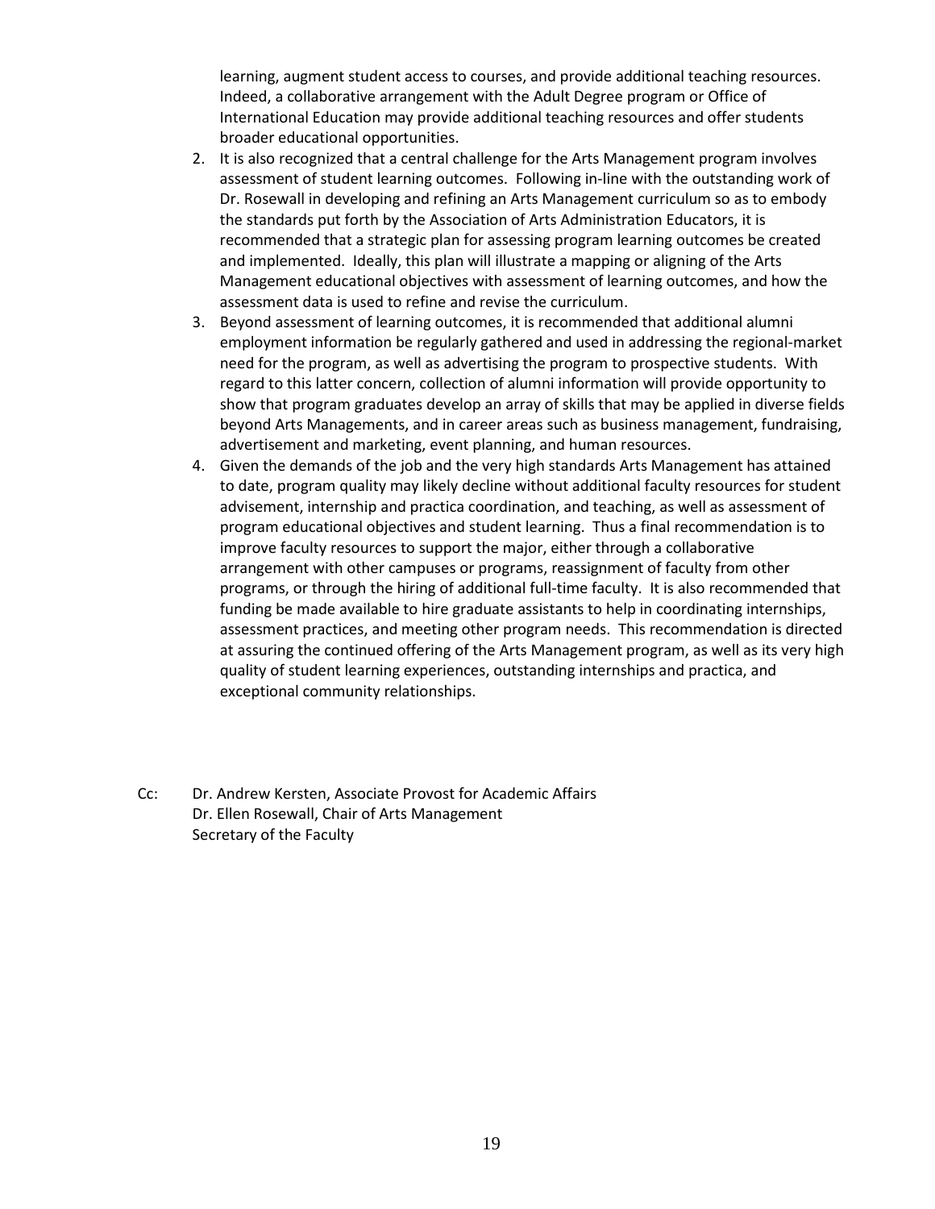learning, augment student access to courses, and provide additional teaching resources. Indeed, a collaborative arrangement with the Adult Degree program or Office of International Education may provide additional teaching resources and offer students broader educational opportunities.

2. It is also recognized that a central challenge for the Arts Management program involves assessment of student learning outcomes. Following in-line with the outstanding work of Dr. Rosewall in developing and refining an Arts Management curriculum so as to embody the standards put forth by the Association of Arts Administration Educators, it is recommended that a strategic plan for assessing program learning outcomes be created and implemented. Ideally, this plan will illustrate a mapping or aligning of the Arts Management educational objectives with assessment of learning outcomes, and how the assessment data is used to refine and revise the curriculum.
3. Beyond assessment of learning outcomes, it is recommended that additional alumni employment information be regularly gathered and used in addressing the regional-market need for the program, as well as advertising the program to prospective students. With regard to this latter concern, collection of alumni information will provide opportunity to show that program graduates develop an array of skills that may be applied in diverse fields beyond Arts Managements, and in career areas such as business management, fundraising, advertisement and marketing, event planning, and human resources.
4. Given the demands of the job and the very high standards Arts Management has attained to date, program quality may likely decline without additional faculty resources for student advisement, internship and practica coordination, and teaching, as well as assessment of program educational objectives and student learning. Thus a final recommendation is to improve faculty resources to support the major, either through a collaborative arrangement with other campuses or programs, reassignment of faculty from other programs, or through the hiring of additional full-time faculty. It is also recommended that funding be made available to hire graduate assistants to help in coordinating internships, assessment practices, and meeting other program needs. This recommendation is directed at assuring the continued offering of the Arts Management program, as well as its very high quality of student learning experiences, outstanding internships and practica, and exceptional community relationships.

Cc: Dr. Andrew Kersten, Associate Provost for Academic Affairs
Dr. Ellen Rosewall, Chair of Arts Management
Secretary of the Faculty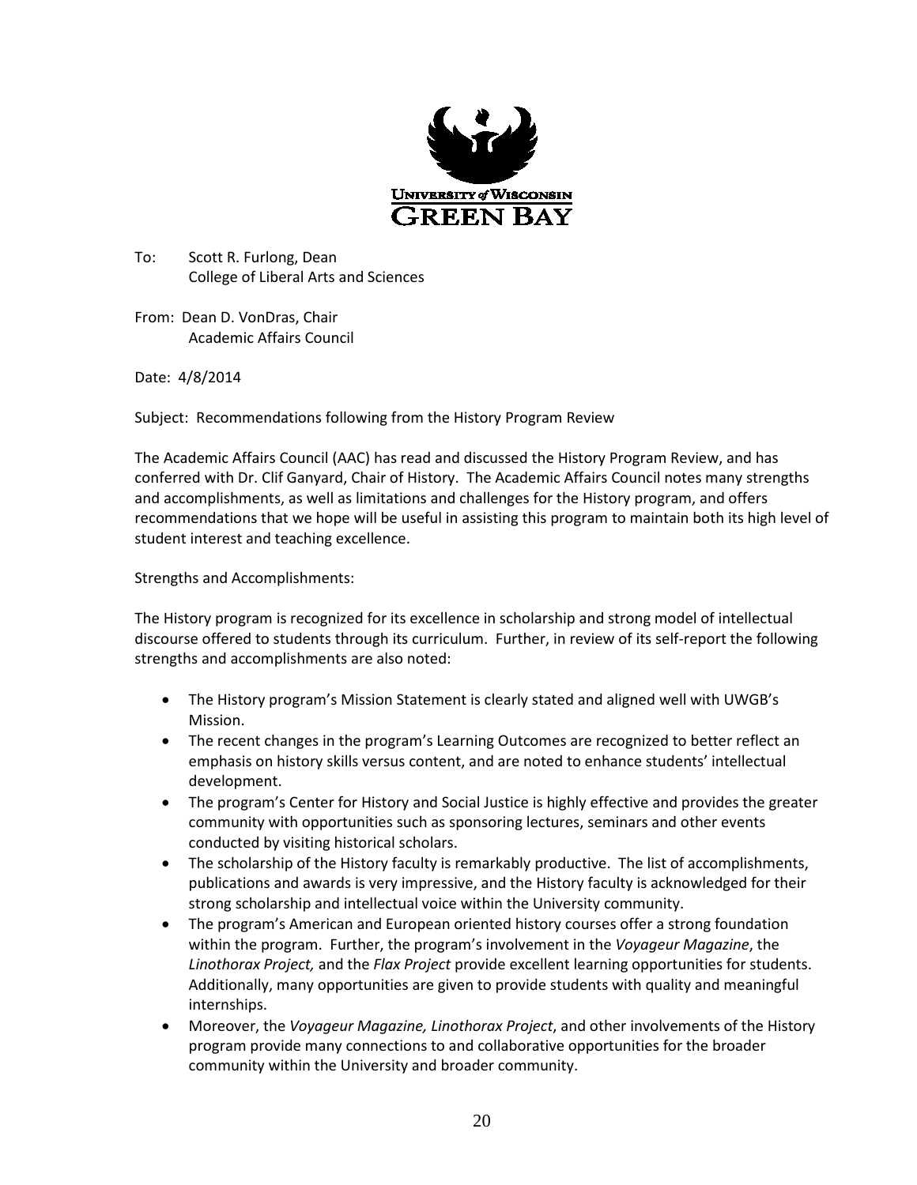To: Scott R. Furlong, Dean
College of Liberal Arts and Sciences

From: Dean D. VonDras, Chair
Academic Affairs Council

Date: 4/8/2014

Subject: Recommendations following from the History Program Review

The Academic Affairs Council (AAC) has read and discussed the History Program Review, and has conferred with Dr. Clif Ganyard, Chair of History. The Academic Affairs Council notes many strengths and accomplishments, as well as limitations and challenges for the History program, and offers recommendations that we hope will be useful in assisting this program to maintain both its high level of student interest and teaching excellence.

Strengths and Accomplishments:

The History program is recognized for its excellence in scholarship and strong model of intellectual discourse offered to students through its curriculum. Further, in review of its self-report the following strengths and accomplishments are also noted:

- The History program's Mission Statement is clearly stated and aligned well with UWGB's Mission.
- The recent changes in the program's Learning Outcomes are recognized to better reflect an emphasis on history skills versus content, and are noted to enhance students' intellectual development.
- The program's Center for History and Social Justice is highly effective and provides the greater community with opportunities such as sponsoring lectures, seminars and other events conducted by visiting historical scholars.
- The scholarship of the History faculty is remarkably productive. The list of accomplishments, publications and awards is very impressive, and the History faculty is acknowledged for their strong scholarship and intellectual voice within the University community.
- The program's American and European oriented history courses offer a strong foundation within the program. Further, the program's involvement in the *Voyageur Magazine*, the *Linothorax Project,* and the *Flax Project* provide excellent learning opportunities for students. Additionally, many opportunities are given to provide students with quality and meaningful internships.
- Moreover, the *Voyageur Magazine, Linothorax Project*, and other involvements of the History program provide many connections to and collaborative opportunities for the broader community within the University and broader community.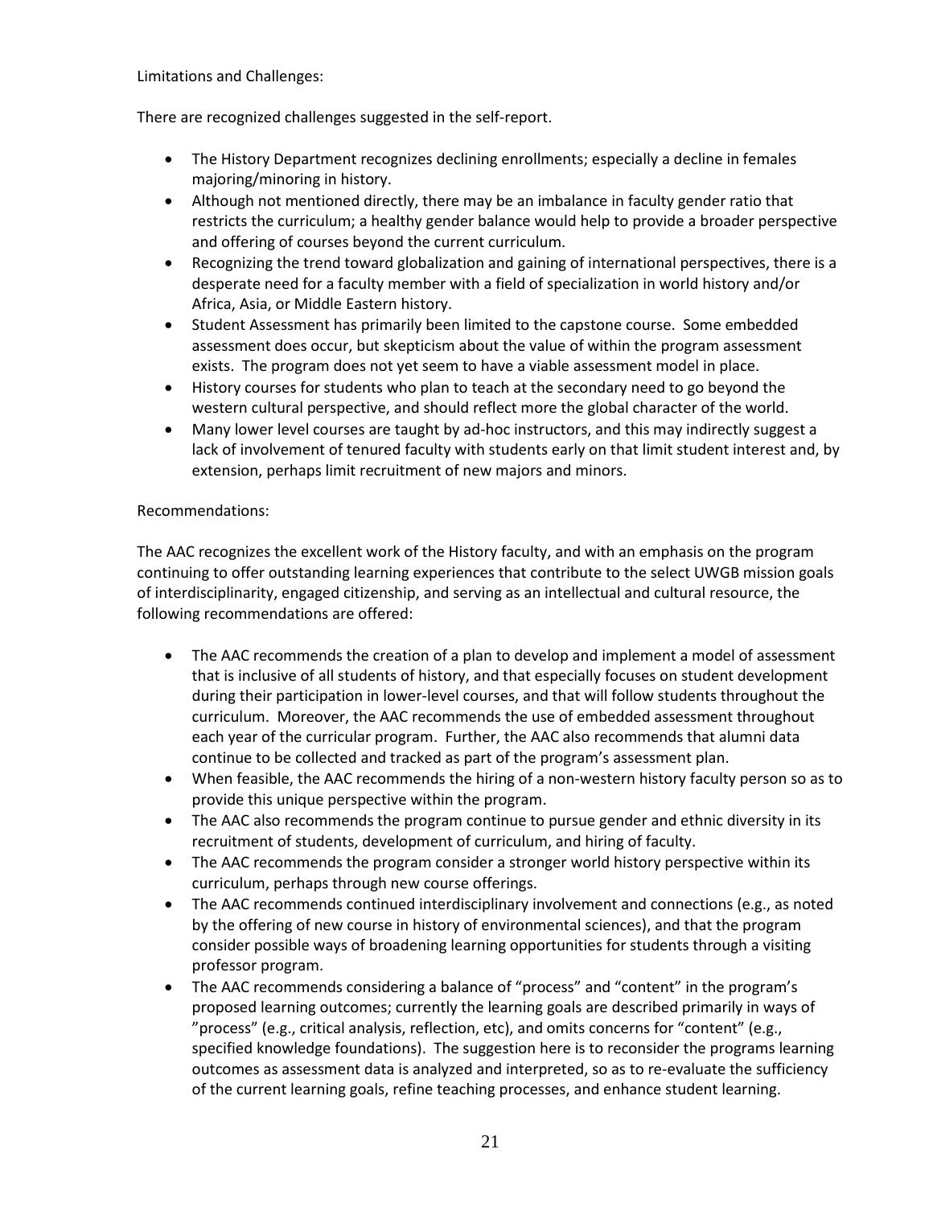Limitations and Challenges:

There are recognized challenges suggested in the self-report.

- The History Department recognizes declining enrollments; especially a decline in females majoring/minoring in history.
- Although not mentioned directly, there may be an imbalance in faculty gender ratio that restricts the curriculum; a healthy gender balance would help to provide a broader perspective and offering of courses beyond the current curriculum.
- Recognizing the trend toward globalization and gaining of international perspectives, there is a desperate need for a faculty member with a field of specialization in world history and/or Africa, Asia, or Middle Eastern history.
- Student Assessment has primarily been limited to the capstone course. Some embedded assessment does occur, but skepticism about the value of within the program assessment exists. The program does not yet seem to have a viable assessment model in place.
- History courses for students who plan to teach at the secondary need to go beyond the western cultural perspective, and should reflect more the global character of the world.
- Many lower level courses are taught by ad-hoc instructors, and this may indirectly suggest a lack of involvement of tenured faculty with students early on that limit student interest and, by extension, perhaps limit recruitment of new majors and minors.

Recommendations:

The AAC recognizes the excellent work of the History faculty, and with an emphasis on the program continuing to offer outstanding learning experiences that contribute to the select UWGB mission goals of interdisciplinarity, engaged citizenship, and serving as an intellectual and cultural resource, the following recommendations are offered:

- The AAC recommends the creation of a plan to develop and implement a model of assessment that is inclusive of all students of history, and that especially focuses on student development during their participation in lower-level courses, and that will follow students throughout the curriculum. Moreover, the AAC recommends the use of embedded assessment throughout each year of the curricular program. Further, the AAC also recommends that alumni data continue to be collected and tracked as part of the program's assessment plan.
- When feasible, the AAC recommends the hiring of a non-western history faculty person so as to provide this unique perspective within the program.
- The AAC also recommends the program continue to pursue gender and ethnic diversity in its recruitment of students, development of curriculum, and hiring of faculty.
- The AAC recommends the program consider a stronger world history perspective within its curriculum, perhaps through new course offerings.
- The AAC recommends continued interdisciplinary involvement and connections (e.g., as noted by the offering of new course in history of environmental sciences), and that the program consider possible ways of broadening learning opportunities for students through a visiting professor program.
- The AAC recommends considering a balance of "process" and "content" in the program's proposed learning outcomes; currently the learning goals are described primarily in ways of "process" (e.g., critical analysis, reflection, etc), and omits concerns for "content" (e.g., specified knowledge foundations). The suggestion here is to reconsider the programs learning outcomes as assessment data is analyzed and interpreted, so as to re-evaluate the sufficiency of the current learning goals, refine teaching processes, and enhance student learning.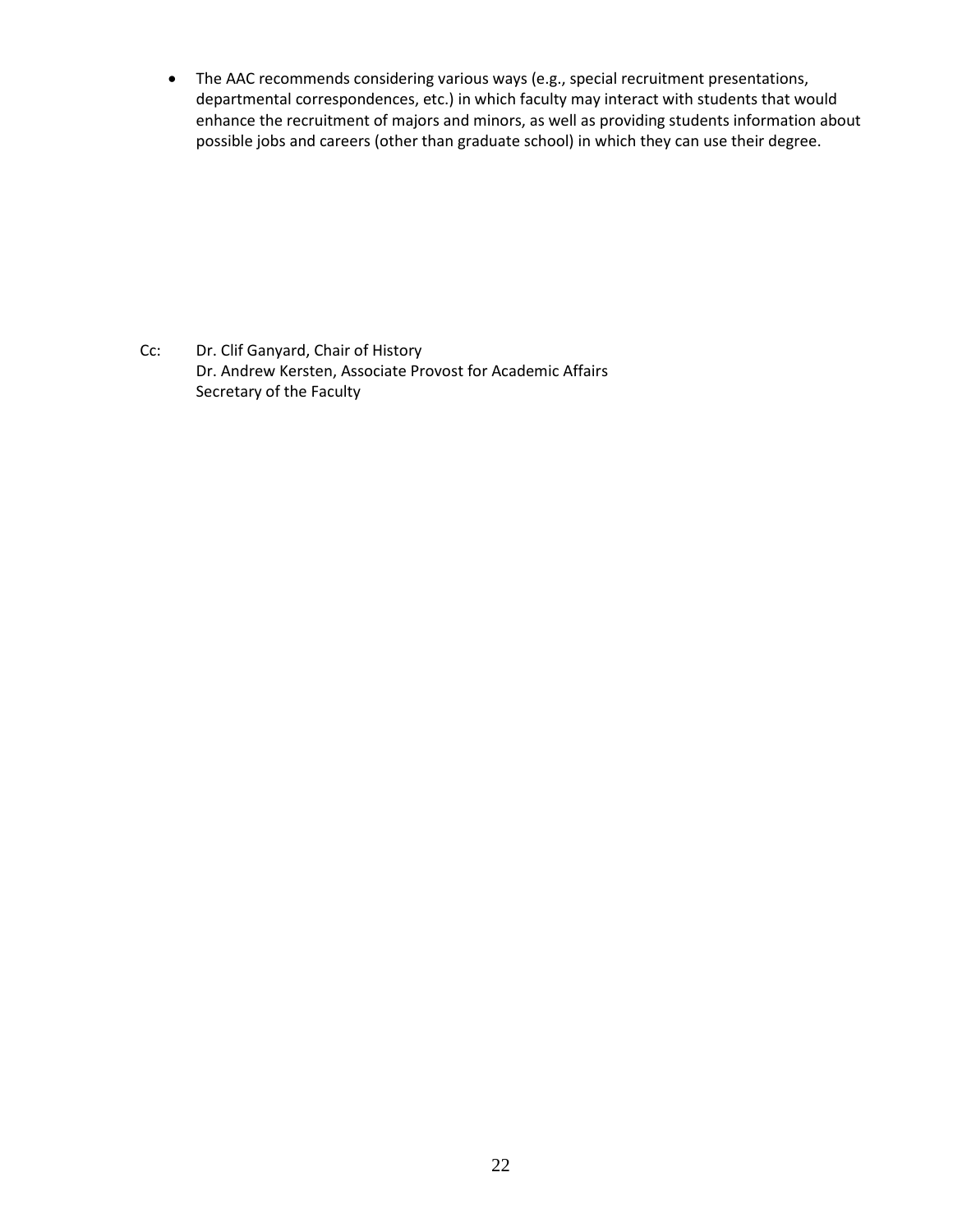- The AAC recommends considering various ways (e.g., special recruitment presentations, departmental correspondences, etc.) in which faculty may interact with students that would enhance the recruitment of majors and minors, as well as providing students information about possible jobs and careers (other than graduate school) in which they can use their degree.

Cc: Dr. Clif Ganyard, Chair of History
Dr. Andrew Kersten, Associate Provost for Academic Affairs
Secretary of the Faculty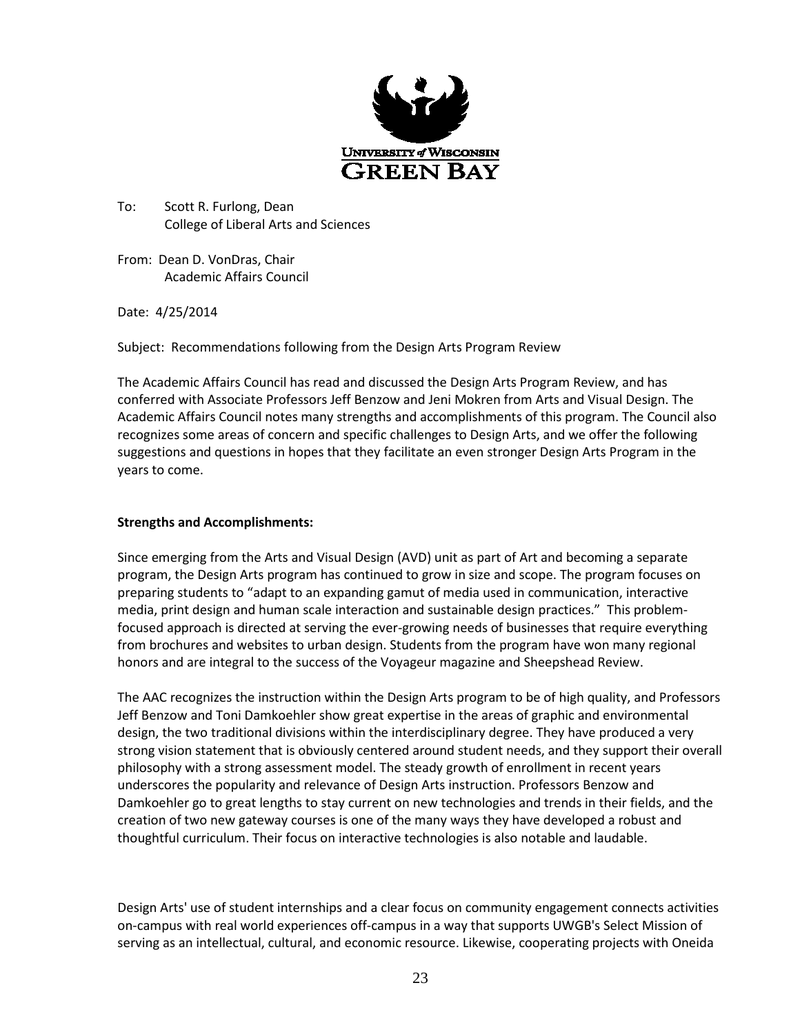To: Scott R. Furlong, Dean
College of Liberal Arts and Sciences

From: Dean D. VonDras, Chair
Academic Affairs Council

Date: 4/25/2014

Subject: Recommendations following from the Design Arts Program Review

The Academic Affairs Council has read and discussed the Design Arts Program Review, and has conferred with Associate Professors Jeff Benzow and Jeni Mokren from Arts and Visual Design. The Academic Affairs Council notes many strengths and accomplishments of this program. The Council also recognizes some areas of concern and specific challenges to Design Arts, and we offer the following suggestions and questions in hopes that they facilitate an even stronger Design Arts Program in the years to come.

**Strengths and Accomplishments:**

Since emerging from the Arts and Visual Design (AVD) unit as part of Art and becoming a separate program, the Design Arts program has continued to grow in size and scope. The program focuses on preparing students to "adapt to an expanding gamut of media used in communication, interactive media, print design and human scale interaction and sustainable design practices." This problem-focused approach is directed at serving the ever-growing needs of businesses that require everything from brochures and websites to urban design. Students from the program have won many regional honors and are integral to the success of the Voyageur magazine and Sheepshead Review.

The AAC recognizes the instruction within the Design Arts program to be of high quality, and Professors Jeff Benzow and Toni Damkoehler show great expertise in the areas of graphic and environmental design, the two traditional divisions within the interdisciplinary degree. They have produced a very strong vision statement that is obviously centered around student needs, and they support their overall philosophy with a strong assessment model. The steady growth of enrollment in recent years underscores the popularity and relevance of Design Arts instruction. Professors Benzow and Damkoehler go to great lengths to stay current on new technologies and trends in their fields, and the creation of two new gateway courses is one of the many ways they have developed a robust and thoughtful curriculum. Their focus on interactive technologies is also notable and laudable.

Design Arts' use of student internships and a clear focus on community engagement connects activities on-campus with real world experiences off-campus in a way that supports UWGB's Select Mission of serving as an intellectual, cultural, and economic resource. Likewise, cooperating projects with Oneida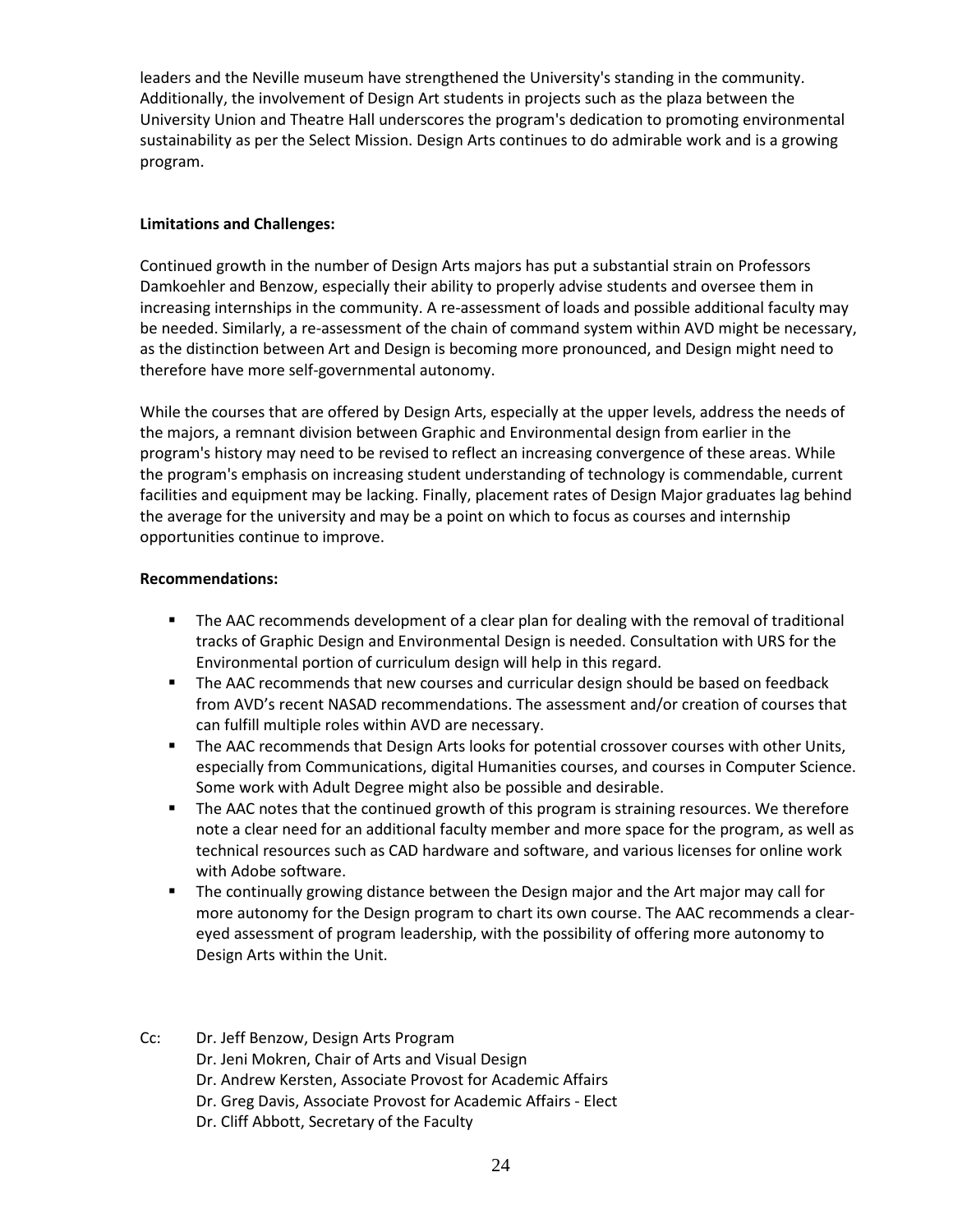leaders and the Neville museum have strengthened the University's standing in the community. Additionally, the involvement of Design Art students in projects such as the plaza between the University Union and Theatre Hall underscores the program's dedication to promoting environmental sustainability as per the Select Mission. Design Arts continues to do admirable work and is a growing program.

**Limitations and Challenges:**

Continued growth in the number of Design Arts majors has put a substantial strain on Professors Damkoehler and Benzow, especially their ability to properly advise students and oversee them in increasing internships in the community. A re-assessment of loads and possible additional faculty may be needed. Similarly, a re-assessment of the chain of command system within AVD might be necessary, as the distinction between Art and Design is becoming more pronounced, and Design might need to therefore have more self-governmental autonomy.

While the courses that are offered by Design Arts, especially at the upper levels, address the needs of the majors, a remnant division between Graphic and Environmental design from earlier in the program's history may need to be revised to reflect an increasing convergence of these areas. While the program's emphasis on increasing student understanding of technology is commendable, current facilities and equipment may be lacking. Finally, placement rates of Design Major graduates lag behind the average for the university and may be a point on which to focus as courses and internship opportunities continue to improve.

**Recommendations:**

- The AAC recommends development of a clear plan for dealing with the removal of traditional tracks of Graphic Design and Environmental Design is needed. Consultation with URS for the Environmental portion of curriculum design will help in this regard.
- The AAC recommends that new courses and curricular design should be based on feedback from AVD's recent NASAD recommendations. The assessment and/or creation of courses that can fulfill multiple roles within AVD are necessary.
- The AAC recommends that Design Arts looks for potential crossover courses with other Units, especially from Communications, digital Humanities courses, and courses in Computer Science. Some work with Adult Degree might also be possible and desirable.
- The AAC notes that the continued growth of this program is straining resources. We therefore note a clear need for an additional faculty member and more space for the program, as well as technical resources such as CAD hardware and software, and various licenses for online work with Adobe software.
- The continually growing distance between the Design major and the Art major may call for more autonomy for the Design program to chart its own course. The AAC recommends a clear-eyed assessment of program leadership, with the possibility of offering more autonomy to Design Arts within the Unit.

Cc: Dr. Jeff Benzow, Design Arts Program
Dr. Jeni Mokren, Chair of Arts and Visual Design
Dr. Andrew Kersten, Associate Provost for Academic Affairs
Dr. Greg Davis, Associate Provost for Academic Affairs - Elect
Dr. Cliff Abbott, Secretary of the Faculty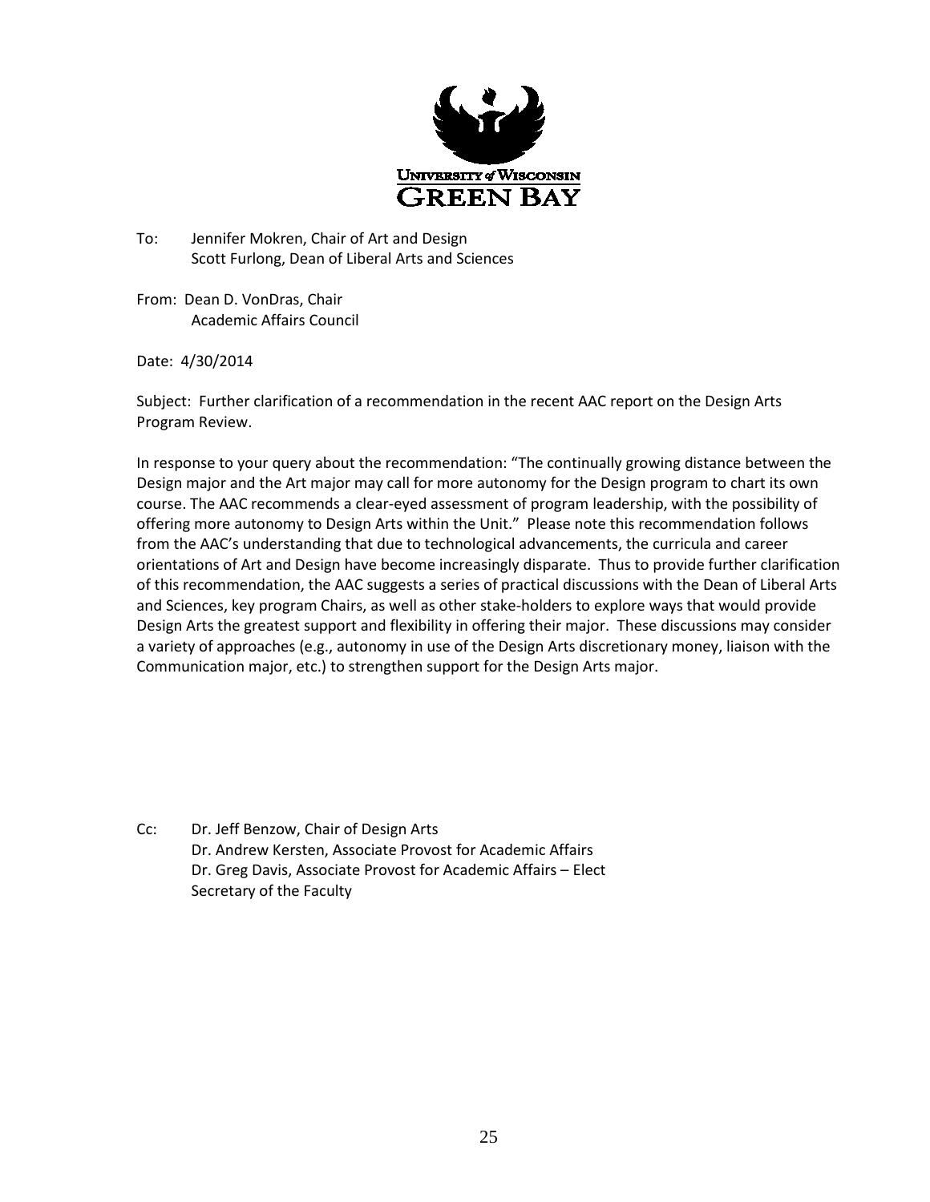University of Wisconsin Green Bay

To: Jennifer Mokren, Chair of Art and Design
Scott Furlong, Dean of Liberal Arts and Sciences

From: Dean D. VonDras, Chair
Academic Affairs Council

Date: 4/30/2014

Subject: Further clarification of a recommendation in the recent AAC report on the Design Arts Program Review.

In response to your query about the recommendation: "The continually growing distance between the Design major and the Art major may call for more autonomy for the Design program to chart its own course. The AAC recommends a clear-eyed assessment of program leadership, with the possibility of offering more autonomy to Design Arts within the Unit." Please note this recommendation follows from the AAC's understanding that due to technological advancements, the curricula and career orientations of Art and Design have become increasingly disparate. Thus to provide further clarification of this recommendation, the AAC suggests a series of practical discussions with the Dean of Liberal Arts and Sciences, key program Chairs, as well as other stake-holders to explore ways that would provide Design Arts the greatest support and flexibility in offering their major. These discussions may consider a variety of approaches (e.g., autonomy in use of the Design Arts discretionary money, liaison with the Communication major, etc.) to strengthen support for the Design Arts major.

Cc: Dr. Jeff Benzow, Chair of Design Arts
Dr. Andrew Kersten, Associate Provost for Academic Affairs
Dr. Greg Davis, Associate Provost for Academic Affairs – Elect
Secretary of the Faculty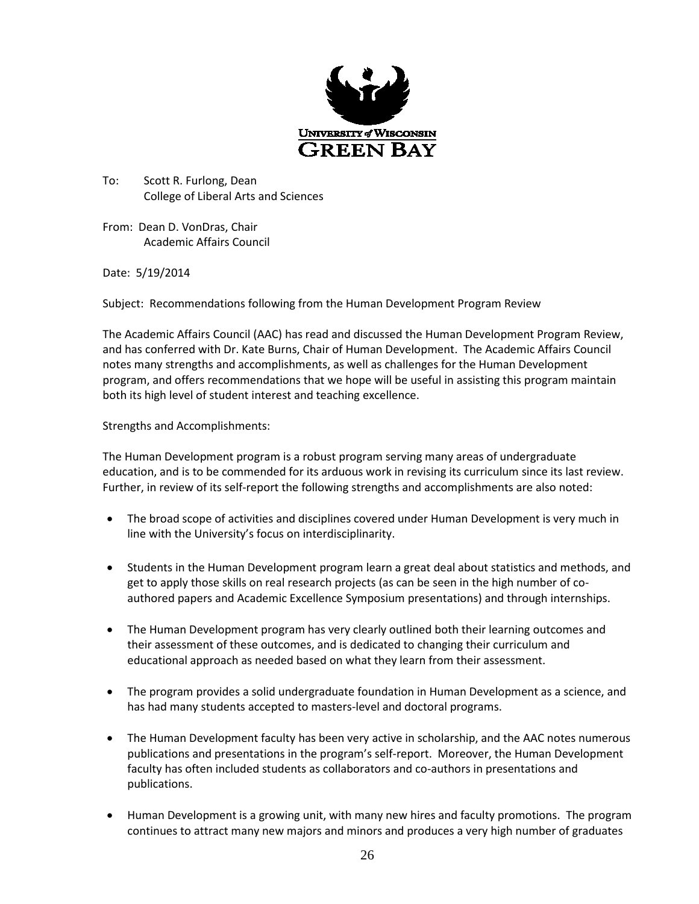To: Scott R. Furlong, Dean
College of Liberal Arts and Sciences

From: Dean D. VonDras, Chair
Academic Affairs Council

Date: 5/19/2014

Subject: Recommendations following from the Human Development Program Review

The Academic Affairs Council (AAC) has read and discussed the Human Development Program Review, and has conferred with Dr. Kate Burns, Chair of Human Development. The Academic Affairs Council notes many strengths and accomplishments, as well as challenges for the Human Development program, and offers recommendations that we hope will be useful in assisting this program maintain both its high level of student interest and teaching excellence.

Strengths and Accomplishments:

The Human Development program is a robust program serving many areas of undergraduate education, and is to be commended for its arduous work in revising its curriculum since its last review. Further, in review of its self-report the following strengths and accomplishments are also noted:

- The broad scope of activities and disciplines covered under Human Development is very much in line with the University's focus on interdisciplinarity.

- Students in the Human Development program learn a great deal about statistics and methods, and get to apply those skills on real research projects (as can be seen in the high number of co-authored papers and Academic Excellence Symposium presentations) and through internships.

- The Human Development program has very clearly outlined both their learning outcomes and their assessment of these outcomes, and is dedicated to changing their curriculum and educational approach as needed based on what they learn from their assessment.

- The program provides a solid undergraduate foundation in Human Development as a science, and has had many students accepted to masters-level and doctoral programs.

- The Human Development faculty has been very active in scholarship, and the AAC notes numerous publications and presentations in the program's self-report. Moreover, the Human Development faculty has often included students as collaborators and co-authors in presentations and publications.

- Human Development is a growing unit, with many new hires and faculty promotions. The program continues to attract many new majors and minors and produces a very high number of graduates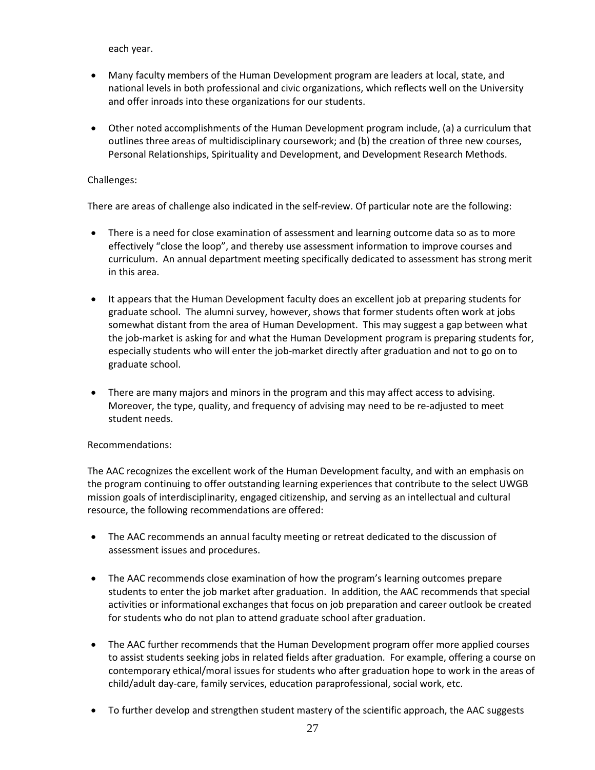each year.

- Many faculty members of the Human Development program are leaders at local, state, and national levels in both professional and civic organizations, which reflects well on the University and offer inroads into these organizations for our students.

- Other noted accomplishments of the Human Development program include, (a) a curriculum that outlines three areas of multidisciplinary coursework; and (b) the creation of three new courses, Personal Relationships, Spirituality and Development, and Development Research Methods.

Challenges:

There are areas of challenge also indicated in the self-review. Of particular note are the following:

- There is a need for close examination of assessment and learning outcome data so as to more effectively "close the loop", and thereby use assessment information to improve courses and curriculum. An annual department meeting specifically dedicated to assessment has strong merit in this area.

- It appears that the Human Development faculty does an excellent job at preparing students for graduate school. The alumni survey, however, shows that former students often work at jobs somewhat distant from the area of Human Development. This may suggest a gap between what the job-market is asking for and what the Human Development program is preparing students for, especially students who will enter the job-market directly after graduation and not to go on to graduate school.

- There are many majors and minors in the program and this may affect access to advising. Moreover, the type, quality, and frequency of advising may need to be re-adjusted to meet student needs.

Recommendations:

The AAC recognizes the excellent work of the Human Development faculty, and with an emphasis on the program continuing to offer outstanding learning experiences that contribute to the select UWGB mission goals of interdisciplinarity, engaged citizenship, and serving as an intellectual and cultural resource, the following recommendations are offered:

- The AAC recommends an annual faculty meeting or retreat dedicated to the discussion of assessment issues and procedures.

- The AAC recommends close examination of how the program's learning outcomes prepare students to enter the job market after graduation. In addition, the AAC recommends that special activities or informational exchanges that focus on job preparation and career outlook be created for students who do not plan to attend graduate school after graduation.

- The AAC further recommends that the Human Development program offer more applied courses to assist students seeking jobs in related fields after graduation. For example, offering a course on contemporary ethical/moral issues for students who after graduation hope to work in the areas of child/adult day-care, family services, education paraprofessional, social work, etc.

- To further develop and strengthen student mastery of the scientific approach, the AAC suggests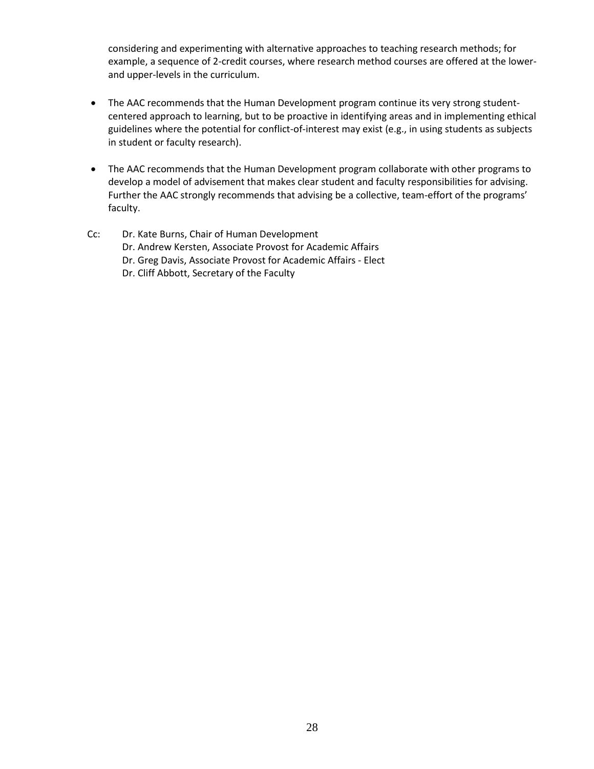considering and experimenting with alternative approaches to teaching research methods; for example, a sequence of 2-credit courses, where research method courses are offered at the lower- and upper-levels in the curriculum.

- The AAC recommends that the Human Development program continue its very strong student-centered approach to learning, but to be proactive in identifying areas and in implementing ethical guidelines where the potential for conflict-of-interest may exist (e.g., in using students as subjects in student or faculty research).

- The AAC recommends that the Human Development program collaborate with other programs to develop a model of advisement that makes clear student and faculty responsibilities for advising. Further the AAC strongly recommends that advising be a collective, team-effort of the programs' faculty.

Cc: Dr. Kate Burns, Chair of Human Development
Dr. Andrew Kersten, Associate Provost for Academic Affairs
Dr. Greg Davis, Associate Provost for Academic Affairs - Elect
Dr. Cliff Abbott, Secretary of the Faculty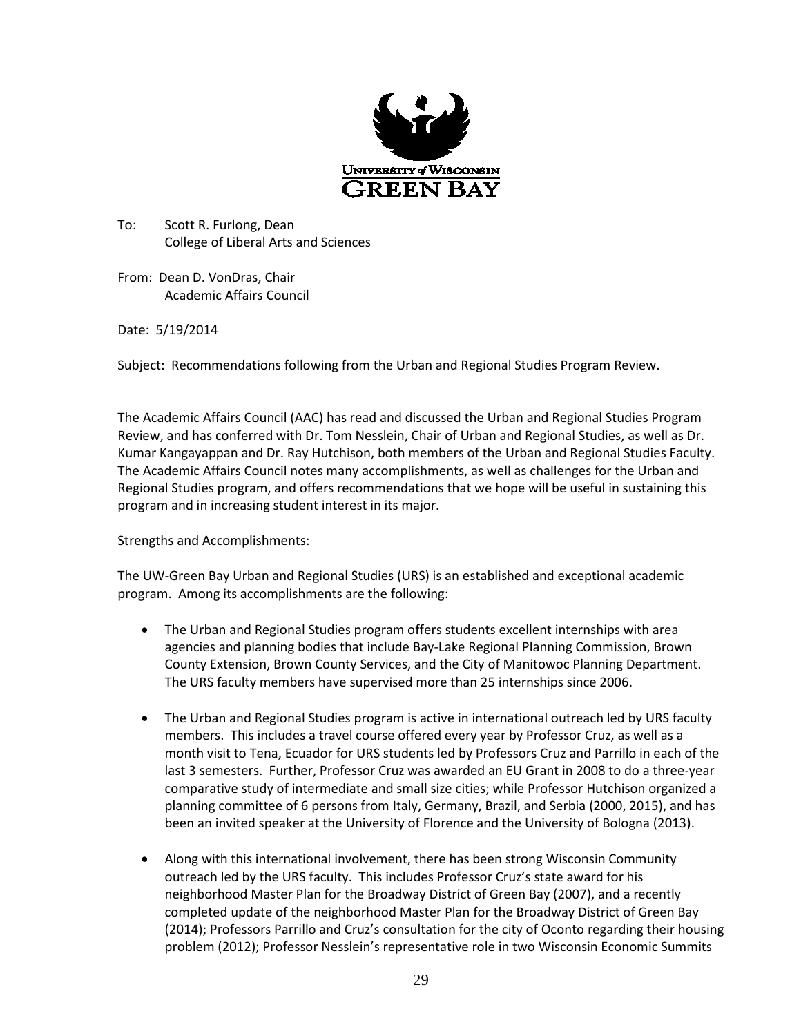To: Scott R. Furlong, Dean
College of Liberal Arts and Sciences

From: Dean D. VonDras, Chair
Academic Affairs Council

Date: 5/19/2014

Subject: Recommendations following from the Urban and Regional Studies Program Review.

The Academic Affairs Council (AAC) has read and discussed the Urban and Regional Studies Program Review, and has conferred with Dr. Tom Nesslein, Chair of Urban and Regional Studies, as well as Dr. Kumar Kangayappan and Dr. Ray Hutchison, both members of the Urban and Regional Studies Faculty. The Academic Affairs Council notes many accomplishments, as well as challenges for the Urban and Regional Studies program, and offers recommendations that we hope will be useful in sustaining this program and in increasing student interest in its major.

Strengths and Accomplishments:

The UW-Green Bay Urban and Regional Studies (URS) is an established and exceptional academic program. Among its accomplishments are the following:

- The Urban and Regional Studies program offers students excellent internships with area agencies and planning bodies that include Bay-Lake Regional Planning Commission, Brown County Extension, Brown County Services, and the City of Manitowoc Planning Department. The URS faculty members have supervised more than 25 internships since 2006.
- The Urban and Regional Studies program is active in international outreach led by URS faculty members. This includes a travel course offered every year by Professor Cruz, as well as a month visit to Tena, Ecuador for URS students led by Professors Cruz and Parrillo in each of the last 3 semesters. Further, Professor Cruz was awarded an EU Grant in 2008 to do a three-year comparative study of intermediate and small size cities; while Professor Hutchison organized a planning committee of 6 persons from Italy, Germany, Brazil, and Serbia (2000, 2015), and has been an invited speaker at the University of Florence and the University of Bologna (2013).
- Along with this international involvement, there has been strong Wisconsin Community outreach led by the URS faculty. This includes Professor Cruz's state award for his neighborhood Master Plan for the Broadway District of Green Bay (2007), and a recently completed update of the neighborhood Master Plan for the Broadway District of Green Bay (2014); Professors Parrillo and Cruz's consultation for the city of Oconto regarding their housing problem (2012); Professor Nesslein's representative role in two Wisconsin Economic Summits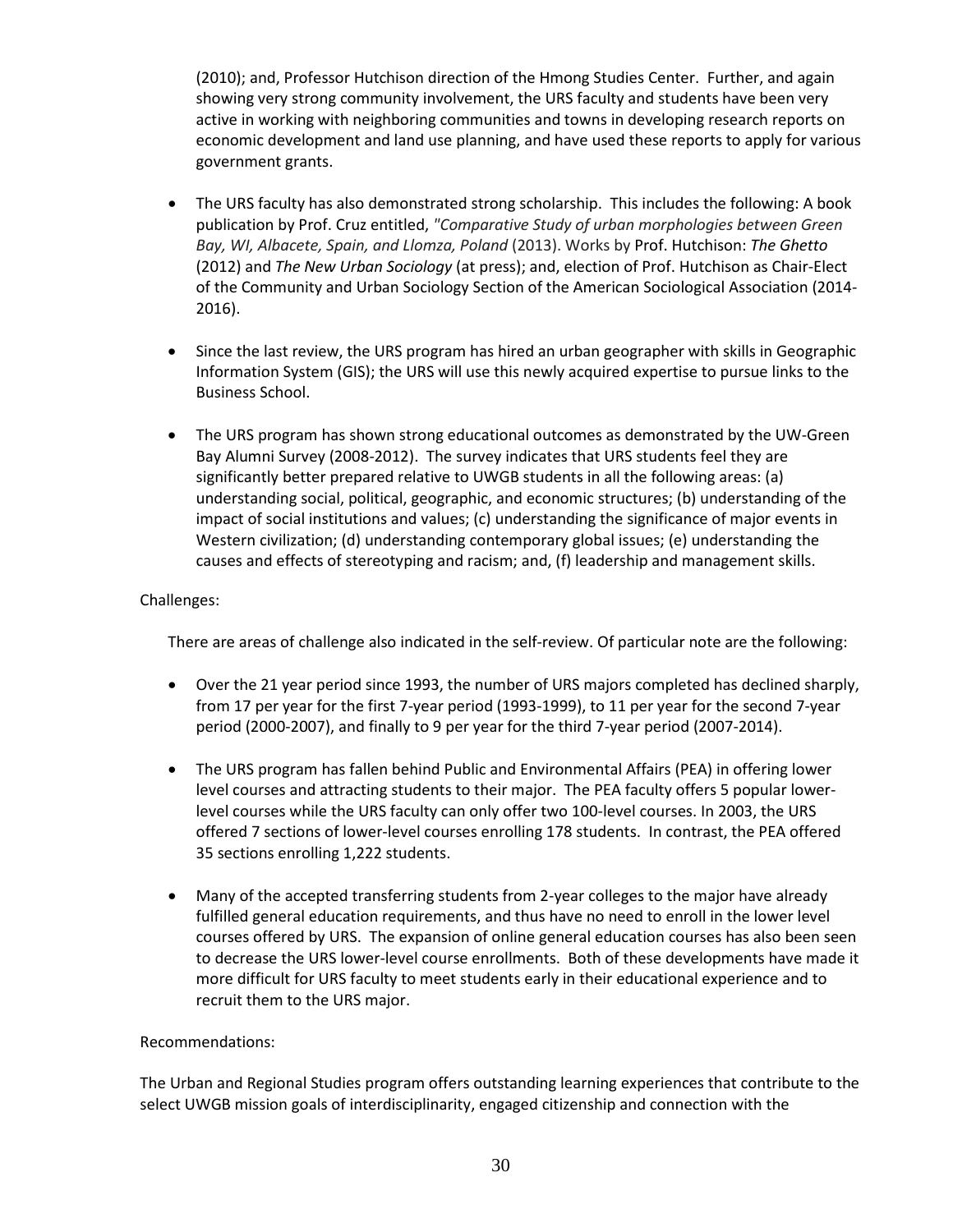(2010); and, Professor Hutchison direction of the Hmong Studies Center. Further, and again showing very strong community involvement, the URS faculty and students have been very active in working with neighboring communities and towns in developing research reports on economic development and land use planning, and have used these reports to apply for various government grants.

- The URS faculty has also demonstrated strong scholarship. This includes the following: A book publication by Prof. Cruz entitled, *"Comparative Study of urban morphologies between Green Bay, WI, Albacete, Spain, and Llomza, Poland* (2013). Works by Prof. Hutchison: ***The Ghetto*** (2012) and ***The New Urban Sociology*** (at press); and, election of Prof. Hutchison as Chair-Elect of the Community and Urban Sociology Section of the American Sociological Association (2014-2016).

- Since the last review, the URS program has hired an urban geographer with skills in Geographic Information System (GIS); the URS will use this newly acquired expertise to pursue links to the Business School.

- The URS program has shown strong educational outcomes as demonstrated by the UW-Green Bay Alumni Survey (2008-2012). The survey indicates that URS students feel they are significantly better prepared relative to UWGB students in all the following areas: (a) understanding social, political, geographic, and economic structures; (b) understanding of the impact of social institutions and values; (c) understanding the significance of major events in Western civilization; (d) understanding contemporary global issues; (e) understanding the causes and effects of stereotyping and racism; and, (f) leadership and management skills.

Challenges:

There are areas of challenge also indicated in the self-review. Of particular note are the following:

- Over the 21 year period since 1993, the number of URS majors completed has declined sharply, from 17 per year for the first 7-year period (1993-1999), to 11 per year for the second 7-year period (2000-2007), and finally to 9 per year for the third 7-year period (2007-2014).

- The URS program has fallen behind Public and Environmental Affairs (PEA) in offering lower level courses and attracting students to their major. The PEA faculty offers 5 popular lower-level courses while the URS faculty can only offer two 100-level courses. In 2003, the URS offered 7 sections of lower-level courses enrolling 178 students. In contrast, the PEA offered 35 sections enrolling 1,222 students.

- Many of the accepted transferring students from 2-year colleges to the major have already fulfilled general education requirements, and thus have no need to enroll in the lower level courses offered by URS. The expansion of online general education courses has also been seen to decrease the URS lower-level course enrollments. Both of these developments have made it more difficult for URS faculty to meet students early in their educational experience and to recruit them to the URS major.

Recommendations:

The Urban and Regional Studies program offers outstanding learning experiences that contribute to the select UWGB mission goals of interdisciplinarity, engaged citizenship and connection with the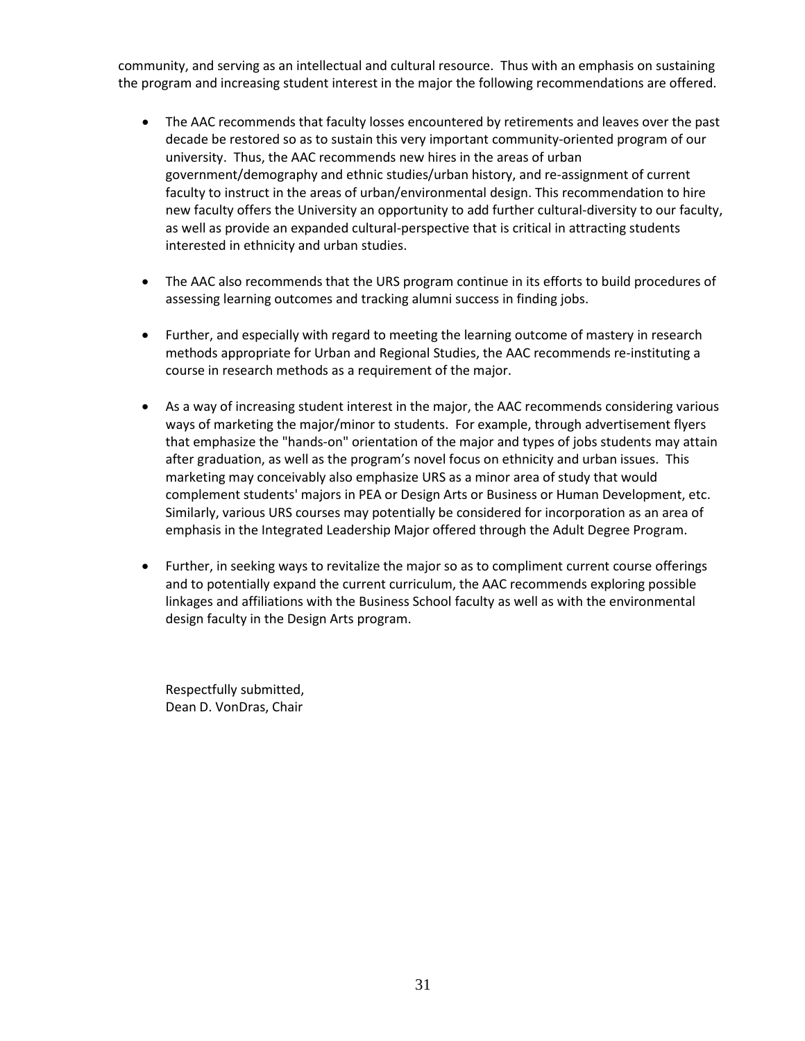community, and serving as an intellectual and cultural resource. Thus with an emphasis on sustaining the program and increasing student interest in the major the following recommendations are offered.

- The AAC recommends that faculty losses encountered by retirements and leaves over the past decade be restored so as to sustain this very important community-oriented program of our university. Thus, the AAC recommends new hires in the areas of urban government/demography and ethnic studies/urban history, and re-assignment of current faculty to instruct in the areas of urban/environmental design. This recommendation to hire new faculty offers the University an opportunity to add further cultural-diversity to our faculty, as well as provide an expanded cultural-perspective that is critical in attracting students interested in ethnicity and urban studies.

- The AAC also recommends that the URS program continue in its efforts to build procedures of assessing learning outcomes and tracking alumni success in finding jobs.

- Further, and especially with regard to meeting the learning outcome of mastery in research methods appropriate for Urban and Regional Studies, the AAC recommends re-instituting a course in research methods as a requirement of the major.

- As a way of increasing student interest in the major, the AAC recommends considering various ways of marketing the major/minor to students. For example, through advertisement flyers that emphasize the "hands-on" orientation of the major and types of jobs students may attain after graduation, as well as the program's novel focus on ethnicity and urban issues. This marketing may conceivably also emphasize URS as a minor area of study that would complement students' majors in PEA or Design Arts or Business or Human Development, etc. Similarly, various URS courses may potentially be considered for incorporation as an area of emphasis in the Integrated Leadership Major offered through the Adult Degree Program.

- Further, in seeking ways to revitalize the major so as to compliment current course offerings and to potentially expand the current curriculum, the AAC recommends exploring possible linkages and affiliations with the Business School faculty as well as with the environmental design faculty in the Design Arts program.

Respectfully submitted,
Dean D. VonDras, Chair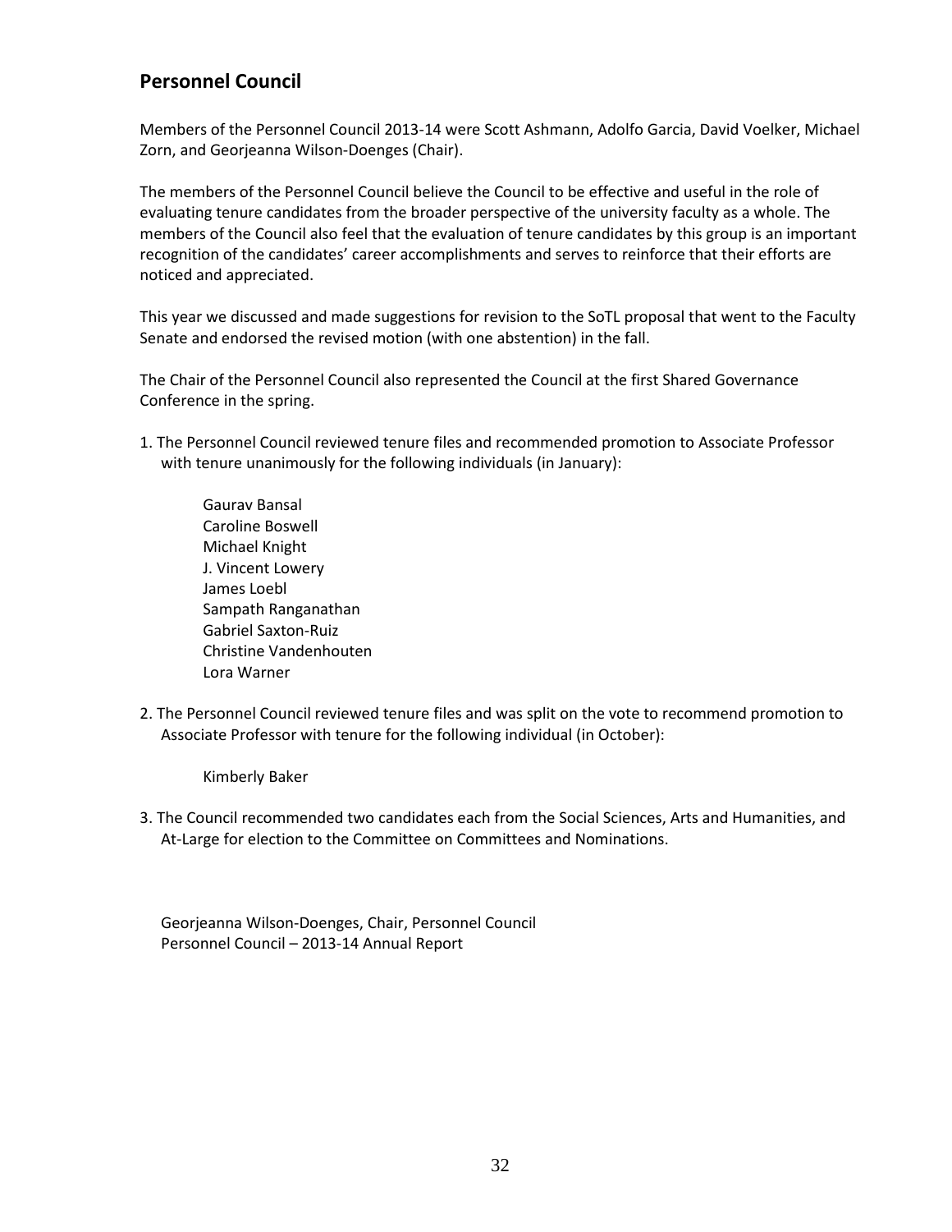## Personnel Council

Members of the Personnel Council 2013-14 were Scott Ashmann, Adolfo Garcia, David Voelker, Michael Zorn, and Georjeanna Wilson-Doenges (Chair).

The members of the Personnel Council believe the Council to be effective and useful in the role of evaluating tenure candidates from the broader perspective of the university faculty as a whole. The members of the Council also feel that the evaluation of tenure candidates by this group is an important recognition of the candidates' career accomplishments and serves to reinforce that their efforts are noticed and appreciated.

This year we discussed and made suggestions for revision to the SoTL proposal that went to the Faculty Senate and endorsed the revised motion (with one abstention) in the fall.

The Chair of the Personnel Council also represented the Council at the first Shared Governance Conference in the spring.

1. The Personnel Council reviewed tenure files and recommended promotion to Associate Professor with tenure unanimously for the following individuals (in January):

   Gaurav Bansal
   Caroline Boswell
   Michael Knight
   J. Vincent Lowery
   James Loebl
   Sampath Ranganathan
   Gabriel Saxton-Ruiz
   Christine Vandenhouten
   Lora Warner

2. The Personnel Council reviewed tenure files and was split on the vote to recommend promotion to Associate Professor with tenure for the following individual (in October):

   Kimberly Baker

3. The Council recommended two candidates each from the Social Sciences, Arts and Humanities, and At-Large for election to the Committee on Committees and Nominations.

Georjeanna Wilson-Doenges, Chair, Personnel Council
Personnel Council – 2013-14 Annual Report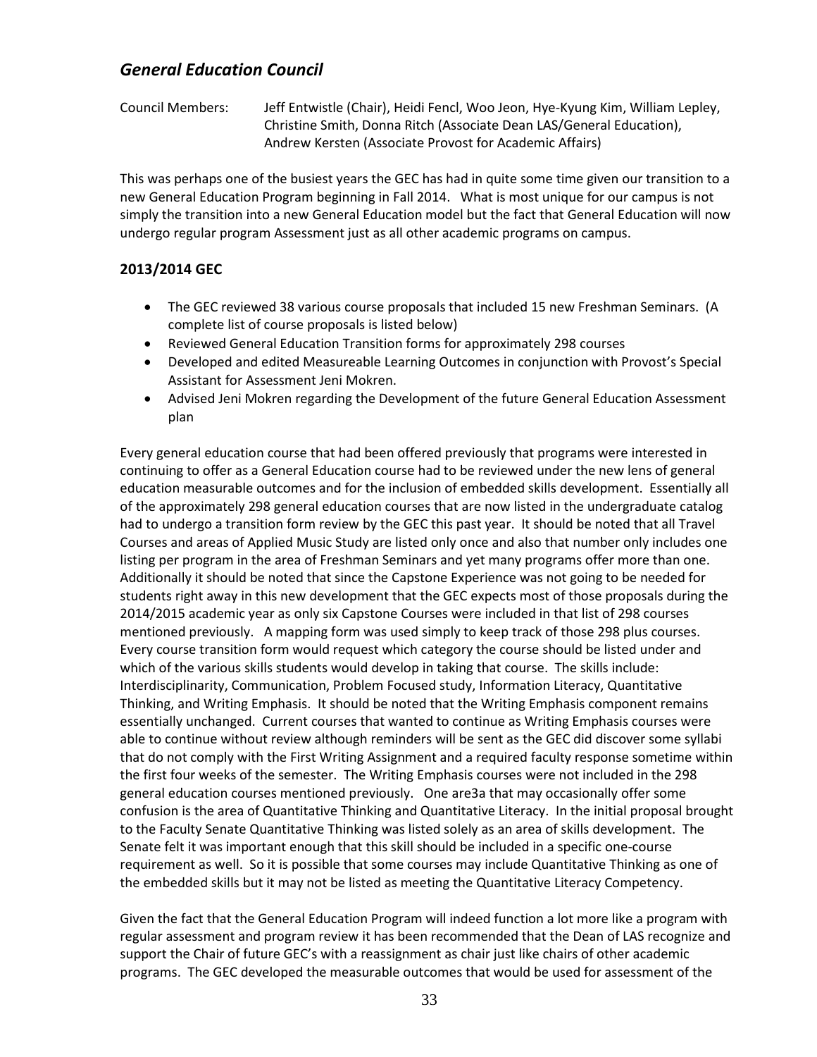## *General Education Council*

Council Members: Jeff Entwistle (Chair), Heidi Fencl, Woo Jeon, Hye-Kyung Kim, William Lepley, Christine Smith, Donna Ritch (Associate Dean LAS/General Education), Andrew Kersten (Associate Provost for Academic Affairs)

This was perhaps one of the busiest years the GEC has had in quite some time given our transition to a new General Education Program beginning in Fall 2014. What is most unique for our campus is not simply the transition into a new General Education model but the fact that General Education will now undergo regular program Assessment just as all other academic programs on campus.

### 2013/2014 GEC

- The GEC reviewed 38 various course proposals that included 15 new Freshman Seminars. (A complete list of course proposals is listed below)
- Reviewed General Education Transition forms for approximately 298 courses
- Developed and edited Measureable Learning Outcomes in conjunction with Provost's Special Assistant for Assessment Jeni Mokren.
- Advised Jeni Mokren regarding the Development of the future General Education Assessment plan

Every general education course that had been offered previously that programs were interested in continuing to offer as a General Education course had to be reviewed under the new lens of general education measurable outcomes and for the inclusion of embedded skills development. Essentially all of the approximately 298 general education courses that are now listed in the undergraduate catalog had to undergo a transition form review by the GEC this past year. It should be noted that all Travel Courses and areas of Applied Music Study are listed only once and also that number only includes one listing per program in the area of Freshman Seminars and yet many programs offer more than one. Additionally it should be noted that since the Capstone Experience was not going to be needed for students right away in this new development that the GEC expects most of those proposals during the 2014/2015 academic year as only six Capstone Courses were included in that list of 298 courses mentioned previously. A mapping form was used simply to keep track of those 298 plus courses. Every course transition form would request which category the course should be listed under and which of the various skills students would develop in taking that course. The skills include: Interdisciplinarity, Communication, Problem Focused study, Information Literacy, Quantitative Thinking, and Writing Emphasis. It should be noted that the Writing Emphasis component remains essentially unchanged. Current courses that wanted to continue as Writing Emphasis courses were able to continue without review although reminders will be sent as the GEC did discover some syllabi that do not comply with the First Writing Assignment and a required faculty response sometime within the first four weeks of the semester. The Writing Emphasis courses were not included in the 298 general education courses mentioned previously. One are3a that may occasionally offer some confusion is the area of Quantitative Thinking and Quantitative Literacy. In the initial proposal brought to the Faculty Senate Quantitative Thinking was listed solely as an area of skills development. The Senate felt it was important enough that this skill should be included in a specific one-course requirement as well. So it is possible that some courses may include Quantitative Thinking as one of the embedded skills but it may not be listed as meeting the Quantitative Literacy Competency.

Given the fact that the General Education Program will indeed function a lot more like a program with regular assessment and program review it has been recommended that the Dean of LAS recognize and support the Chair of future GEC's with a reassignment as chair just like chairs of other academic programs. The GEC developed the measurable outcomes that would be used for assessment of the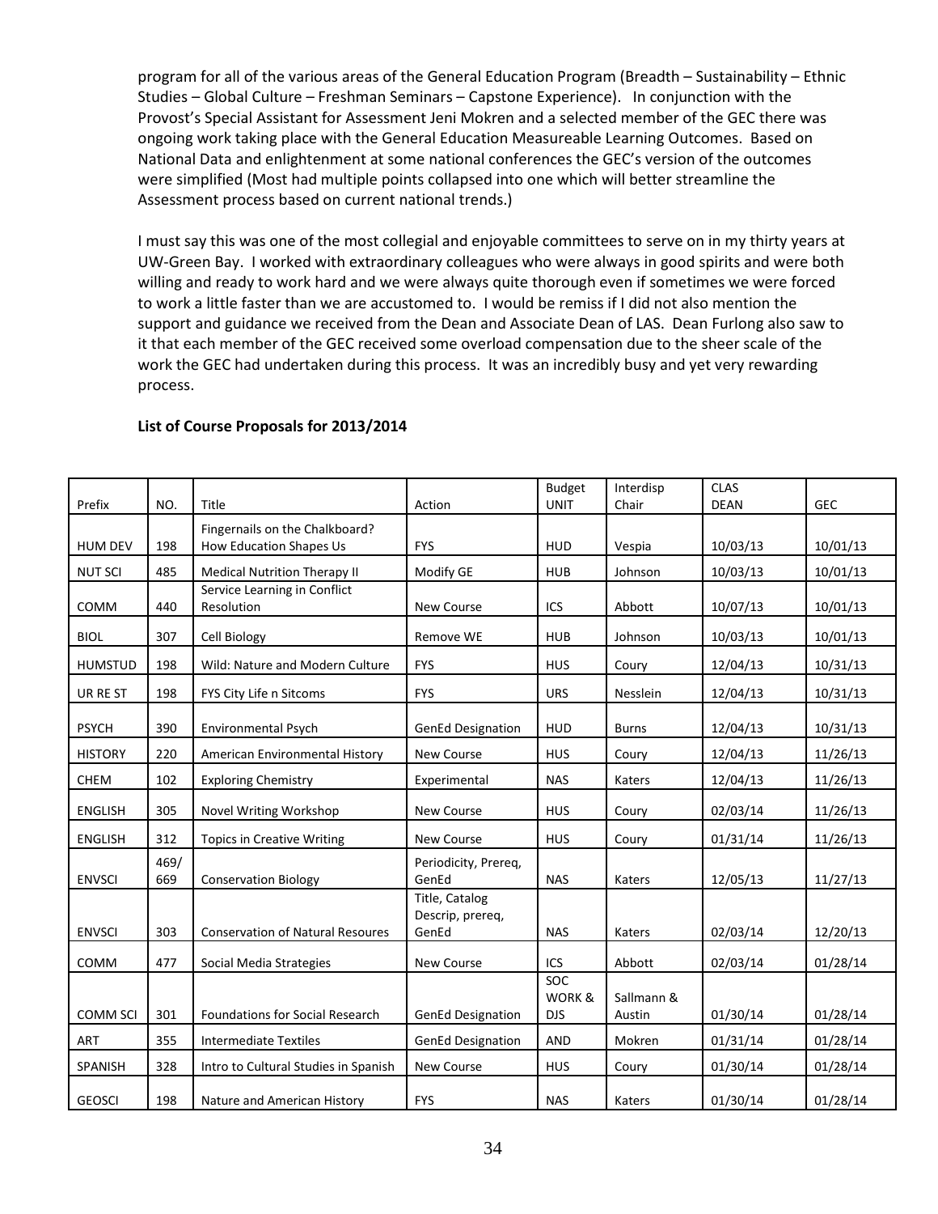program for all of the various areas of the General Education Program (Breadth – Sustainability – Ethnic Studies – Global Culture – Freshman Seminars – Capstone Experience). In conjunction with the Provost's Special Assistant for Assessment Jeni Mokren and a selected member of the GEC there was ongoing work taking place with the General Education Measureable Learning Outcomes. Based on National Data and enlightenment at some national conferences the GEC's version of the outcomes were simplified (Most had multiple points collapsed into one which will better streamline the Assessment process based on current national trends.)

I must say this was one of the most collegial and enjoyable committees to serve on in my thirty years at UW-Green Bay. I worked with extraordinary colleagues who were always in good spirits and were both willing and ready to work hard and we were always quite thorough even if sometimes we were forced to work a little faster than we are accustomed to. I would be remiss if I did not also mention the support and guidance we received from the Dean and Associate Dean of LAS. Dean Furlong also saw to it that each member of the GEC received some overload compensation due to the sheer scale of the work the GEC had undertaken during this process. It was an incredibly busy and yet very rewarding process.

**List of Course Proposals for 2013/2014**

| Prefix | NO. | Title | Action | Budget UNIT | Interdisp Chair | CLAS DEAN | GEC |
|---|---|---|---|---|---|---|---|
| HUM DEV | 198 | Fingernails on the Chalkboard? How Education Shapes Us | FYS | HUD | Vespia | 10/03/13 | 10/01/13 |
| NUT SCI | 485 | Medical Nutrition Therapy II | Modify GE | HUB | Johnson | 10/03/13 | 10/01/13 |
| COMM | 440 | Service Learning in Conflict Resolution | New Course | ICS | Abbott | 10/07/13 | 10/01/13 |
| BIOL | 307 | Cell Biology | Remove WE | HUB | Johnson | 10/03/13 | 10/01/13 |
| HUMSTUD | 198 | Wild: Nature and Modern Culture | FYS | HUS | Coury | 12/04/13 | 10/31/13 |
| UR RE ST | 198 | FYS City Life n Sitcoms | FYS | URS | Nesslein | 12/04/13 | 10/31/13 |
| PSYCH | 390 | Environmental Psych | GenEd Designation | HUD | Burns | 12/04/13 | 10/31/13 |
| HISTORY | 220 | American Environmental History | New Course | HUS | Coury | 12/04/13 | 11/26/13 |
| CHEM | 102 | Exploring Chemistry | Experimental | NAS | Katers | 12/04/13 | 11/26/13 |
| ENGLISH | 305 | Novel Writing Workshop | New Course | HUS | Coury | 02/03/14 | 11/26/13 |
| ENGLISH | 312 | Topics in Creative Writing | New Course | HUS | Coury | 01/31/14 | 11/26/13 |
| ENVSCI | 469/ 669 | Conservation Biology | Periodicity, Prereq, GenEd | NAS | Katers | 12/05/13 | 11/27/13 |
| ENVSCI | 303 | Conservation of Natural Resoures | Title, Catalog Descrip, prereq, GenEd | NAS | Katers | 02/03/14 | 12/20/13 |
| COMM | 477 | Social Media Strategies | New Course | ICS | Abbott | 02/03/14 | 01/28/14 |
| COMM SCI | 301 | Foundations for Social Research | GenEd Designation | SOC WORK & DJS | Sallmann & Austin | 01/30/14 | 01/28/14 |
| ART | 355 | Intermediate Textiles | GenEd Designation | AND | Mokren | 01/31/14 | 01/28/14 |
| SPANISH | 328 | Intro to Cultural Studies in Spanish | New Course | HUS | Coury | 01/30/14 | 01/28/14 |
| GEOSCI | 198 | Nature and American History | FYS | NAS | Katers | 01/30/14 | 01/28/14 |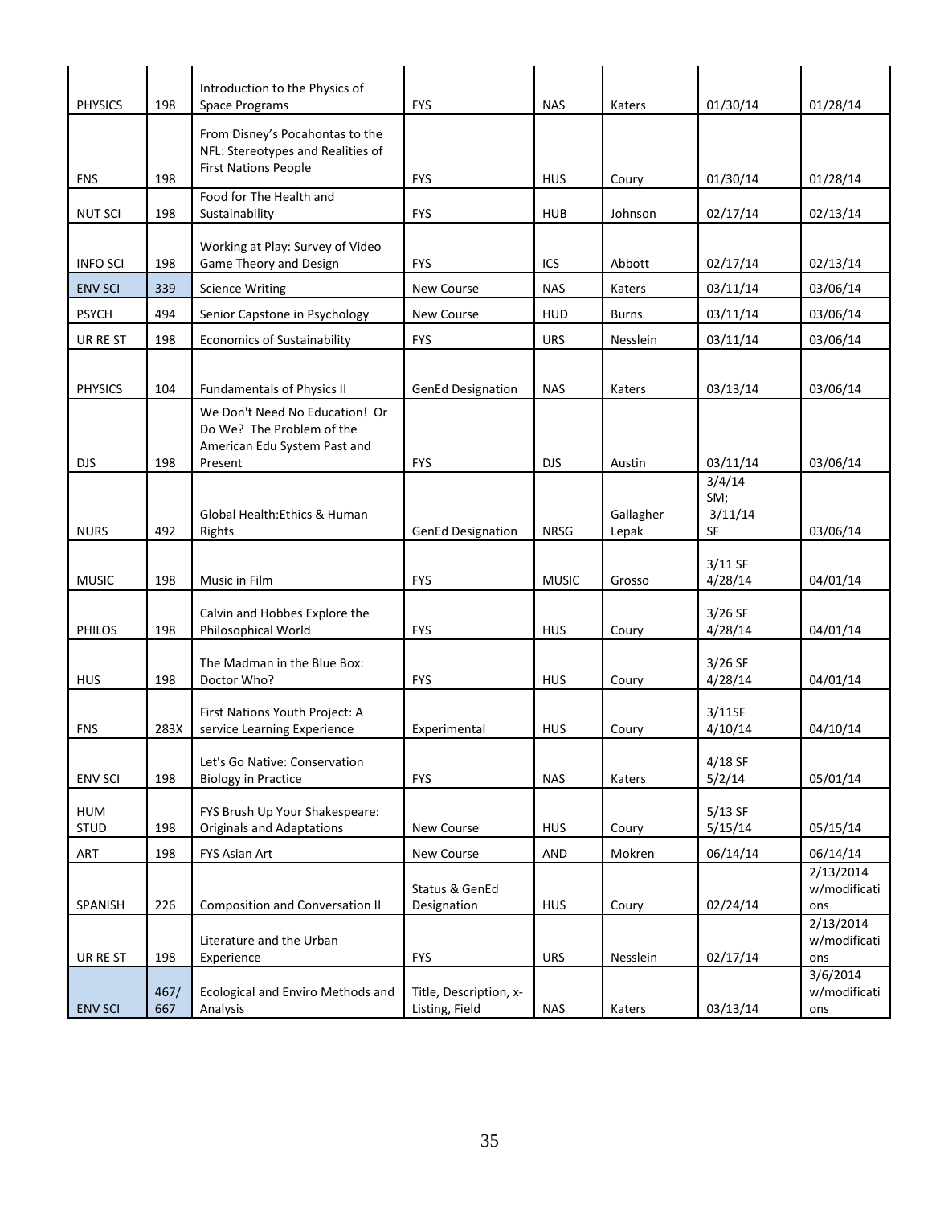| | | | | | | | |
|---|---|---|---|---|---|---|---|
| PHYSICS | 198 | Introduction to the Physics of Space Programs | FYS | NAS | Katers | 01/30/14 | 01/28/14 |
| FNS | 198 | From Disney's Pocahontas to the NFL: Stereotypes and Realities of First Nations People | FYS | HUS | Coury | 01/30/14 | 01/28/14 |
| NUT SCI | 198 | Food for The Health and Sustainability | FYS | HUB | Johnson | 02/17/14 | 02/13/14 |
| INFO SCI | 198 | Working at Play: Survey of Video Game Theory and Design | FYS | ICS | Abbott | 02/17/14 | 02/13/14 |
| ENV SCI | 339 | Science Writing | New Course | NAS | Katers | 03/11/14 | 03/06/14 |
| PSYCH | 494 | Senior Capstone in Psychology | New Course | HUD | Burns | 03/11/14 | 03/06/14 |
| UR RE ST | 198 | Economics of Sustainability | FYS | URS | Nesslein | 03/11/14 | 03/06/14 |
| PHYSICS | 104 | Fundamentals of Physics II | GenEd Designation | NAS | Katers | 03/13/14 | 03/06/14 |
| DJS | 198 | We Don't Need No Education! Or Do We? The Problem of the American Edu System Past and Present | FYS | DJS | Austin | 03/11/14 | 03/06/14 |
| NURS | 492 | Global Health:Ethics & Human Rights | GenEd Designation | NRSG | Gallagher Lepak | 3/4/14 SM; 3/11/14 SF | 03/06/14 |
| MUSIC | 198 | Music in Film | FYS | MUSIC | Grosso | 3/11 SF 4/28/14 | 04/01/14 |
| PHILOS | 198 | Calvin and Hobbes Explore the Philosophical World | FYS | HUS | Coury | 3/26 SF 4/28/14 | 04/01/14 |
| HUS | 198 | The Madman in the Blue Box: Doctor Who? | FYS | HUS | Coury | 3/26 SF 4/28/14 | 04/01/14 |
| FNS | 283X | First Nations Youth Project: A service Learning Experience | Experimental | HUS | Coury | 3/11SF 4/10/14 | 04/10/14 |
| ENV SCI | 198 | Let's Go Native: Conservation Biology in Practice | FYS | NAS | Katers | 4/18 SF 5/2/14 | 05/01/14 |
| HUM STUD | 198 | FYS Brush Up Your Shakespeare: Originals and Adaptations | New Course | HUS | Coury | 5/13 SF 5/15/14 | 05/15/14 |
| ART | 198 | FYS Asian Art | New Course | AND | Mokren | 06/14/14 | 06/14/14 |
| SPANISH | 226 | Composition and Conversation II | Status & GenEd Designation | HUS | Coury | 02/24/14 | 2/13/2014 w/modifications |
| UR RE ST | 198 | Literature and the Urban Experience | FYS | URS | Nesslein | 02/17/14 | 2/13/2014 w/modifications |
| ENV SCI | 467/667 | Ecological and Enviro Methods and Analysis | Title, Description, x-Listing, Field | NAS | Katers | 03/13/14 | 3/6/2014 w/modifications |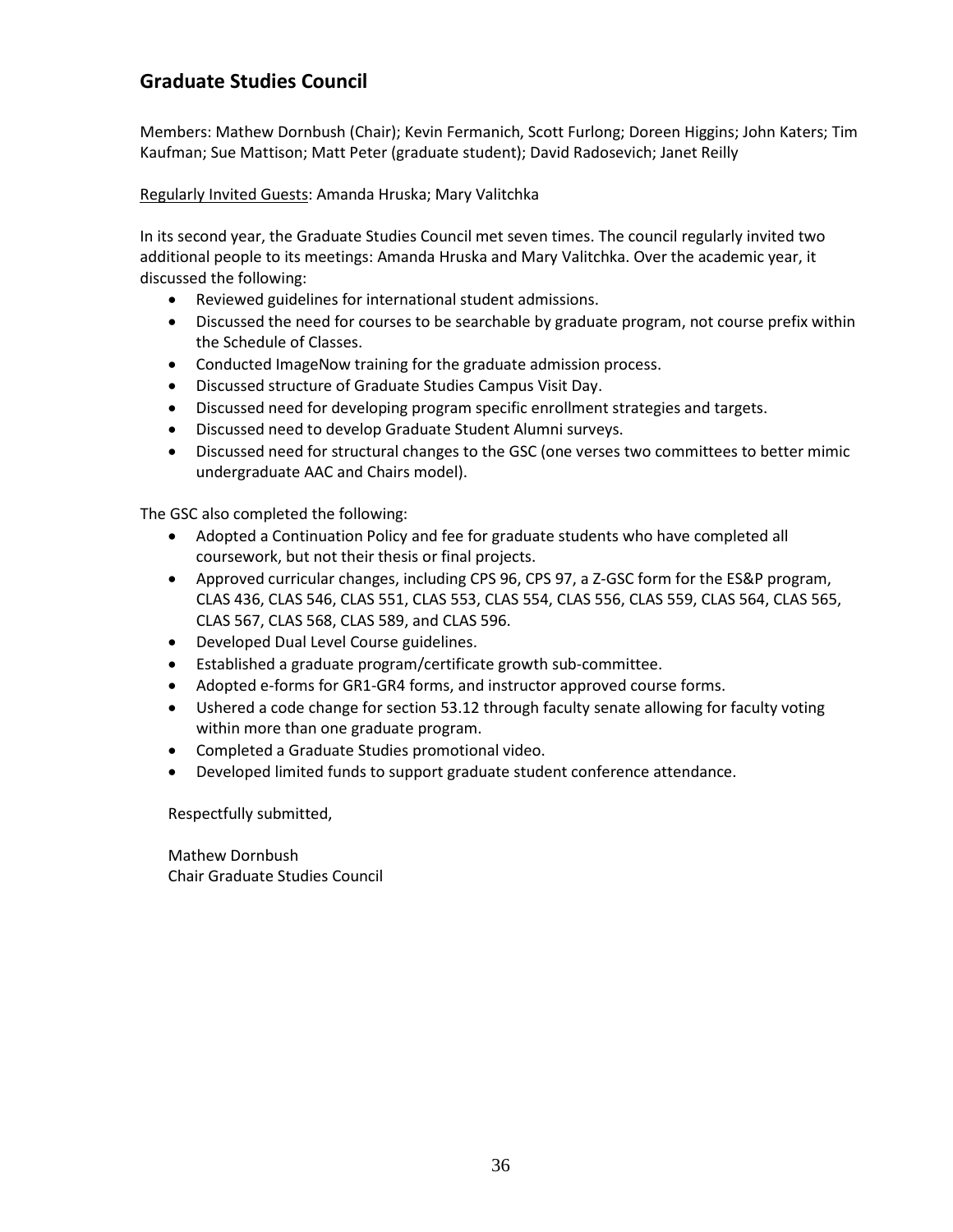## Graduate Studies Council

Members: Mathew Dornbush (Chair); Kevin Fermanich, Scott Furlong; Doreen Higgins; John Katers; Tim Kaufman; Sue Mattison; Matt Peter (graduate student); David Radosevich; Janet Reilly

Regularly Invited Guests: Amanda Hruska; Mary Valitchka

In its second year, the Graduate Studies Council met seven times. The council regularly invited two additional people to its meetings: Amanda Hruska and Mary Valitchka. Over the academic year, it discussed the following:

- Reviewed guidelines for international student admissions.
- Discussed the need for courses to be searchable by graduate program, not course prefix within the Schedule of Classes.
- Conducted ImageNow training for the graduate admission process.
- Discussed structure of Graduate Studies Campus Visit Day.
- Discussed need for developing program specific enrollment strategies and targets.
- Discussed need to develop Graduate Student Alumni surveys.
- Discussed need for structural changes to the GSC (one verses two committees to better mimic undergraduate AAC and Chairs model).

The GSC also completed the following:

- Adopted a Continuation Policy and fee for graduate students who have completed all coursework, but not their thesis or final projects.
- Approved curricular changes, including CPS 96, CPS 97, a Z-GSC form for the ES&P program, CLAS 436, CLAS 546, CLAS 551, CLAS 553, CLAS 554, CLAS 556, CLAS 559, CLAS 564, CLAS 565, CLAS 567, CLAS 568, CLAS 589, and CLAS 596.
- Developed Dual Level Course guidelines.
- Established a graduate program/certificate growth sub-committee.
- Adopted e-forms for GR1-GR4 forms, and instructor approved course forms.
- Ushered a code change for section 53.12 through faculty senate allowing for faculty voting within more than one graduate program.
- Completed a Graduate Studies promotional video.
- Developed limited funds to support graduate student conference attendance.

Respectfully submitted,

Mathew Dornbush
Chair Graduate Studies Council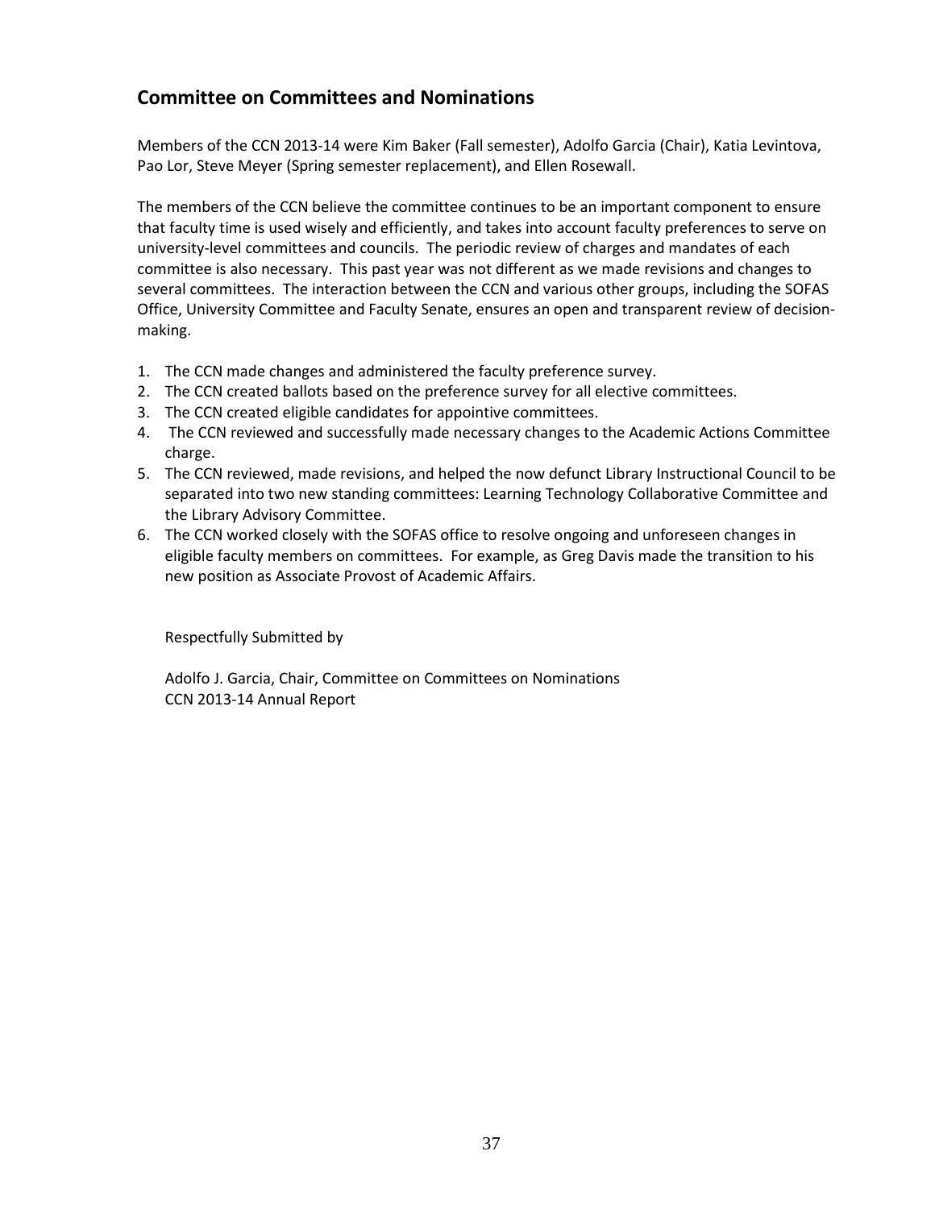## Committee on Committees and Nominations

Members of the CCN 2013-14 were Kim Baker (Fall semester), Adolfo Garcia (Chair), Katia Levintova, Pao Lor, Steve Meyer (Spring semester replacement), and Ellen Rosewall.

The members of the CCN believe the committee continues to be an important component to ensure that faculty time is used wisely and efficiently, and takes into account faculty preferences to serve on university-level committees and councils. The periodic review of charges and mandates of each committee is also necessary. This past year was not different as we made revisions and changes to several committees. The interaction between the CCN and various other groups, including the SOFAS Office, University Committee and Faculty Senate, ensures an open and transparent review of decision-making.

1. The CCN made changes and administered the faculty preference survey.
2. The CCN created ballots based on the preference survey for all elective committees.
3. The CCN created eligible candidates for appointive committees.
4. The CCN reviewed and successfully made necessary changes to the Academic Actions Committee charge.
5. The CCN reviewed, made revisions, and helped the now defunct Library Instructional Council to be separated into two new standing committees: Learning Technology Collaborative Committee and the Library Advisory Committee.
6. The CCN worked closely with the SOFAS office to resolve ongoing and unforeseen changes in eligible faculty members on committees. For example, as Greg Davis made the transition to his new position as Associate Provost of Academic Affairs.

Respectfully Submitted by

Adolfo J. Garcia, Chair, Committee on Committees on Nominations
CCN 2013-14 Annual Report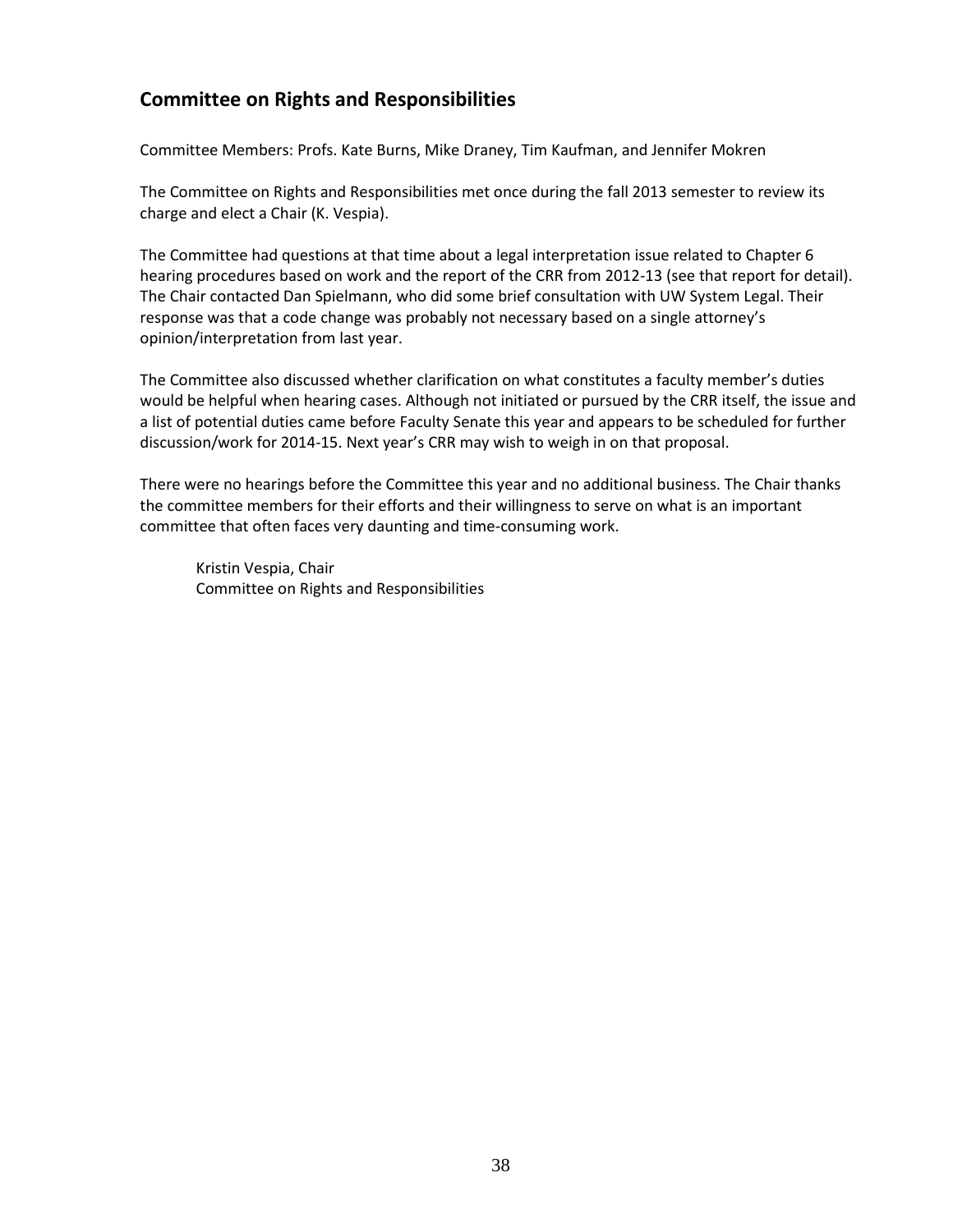## Committee on Rights and Responsibilities

Committee Members: Profs. Kate Burns, Mike Draney, Tim Kaufman, and Jennifer Mokren

The Committee on Rights and Responsibilities met once during the fall 2013 semester to review its charge and elect a Chair (K. Vespia).

The Committee had questions at that time about a legal interpretation issue related to Chapter 6 hearing procedures based on work and the report of the CRR from 2012-13 (see that report for detail). The Chair contacted Dan Spielmann, who did some brief consultation with UW System Legal. Their response was that a code change was probably not necessary based on a single attorney's opinion/interpretation from last year.

The Committee also discussed whether clarification on what constitutes a faculty member's duties would be helpful when hearing cases. Although not initiated or pursued by the CRR itself, the issue and a list of potential duties came before Faculty Senate this year and appears to be scheduled for further discussion/work for 2014-15. Next year's CRR may wish to weigh in on that proposal.

There were no hearings before the Committee this year and no additional business. The Chair thanks the committee members for their efforts and their willingness to serve on what is an important committee that often faces very daunting and time-consuming work.

Kristin Vespia, Chair
Committee on Rights and Responsibilities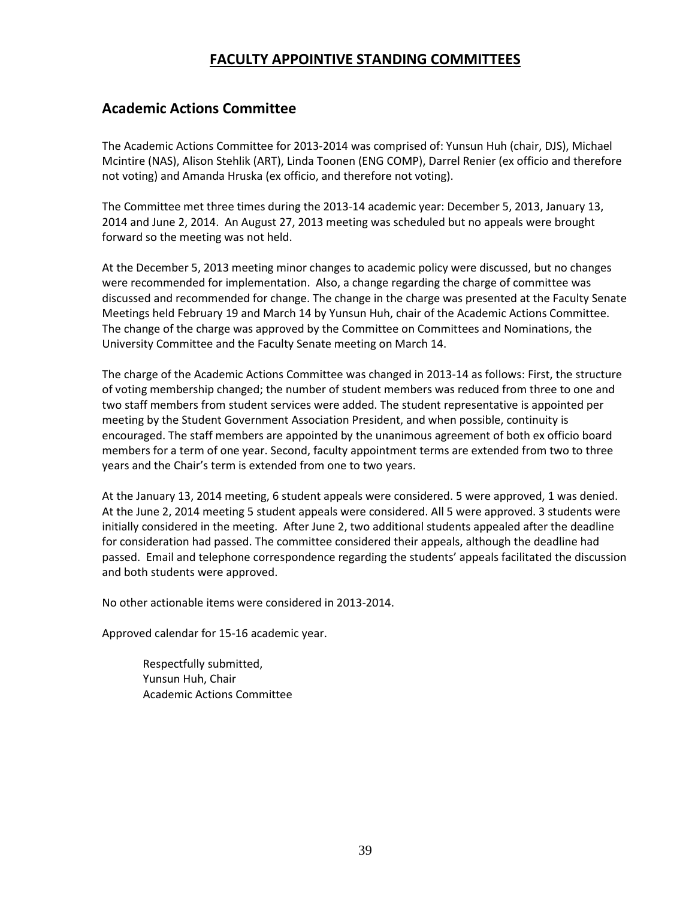# FACULTY APPOINTIVE STANDING COMMITTEES

## Academic Actions Committee

The Academic Actions Committee for 2013-2014 was comprised of: Yunsun Huh (chair, DJS), Michael Mcintire (NAS), Alison Stehlik (ART), Linda Toonen (ENG COMP), Darrel Renier (ex officio and therefore not voting) and Amanda Hruska (ex officio, and therefore not voting).

The Committee met three times during the 2013-14 academic year: December 5, 2013, January 13, 2014 and June 2, 2014. An August 27, 2013 meeting was scheduled but no appeals were brought forward so the meeting was not held.

At the December 5, 2013 meeting minor changes to academic policy were discussed, but no changes were recommended for implementation. Also, a change regarding the charge of committee was discussed and recommended for change. The change in the charge was presented at the Faculty Senate Meetings held February 19 and March 14 by Yunsun Huh, chair of the Academic Actions Committee. The change of the charge was approved by the Committee on Committees and Nominations, the University Committee and the Faculty Senate meeting on March 14.

The charge of the Academic Actions Committee was changed in 2013-14 as follows: First, the structure of voting membership changed; the number of student members was reduced from three to one and two staff members from student services were added. The student representative is appointed per meeting by the Student Government Association President, and when possible, continuity is encouraged. The staff members are appointed by the unanimous agreement of both ex officio board members for a term of one year. Second, faculty appointment terms are extended from two to three years and the Chair's term is extended from one to two years.

At the January 13, 2014 meeting, 6 student appeals were considered. 5 were approved, 1 was denied. At the June 2, 2014 meeting 5 student appeals were considered. All 5 were approved. 3 students were initially considered in the meeting. After June 2, two additional students appealed after the deadline for consideration had passed. The committee considered their appeals, although the deadline had passed. Email and telephone correspondence regarding the students' appeals facilitated the discussion and both students were approved.

No other actionable items were considered in 2013-2014.

Approved calendar for 15-16 academic year.

Respectfully submitted,  
Yunsun Huh, Chair  
Academic Actions Committee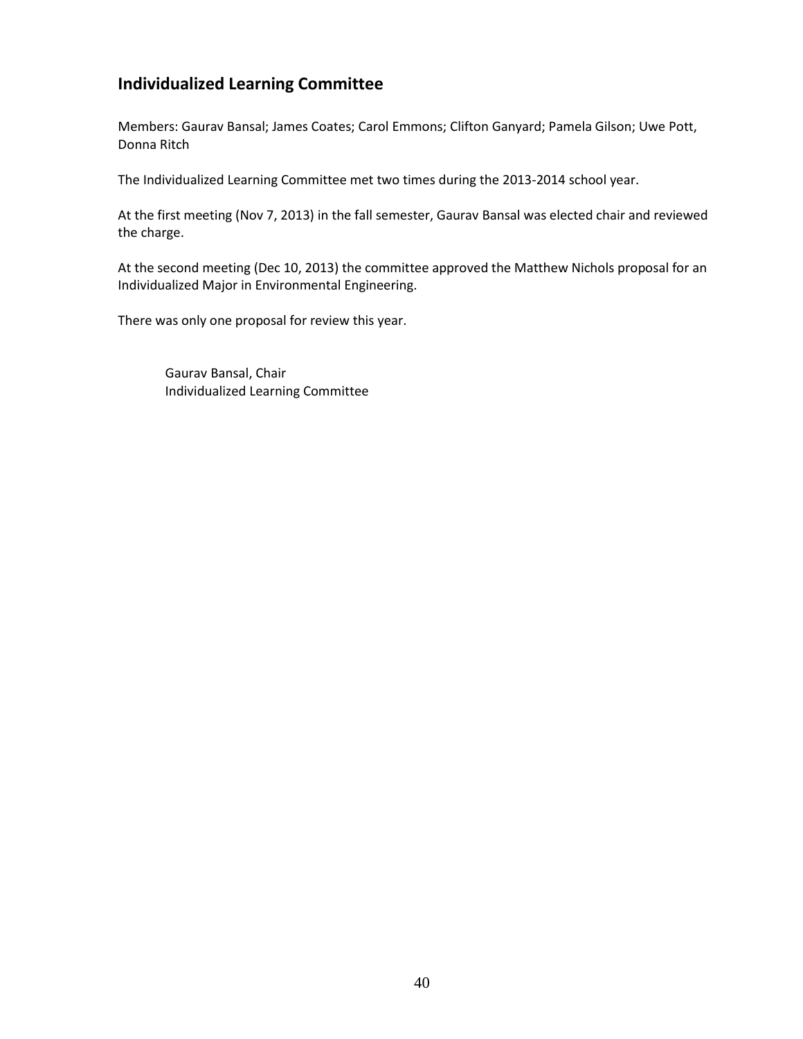## Individualized Learning Committee

Members: Gaurav Bansal; James Coates; Carol Emmons; Clifton Ganyard; Pamela Gilson; Uwe Pott, Donna Ritch

The Individualized Learning Committee met two times during the 2013-2014 school year.

At the first meeting (Nov 7, 2013) in the fall semester, Gaurav Bansal was elected chair and reviewed the charge.

At the second meeting (Dec 10, 2013) the committee approved the Matthew Nichols proposal for an Individualized Major in Environmental Engineering.

There was only one proposal for review this year.

Gaurav Bansal, Chair
Individualized Learning Committee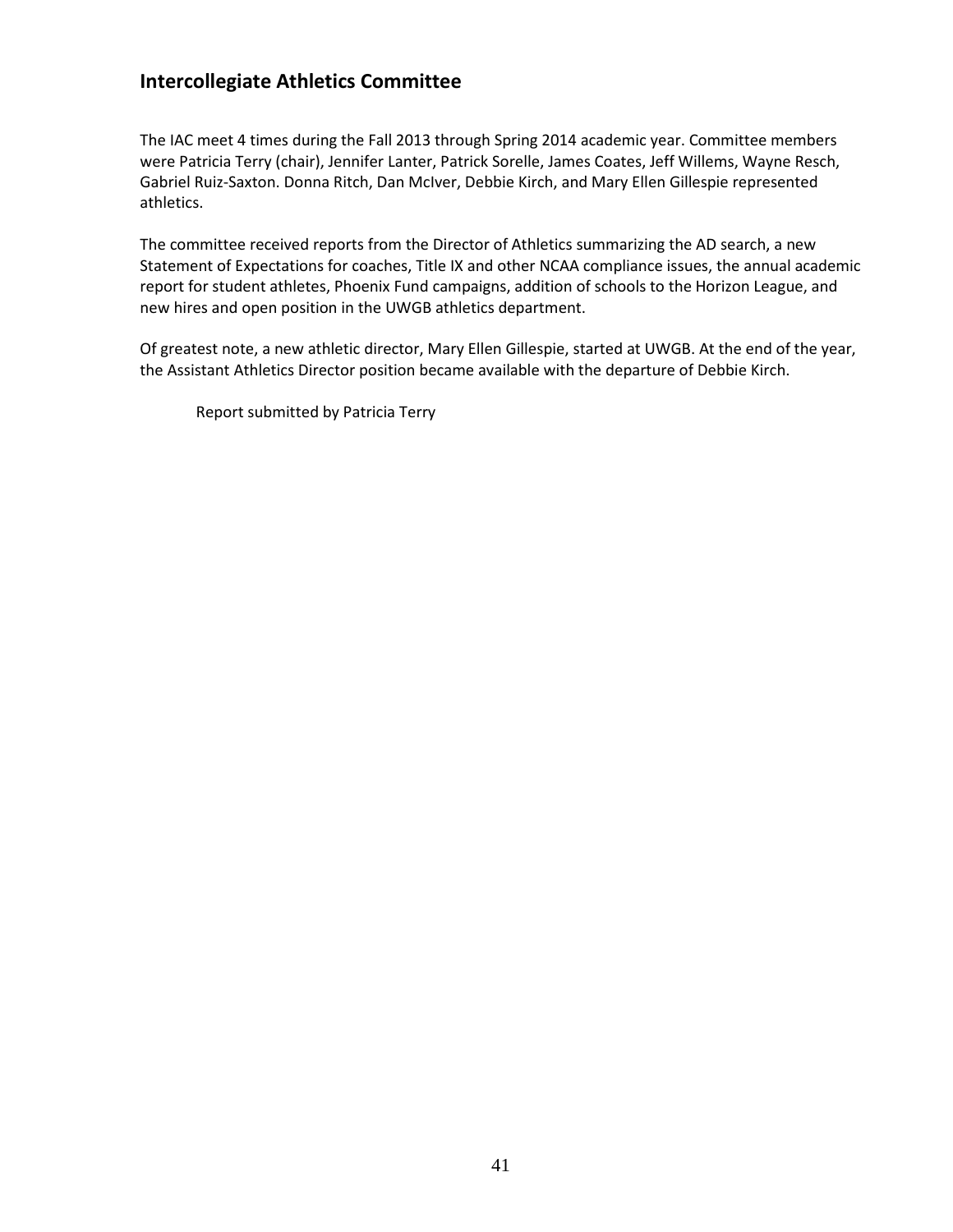## Intercollegiate Athletics Committee

The IAC meet 4 times during the Fall 2013 through Spring 2014 academic year. Committee members were Patricia Terry (chair), Jennifer Lanter, Patrick Sorelle, James Coates, Jeff Willems, Wayne Resch, Gabriel Ruiz-Saxton. Donna Ritch, Dan McIver, Debbie Kirch, and Mary Ellen Gillespie represented athletics.

The committee received reports from the Director of Athletics summarizing the AD search, a new Statement of Expectations for coaches, Title IX and other NCAA compliance issues, the annual academic report for student athletes, Phoenix Fund campaigns, addition of schools to the Horizon League, and new hires and open position in the UWGB athletics department.

Of greatest note, a new athletic director, Mary Ellen Gillespie, started at UWGB. At the end of the year, the Assistant Athletics Director position became available with the departure of Debbie Kirch.

Report submitted by Patricia Terry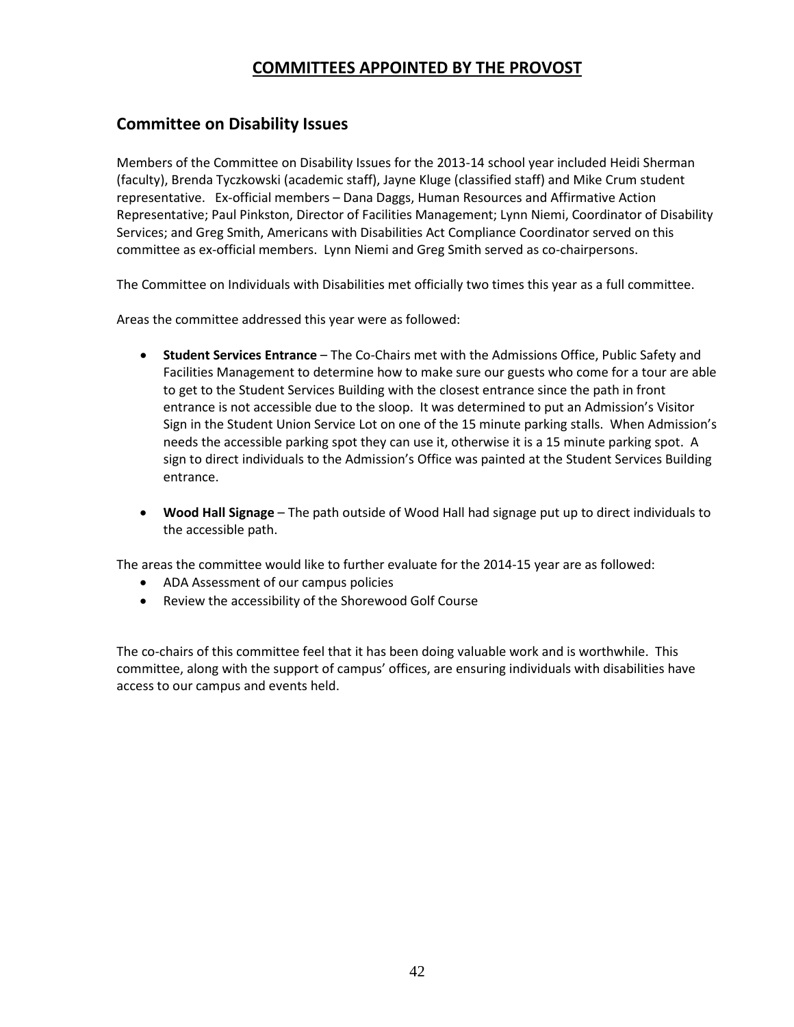# COMMITTEES APPOINTED BY THE PROVOST

## Committee on Disability Issues

Members of the Committee on Disability Issues for the 2013-14 school year included Heidi Sherman (faculty), Brenda Tyczkowski (academic staff), Jayne Kluge (classified staff) and Mike Crum student representative. Ex-official members – Dana Daggs, Human Resources and Affirmative Action Representative; Paul Pinkston, Director of Facilities Management; Lynn Niemi, Coordinator of Disability Services; and Greg Smith, Americans with Disabilities Act Compliance Coordinator served on this committee as ex-official members. Lynn Niemi and Greg Smith served as co-chairpersons.

The Committee on Individuals with Disabilities met officially two times this year as a full committee.

Areas the committee addressed this year were as followed:

- **Student Services Entrance** – The Co-Chairs met with the Admissions Office, Public Safety and Facilities Management to determine how to make sure our guests who come for a tour are able to get to the Student Services Building with the closest entrance since the path in front entrance is not accessible due to the sloop. It was determined to put an Admission's Visitor Sign in the Student Union Service Lot on one of the 15 minute parking stalls. When Admission's needs the accessible parking spot they can use it, otherwise it is a 15 minute parking spot. A sign to direct individuals to the Admission's Office was painted at the Student Services Building entrance.

- **Wood Hall Signage** – The path outside of Wood Hall had signage put up to direct individuals to the accessible path.

The areas the committee would like to further evaluate for the 2014-15 year are as followed:

- ADA Assessment of our campus policies
- Review the accessibility of the Shorewood Golf Course

The co-chairs of this committee feel that it has been doing valuable work and is worthwhile. This committee, along with the support of campus' offices, are ensuring individuals with disabilities have access to our campus and events held.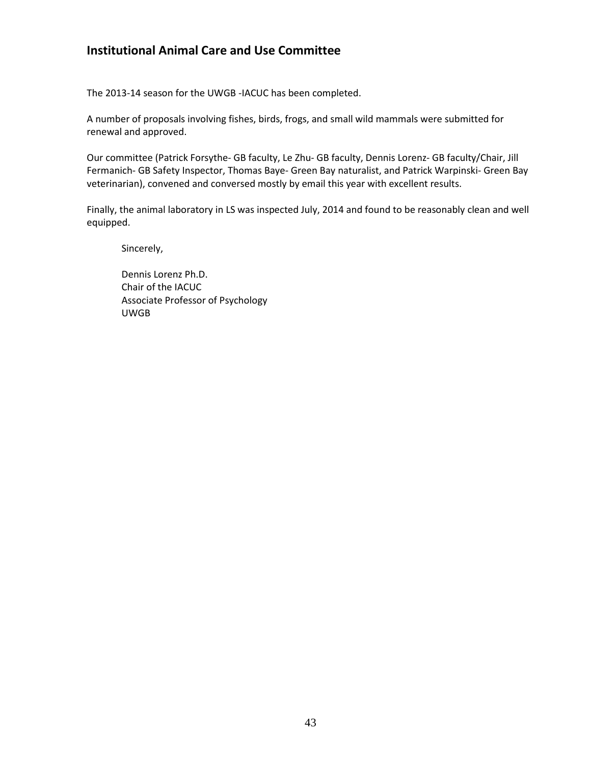## Institutional Animal Care and Use Committee

The 2013-14 season for the UWGB -IACUC has been completed.

A number of proposals involving fishes, birds, frogs, and small wild mammals were submitted for renewal and approved.

Our committee (Patrick Forsythe- GB faculty, Le Zhu- GB faculty, Dennis Lorenz- GB faculty/Chair, Jill Fermanich- GB Safety Inspector, Thomas Baye- Green Bay naturalist, and Patrick Warpinski- Green Bay veterinarian), convened and conversed mostly by email this year with excellent results.

Finally, the animal laboratory in LS was inspected July, 2014 and found to be reasonably clean and well equipped.

Sincerely,

Dennis Lorenz Ph.D.  
Chair of the IACUC  
Associate Professor of Psychology  
UWGB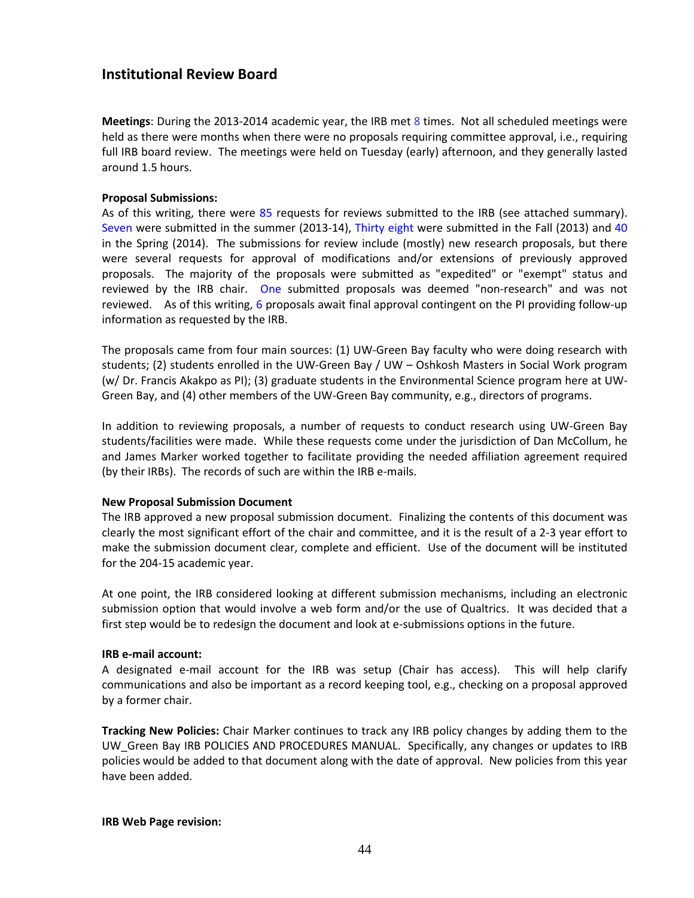## Institutional Review Board

**Meetings**: During the 2013-2014 academic year, the IRB met 8 times. Not all scheduled meetings were held as there were months when there were no proposals requiring committee approval, i.e., requiring full IRB board review. The meetings were held on Tuesday (early) afternoon, and they generally lasted around 1.5 hours.

**Proposal Submissions:**
As of this writing, there were 85 requests for reviews submitted to the IRB (see attached summary). Seven were submitted in the summer (2013-14), Thirty eight were submitted in the Fall (2013) and 40 in the Spring (2014). The submissions for review include (mostly) new research proposals, but there were several requests for approval of modifications and/or extensions of previously approved proposals. The majority of the proposals were submitted as "expedited" or "exempt" status and reviewed by the IRB chair. One submitted proposals was deemed "non-research" and was not reviewed. As of this writing, 6 proposals await final approval contingent on the PI providing follow-up information as requested by the IRB.

The proposals came from four main sources: (1) UW-Green Bay faculty who were doing research with students; (2) students enrolled in the UW-Green Bay / UW – Oshkosh Masters in Social Work program (w/ Dr. Francis Akakpo as PI); (3) graduate students in the Environmental Science program here at UW-Green Bay, and (4) other members of the UW-Green Bay community, e.g., directors of programs.

In addition to reviewing proposals, a number of requests to conduct research using UW-Green Bay students/facilities were made. While these requests come under the jurisdiction of Dan McCollum, he and James Marker worked together to facilitate providing the needed affiliation agreement required (by their IRBs). The records of such are within the IRB e-mails.

**New Proposal Submission Document**
The IRB approved a new proposal submission document. Finalizing the contents of this document was clearly the most significant effort of the chair and committee, and it is the result of a 2-3 year effort to make the submission document clear, complete and efficient. Use of the document will be instituted for the 204-15 academic year.

At one point, the IRB considered looking at different submission mechanisms, including an electronic submission option that would involve a web form and/or the use of Qualtrics. It was decided that a first step would be to redesign the document and look at e-submissions options in the future.

**IRB e-mail account:**
A designated e-mail account for the IRB was setup (Chair has access). This will help clarify communications and also be important as a record keeping tool, e.g., checking on a proposal approved by a former chair.

**Tracking New Policies:** Chair Marker continues to track any IRB policy changes by adding them to the UW_Green Bay IRB POLICIES AND PROCEDURES MANUAL. Specifically, any changes or updates to IRB policies would be added to that document along with the date of approval. New policies from this year have been added.

**IRB Web Page revision:**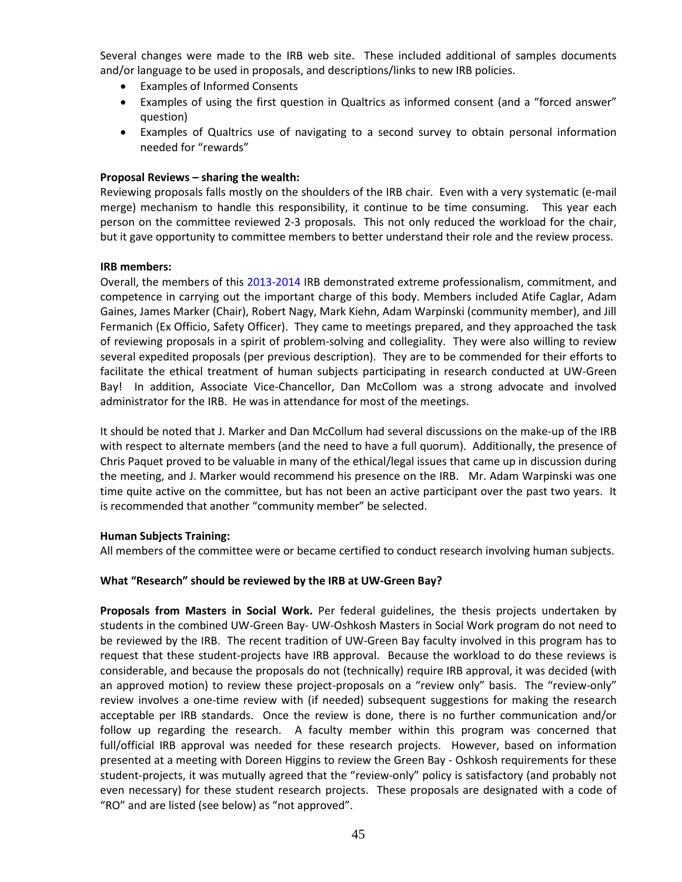Several changes were made to the IRB web site. These included additional of samples documents and/or language to be used in proposals, and descriptions/links to new IRB policies.

- Examples of Informed Consents
- Examples of using the first question in Qualtrics as informed consent (and a "forced answer" question)
- Examples of Qualtrics use of navigating to a second survey to obtain personal information needed for "rewards"

**Proposal Reviews – sharing the wealth:**

Reviewing proposals falls mostly on the shoulders of the IRB chair. Even with a very systematic (e-mail merge) mechanism to handle this responsibility, it continue to be time consuming. This year each person on the committee reviewed 2-3 proposals. This not only reduced the workload for the chair, but it gave opportunity to committee members to better understand their role and the review process.

**IRB members:**

Overall, the members of this 2013-2014 IRB demonstrated extreme professionalism, commitment, and competence in carrying out the important charge of this body. Members included Atife Caglar, Adam Gaines, James Marker (Chair), Robert Nagy, Mark Kiehn, Adam Warpinski (community member), and Jill Fermanich (Ex Officio, Safety Officer). They came to meetings prepared, and they approached the task of reviewing proposals in a spirit of problem-solving and collegiality. They were also willing to review several expedited proposals (per previous description). They are to be commended for their efforts to facilitate the ethical treatment of human subjects participating in research conducted at UW-Green Bay! In addition, Associate Vice-Chancellor, Dan McCollom was a strong advocate and involved administrator for the IRB. He was in attendance for most of the meetings.

It should be noted that J. Marker and Dan McCollum had several discussions on the make-up of the IRB with respect to alternate members (and the need to have a full quorum). Additionally, the presence of Chris Paquet proved to be valuable in many of the ethical/legal issues that came up in discussion during the meeting, and J. Marker would recommend his presence on the IRB. Mr. Adam Warpinski was one time quite active on the committee, but has not been an active participant over the past two years. It is recommended that another "community member" be selected.

**Human Subjects Training:**

All members of the committee were or became certified to conduct research involving human subjects.

**What "Research" should be reviewed by the IRB at UW-Green Bay?**

**Proposals from Masters in Social Work.** Per federal guidelines, the thesis projects undertaken by students in the combined UW-Green Bay- UW-Oshkosh Masters in Social Work program do not need to be reviewed by the IRB. The recent tradition of UW-Green Bay faculty involved in this program has to request that these student-projects have IRB approval. Because the workload to do these reviews is considerable, and because the proposals do not (technically) require IRB approval, it was decided (with an approved motion) to review these project-proposals on a "review only" basis. The "review-only" review involves a one-time review with (if needed) subsequent suggestions for making the research acceptable per IRB standards. Once the review is done, there is no further communication and/or follow up regarding the research. A faculty member within this program was concerned that full/official IRB approval was needed for these research projects. However, based on information presented at a meeting with Doreen Higgins to review the Green Bay - Oshkosh requirements for these student-projects, it was mutually agreed that the "review-only" policy is satisfactory (and probably not even necessary) for these student research projects. These proposals are designated with a code of "RO" and are listed (see below) as "not approved".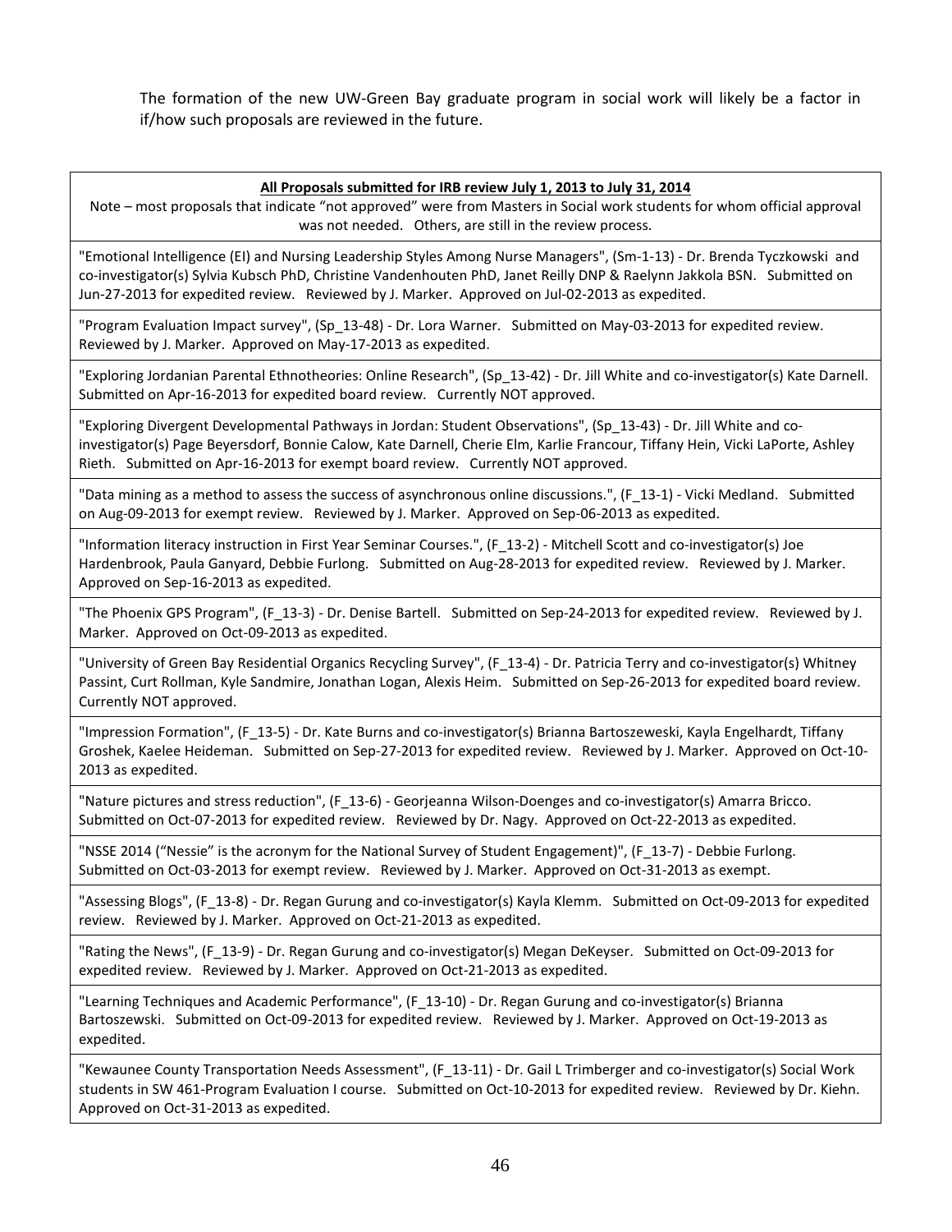The formation of the new UW-Green Bay graduate program in social work will likely be a factor in if/how such proposals are reviewed in the future.

| **All Proposals submitted for IRB review July 1, 2013 to July 31, 2014**<br>Note – most proposals that indicate "not approved" were from Masters in Social work students for whom official approval was not needed. Others, are still in the review process. |
|---|
| "Emotional Intelligence (EI) and Nursing Leadership Styles Among Nurse Managers", (Sm-1-13) - Dr. Brenda Tyczkowski and co-investigator(s) Sylvia Kubsch PhD, Christine Vandenhouten PhD, Janet Reilly DNP & Raelynn Jakkola BSN. Submitted on Jun-27-2013 for expedited review. Reviewed by J. Marker. Approved on Jul-02-2013 as expedited. |
| "Program Evaluation Impact survey", (Sp_13-48) - Dr. Lora Warner. Submitted on May-03-2013 for expedited review. Reviewed by J. Marker. Approved on May-17-2013 as expedited. |
| "Exploring Jordanian Parental Ethnotheories: Online Research", (Sp_13-42) - Dr. Jill White and co-investigator(s) Kate Darnell. Submitted on Apr-16-2013 for expedited board review. Currently NOT approved. |
| "Exploring Divergent Developmental Pathways in Jordan: Student Observations", (Sp_13-43) - Dr. Jill White and co-investigator(s) Page Beyersdorf, Bonnie Calow, Kate Darnell, Cherie Elm, Karlie Francour, Tiffany Hein, Vicki LaPorte, Ashley Rieth. Submitted on Apr-16-2013 for exempt board review. Currently NOT approved. |
| "Data mining as a method to assess the success of asynchronous online discussions.", (F_13-1) - Vicki Medland. Submitted on Aug-09-2013 for exempt review. Reviewed by J. Marker. Approved on Sep-06-2013 as expedited. |
| "Information literacy instruction in First Year Seminar Courses.", (F_13-2) - Mitchell Scott and co-investigator(s) Joe Hardenbrook, Paula Ganyard, Debbie Furlong. Submitted on Aug-28-2013 for expedited review. Reviewed by J. Marker. Approved on Sep-16-2013 as expedited. |
| "The Phoenix GPS Program", (F_13-3) - Dr. Denise Bartell. Submitted on Sep-24-2013 for expedited review. Reviewed by J. Marker. Approved on Oct-09-2013 as expedited. |
| "University of Green Bay Residential Organics Recycling Survey", (F_13-4) - Dr. Patricia Terry and co-investigator(s) Whitney Passint, Curt Rollman, Kyle Sandmire, Jonathan Logan, Alexis Heim. Submitted on Sep-26-2013 for expedited board review. Currently NOT approved. |
| "Impression Formation", (F_13-5) - Dr. Kate Burns and co-investigator(s) Brianna Bartoszeweski, Kayla Engelhardt, Tiffany Groshek, Kaelee Heideman. Submitted on Sep-27-2013 for expedited review. Reviewed by J. Marker. Approved on Oct-10-2013 as expedited. |
| "Nature pictures and stress reduction", (F_13-6) - Georjeanna Wilson-Doenges and co-investigator(s) Amarra Bricco. Submitted on Oct-07-2013 for expedited review. Reviewed by Dr. Nagy. Approved on Oct-22-2013 as expedited. |
| "NSSE 2014 ("Nessie" is the acronym for the National Survey of Student Engagement)", (F_13-7) - Debbie Furlong. Submitted on Oct-03-2013 for exempt review. Reviewed by J. Marker. Approved on Oct-31-2013 as exempt. |
| "Assessing Blogs", (F_13-8) - Dr. Regan Gurung and co-investigator(s) Kayla Klemm. Submitted on Oct-09-2013 for expedited review. Reviewed by J. Marker. Approved on Oct-21-2013 as expedited. |
| "Rating the News", (F_13-9) - Dr. Regan Gurung and co-investigator(s) Megan DeKeyser. Submitted on Oct-09-2013 for expedited review. Reviewed by J. Marker. Approved on Oct-21-2013 as expedited. |
| "Learning Techniques and Academic Performance", (F_13-10) - Dr. Regan Gurung and co-investigator(s) Brianna Bartoszewski. Submitted on Oct-09-2013 for expedited review. Reviewed by J. Marker. Approved on Oct-19-2013 as expedited. |
| "Kewaunee County Transportation Needs Assessment", (F_13-11) - Dr. Gail L Trimberger and co-investigator(s) Social Work students in SW 461-Program Evaluation I course. Submitted on Oct-10-2013 for expedited review. Reviewed by Dr. Kiehn. Approved on Oct-31-2013 as expedited. |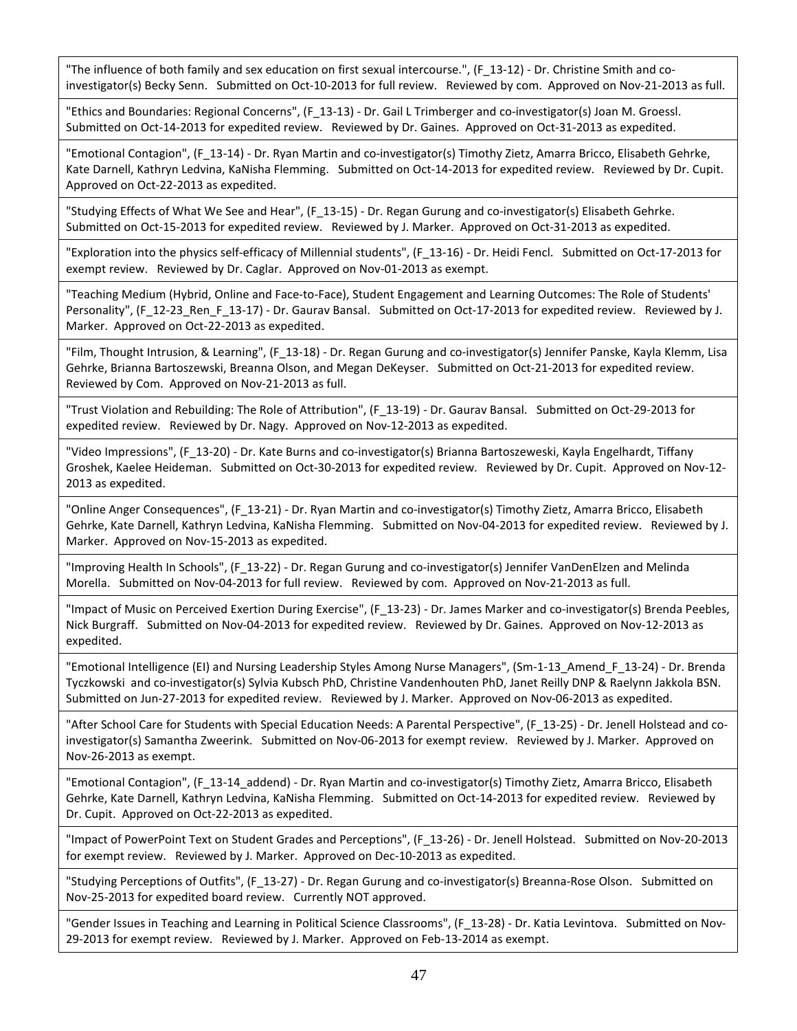"The influence of both family and sex education on first sexual intercourse.", (F_13-12) - Dr. Christine Smith and co-investigator(s) Becky Senn. Submitted on Oct-10-2013 for full review. Reviewed by com. Approved on Nov-21-2013 as full.

"Ethics and Boundaries: Regional Concerns", (F_13-13) - Dr. Gail L Trimberger and co-investigator(s) Joan M. Groessl. Submitted on Oct-14-2013 for expedited review. Reviewed by Dr. Gaines. Approved on Oct-31-2013 as expedited.

"Emotional Contagion", (F_13-14) - Dr. Ryan Martin and co-investigator(s) Timothy Zietz, Amarra Bricco, Elisabeth Gehrke, Kate Darnell, Kathryn Ledvina, KaNisha Flemming. Submitted on Oct-14-2013 for expedited review. Reviewed by Dr. Cupit. Approved on Oct-22-2013 as expedited.

"Studying Effects of What We See and Hear", (F_13-15) - Dr. Regan Gurung and co-investigator(s) Elisabeth Gehrke. Submitted on Oct-15-2013 for expedited review. Reviewed by J. Marker. Approved on Oct-31-2013 as expedited.

"Exploration into the physics self-efficacy of Millennial students", (F_13-16) - Dr. Heidi Fencl. Submitted on Oct-17-2013 for exempt review. Reviewed by Dr. Caglar. Approved on Nov-01-2013 as exempt.

"Teaching Medium (Hybrid, Online and Face-to-Face), Student Engagement and Learning Outcomes: The Role of Students' Personality", (F_12-23_Ren_F_13-17) - Dr. Gaurav Bansal. Submitted on Oct-17-2013 for expedited review. Reviewed by J. Marker. Approved on Oct-22-2013 as expedited.

"Film, Thought Intrusion, & Learning", (F_13-18) - Dr. Regan Gurung and co-investigator(s) Jennifer Panske, Kayla Klemm, Lisa Gehrke, Brianna Bartoszewski, Breanna Olson, and Megan DeKeyser. Submitted on Oct-21-2013 for expedited review. Reviewed by Com. Approved on Nov-21-2013 as full.

"Trust Violation and Rebuilding: The Role of Attribution", (F_13-19) - Dr. Gaurav Bansal. Submitted on Oct-29-2013 for expedited review. Reviewed by Dr. Nagy. Approved on Nov-12-2013 as expedited.

"Video Impressions", (F_13-20) - Dr. Kate Burns and co-investigator(s) Brianna Bartoszeweski, Kayla Engelhardt, Tiffany Groshek, Kaelee Heideman. Submitted on Oct-30-2013 for expedited review. Reviewed by Dr. Cupit. Approved on Nov-12-2013 as expedited.

"Online Anger Consequences", (F_13-21) - Dr. Ryan Martin and co-investigator(s) Timothy Zietz, Amarra Bricco, Elisabeth Gehrke, Kate Darnell, Kathryn Ledvina, KaNisha Flemming. Submitted on Nov-04-2013 for expedited review. Reviewed by J. Marker. Approved on Nov-15-2013 as expedited.

"Improving Health In Schools", (F_13-22) - Dr. Regan Gurung and co-investigator(s) Jennifer VanDenElzen and Melinda Morella. Submitted on Nov-04-2013 for full review. Reviewed by com. Approved on Nov-21-2013 as full.

"Impact of Music on Perceived Exertion During Exercise", (F_13-23) - Dr. James Marker and co-investigator(s) Brenda Peebles, Nick Burgraff. Submitted on Nov-04-2013 for expedited review. Reviewed by Dr. Gaines. Approved on Nov-12-2013 as expedited.

"Emotional Intelligence (EI) and Nursing Leadership Styles Among Nurse Managers", (Sm-1-13_Amend_F_13-24) - Dr. Brenda Tyczkowski and co-investigator(s) Sylvia Kubsch PhD, Christine Vandenhouten PhD, Janet Reilly DNP & Raelynn Jakkola BSN. Submitted on Jun-27-2013 for expedited review. Reviewed by J. Marker. Approved on Nov-06-2013 as expedited.

"After School Care for Students with Special Education Needs: A Parental Perspective", (F_13-25) - Dr. Jenell Holstead and co-investigator(s) Samantha Zweerink. Submitted on Nov-06-2013 for exempt review. Reviewed by J. Marker. Approved on Nov-26-2013 as exempt.

"Emotional Contagion", (F_13-14_addend) - Dr. Ryan Martin and co-investigator(s) Timothy Zietz, Amarra Bricco, Elisabeth Gehrke, Kate Darnell, Kathryn Ledvina, KaNisha Flemming. Submitted on Oct-14-2013 for expedited review. Reviewed by Dr. Cupit. Approved on Oct-22-2013 as expedited.

"Impact of PowerPoint Text on Student Grades and Perceptions", (F_13-26) - Dr. Jenell Holstead. Submitted on Nov-20-2013 for exempt review. Reviewed by J. Marker. Approved on Dec-10-2013 as expedited.

"Studying Perceptions of Outfits", (F_13-27) - Dr. Regan Gurung and co-investigator(s) Breanna-Rose Olson. Submitted on Nov-25-2013 for expedited board review. Currently NOT approved.

"Gender Issues in Teaching and Learning in Political Science Classrooms", (F_13-28) - Dr. Katia Levintova. Submitted on Nov-29-2013 for exempt review. Reviewed by J. Marker. Approved on Feb-13-2014 as exempt.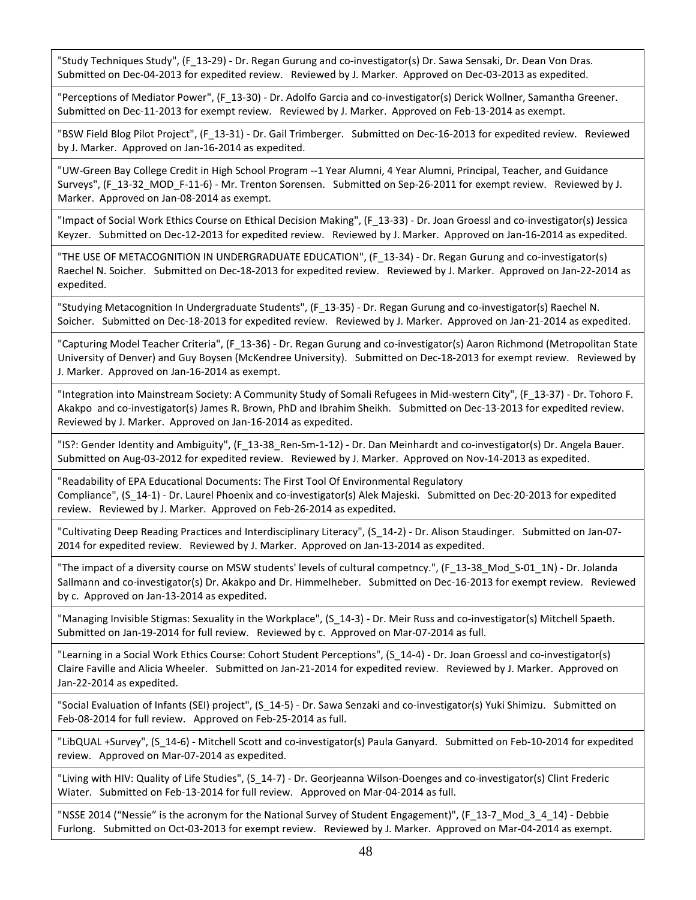"Study Techniques Study", (F_13-29) - Dr. Regan Gurung and co-investigator(s) Dr. Sawa Sensaki, Dr. Dean Von Dras. Submitted on Dec-04-2013 for expedited review. Reviewed by J. Marker. Approved on Dec-03-2013 as expedited.

"Perceptions of Mediator Power", (F_13-30) - Dr. Adolfo Garcia and co-investigator(s) Derick Wollner, Samantha Greener. Submitted on Dec-11-2013 for exempt review. Reviewed by J. Marker. Approved on Feb-13-2014 as exempt.

"BSW Field Blog Pilot Project", (F_13-31) - Dr. Gail Trimberger. Submitted on Dec-16-2013 for expedited review. Reviewed by J. Marker. Approved on Jan-16-2014 as expedited.

"UW-Green Bay College Credit in High School Program --1 Year Alumni, 4 Year Alumni, Principal, Teacher, and Guidance Surveys", (F_13-32_MOD_F-11-6) - Mr. Trenton Sorensen. Submitted on Sep-26-2011 for exempt review. Reviewed by J. Marker. Approved on Jan-08-2014 as exempt.

"Impact of Social Work Ethics Course on Ethical Decision Making", (F_13-33) - Dr. Joan Groessl and co-investigator(s) Jessica Keyzer. Submitted on Dec-12-2013 for expedited review. Reviewed by J. Marker. Approved on Jan-16-2014 as expedited.

"THE USE OF METACOGNITION IN UNDERGRADUATE EDUCATION", (F_13-34) - Dr. Regan Gurung and co-investigator(s) Raechel N. Soicher. Submitted on Dec-18-2013 for expedited review. Reviewed by J. Marker. Approved on Jan-22-2014 as expedited.

"Studying Metacognition In Undergraduate Students", (F_13-35) - Dr. Regan Gurung and co-investigator(s) Raechel N. Soicher. Submitted on Dec-18-2013 for expedited review. Reviewed by J. Marker. Approved on Jan-21-2014 as expedited.

"Capturing Model Teacher Criteria", (F_13-36) - Dr. Regan Gurung and co-investigator(s) Aaron Richmond (Metropolitan State University of Denver) and Guy Boysen (McKendree University). Submitted on Dec-18-2013 for exempt review. Reviewed by J. Marker. Approved on Jan-16-2014 as exempt.

"Integration into Mainstream Society: A Community Study of Somali Refugees in Mid-western City", (F_13-37) - Dr. Tohoro F. Akakpo and co-investigator(s) James R. Brown, PhD and Ibrahim Sheikh. Submitted on Dec-13-2013 for expedited review. Reviewed by J. Marker. Approved on Jan-16-2014 as expedited.

"IS?: Gender Identity and Ambiguity", (F_13-38_Ren-Sm-1-12) - Dr. Dan Meinhardt and co-investigator(s) Dr. Angela Bauer. Submitted on Aug-03-2012 for expedited review. Reviewed by J. Marker. Approved on Nov-14-2013 as expedited.

"Readability of EPA Educational Documents: The First Tool Of Environmental Regulatory Compliance", (S_14-1) - Dr. Laurel Phoenix and co-investigator(s) Alek Majeski. Submitted on Dec-20-2013 for expedited review. Reviewed by J. Marker. Approved on Feb-26-2014 as expedited.

"Cultivating Deep Reading Practices and Interdisciplinary Literacy", (S_14-2) - Dr. Alison Staudinger. Submitted on Jan-07-2014 for expedited review. Reviewed by J. Marker. Approved on Jan-13-2014 as expedited.

"The impact of a diversity course on MSW students' levels of cultural competncy.", (F_13-38_Mod_S-01_1N) - Dr. Jolanda Sallmann and co-investigator(s) Dr. Akakpo and Dr. Himmelheber. Submitted on Dec-16-2013 for exempt review. Reviewed by c. Approved on Jan-13-2014 as expedited.

"Managing Invisible Stigmas: Sexuality in the Workplace", (S_14-3) - Dr. Meir Russ and co-investigator(s) Mitchell Spaeth. Submitted on Jan-19-2014 for full review. Reviewed by c. Approved on Mar-07-2014 as full.

"Learning in a Social Work Ethics Course: Cohort Student Perceptions", (S_14-4) - Dr. Joan Groessl and co-investigator(s) Claire Faville and Alicia Wheeler. Submitted on Jan-21-2014 for expedited review. Reviewed by J. Marker. Approved on Jan-22-2014 as expedited.

"Social Evaluation of Infants (SEI) project", (S_14-5) - Dr. Sawa Senzaki and co-investigator(s) Yuki Shimizu. Submitted on Feb-08-2014 for full review. Approved on Feb-25-2014 as full.

"LibQUAL +Survey", (S_14-6) - Mitchell Scott and co-investigator(s) Paula Ganyard. Submitted on Feb-10-2014 for expedited review. Approved on Mar-07-2014 as expedited.

"Living with HIV: Quality of Life Studies", (S_14-7) - Dr. Georjeanna Wilson-Doenges and co-investigator(s) Clint Frederic Wiater. Submitted on Feb-13-2014 for full review. Approved on Mar-04-2014 as full.

"NSSE 2014 (“Nessie” is the acronym for the National Survey of Student Engagement)", (F_13-7_Mod_3_4_14) - Debbie Furlong. Submitted on Oct-03-2013 for exempt review. Reviewed by J. Marker. Approved on Mar-04-2014 as exempt.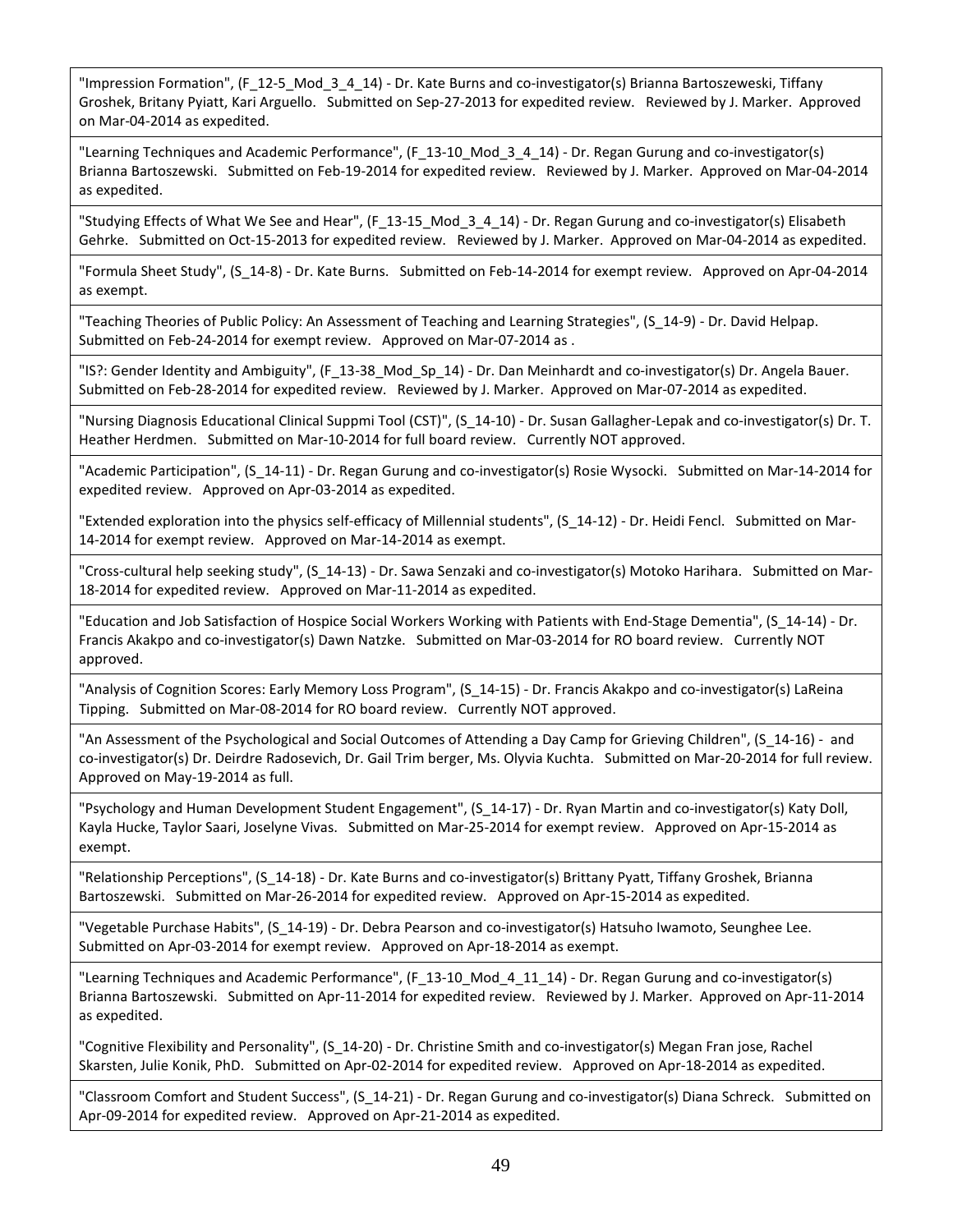"Impression Formation", (F_12-5_Mod_3_4_14) - Dr. Kate Burns and co-investigator(s) Brianna Bartoszeweski, Tiffany Groshek, Britany Pyiatt, Kari Arguello. Submitted on Sep-27-2013 for expedited review. Reviewed by J. Marker. Approved on Mar-04-2014 as expedited.

"Learning Techniques and Academic Performance", (F_13-10_Mod_3_4_14) - Dr. Regan Gurung and co-investigator(s) Brianna Bartoszewski. Submitted on Feb-19-2014 for expedited review. Reviewed by J. Marker. Approved on Mar-04-2014 as expedited.

"Studying Effects of What We See and Hear", (F_13-15_Mod_3_4_14) - Dr. Regan Gurung and co-investigator(s) Elisabeth Gehrke. Submitted on Oct-15-2013 for expedited review. Reviewed by J. Marker. Approved on Mar-04-2014 as expedited.

"Formula Sheet Study", (S_14-8) - Dr. Kate Burns. Submitted on Feb-14-2014 for exempt review. Approved on Apr-04-2014 as exempt.

"Teaching Theories of Public Policy: An Assessment of Teaching and Learning Strategies", (S_14-9) - Dr. David Helpap. Submitted on Feb-24-2014 for exempt review. Approved on Mar-07-2014 as .

"IS?: Gender Identity and Ambiguity", (F_13-38_Mod_Sp_14) - Dr. Dan Meinhardt and co-investigator(s) Dr. Angela Bauer. Submitted on Feb-28-2014 for expedited review. Reviewed by J. Marker. Approved on Mar-07-2014 as expedited.

"Nursing Diagnosis Educational Clinical Suppmi Tool (CST)", (S_14-10) - Dr. Susan Gallagher-Lepak and co-investigator(s) Dr. T. Heather Herdmen. Submitted on Mar-10-2014 for full board review. Currently NOT approved.

"Academic Participation", (S_14-11) - Dr. Regan Gurung and co-investigator(s) Rosie Wysocki. Submitted on Mar-14-2014 for expedited review. Approved on Apr-03-2014 as expedited.

"Extended exploration into the physics self-efficacy of Millennial students", (S_14-12) - Dr. Heidi Fencl. Submitted on Mar-14-2014 for exempt review. Approved on Mar-14-2014 as exempt.

"Cross-cultural help seeking study", (S_14-13) - Dr. Sawa Senzaki and co-investigator(s) Motoko Harihara. Submitted on Mar-18-2014 for expedited review. Approved on Mar-11-2014 as expedited.

"Education and Job Satisfaction of Hospice Social Workers Working with Patients with End-Stage Dementia", (S_14-14) - Dr. Francis Akakpo and co-investigator(s) Dawn Natzke. Submitted on Mar-03-2014 for RO board review. Currently NOT approved.

"Analysis of Cognition Scores: Early Memory Loss Program", (S_14-15) - Dr. Francis Akakpo and co-investigator(s) LaReina Tipping. Submitted on Mar-08-2014 for RO board review. Currently NOT approved.

"An Assessment of the Psychological and Social Outcomes of Attending a Day Camp for Grieving Children", (S_14-16) - and co-investigator(s) Dr. Deirdre Radosevich, Dr. Gail Trim berger, Ms. Olyvia Kuchta. Submitted on Mar-20-2014 for full review. Approved on May-19-2014 as full.

"Psychology and Human Development Student Engagement", (S_14-17) - Dr. Ryan Martin and co-investigator(s) Katy Doll, Kayla Hucke, Taylor Saari, Joselyne Vivas. Submitted on Mar-25-2014 for exempt review. Approved on Apr-15-2014 as exempt.

"Relationship Perceptions", (S_14-18) - Dr. Kate Burns and co-investigator(s) Brittany Pyatt, Tiffany Groshek, Brianna Bartoszewski. Submitted on Mar-26-2014 for expedited review. Approved on Apr-15-2014 as expedited.

"Vegetable Purchase Habits", (S_14-19) - Dr. Debra Pearson and co-investigator(s) Hatsuho Iwamoto, Seunghee Lee. Submitted on Apr-03-2014 for exempt review. Approved on Apr-18-2014 as exempt.

"Learning Techniques and Academic Performance", (F_13-10_Mod_4_11_14) - Dr. Regan Gurung and co-investigator(s) Brianna Bartoszewski. Submitted on Apr-11-2014 for expedited review. Reviewed by J. Marker. Approved on Apr-11-2014 as expedited.

"Cognitive Flexibility and Personality", (S_14-20) - Dr. Christine Smith and co-investigator(s) Megan Fran jose, Rachel Skarsten, Julie Konik, PhD. Submitted on Apr-02-2014 for expedited review. Approved on Apr-18-2014 as expedited.

"Classroom Comfort and Student Success", (S_14-21) - Dr. Regan Gurung and co-investigator(s) Diana Schreck. Submitted on Apr-09-2014 for expedited review. Approved on Apr-21-2014 as expedited.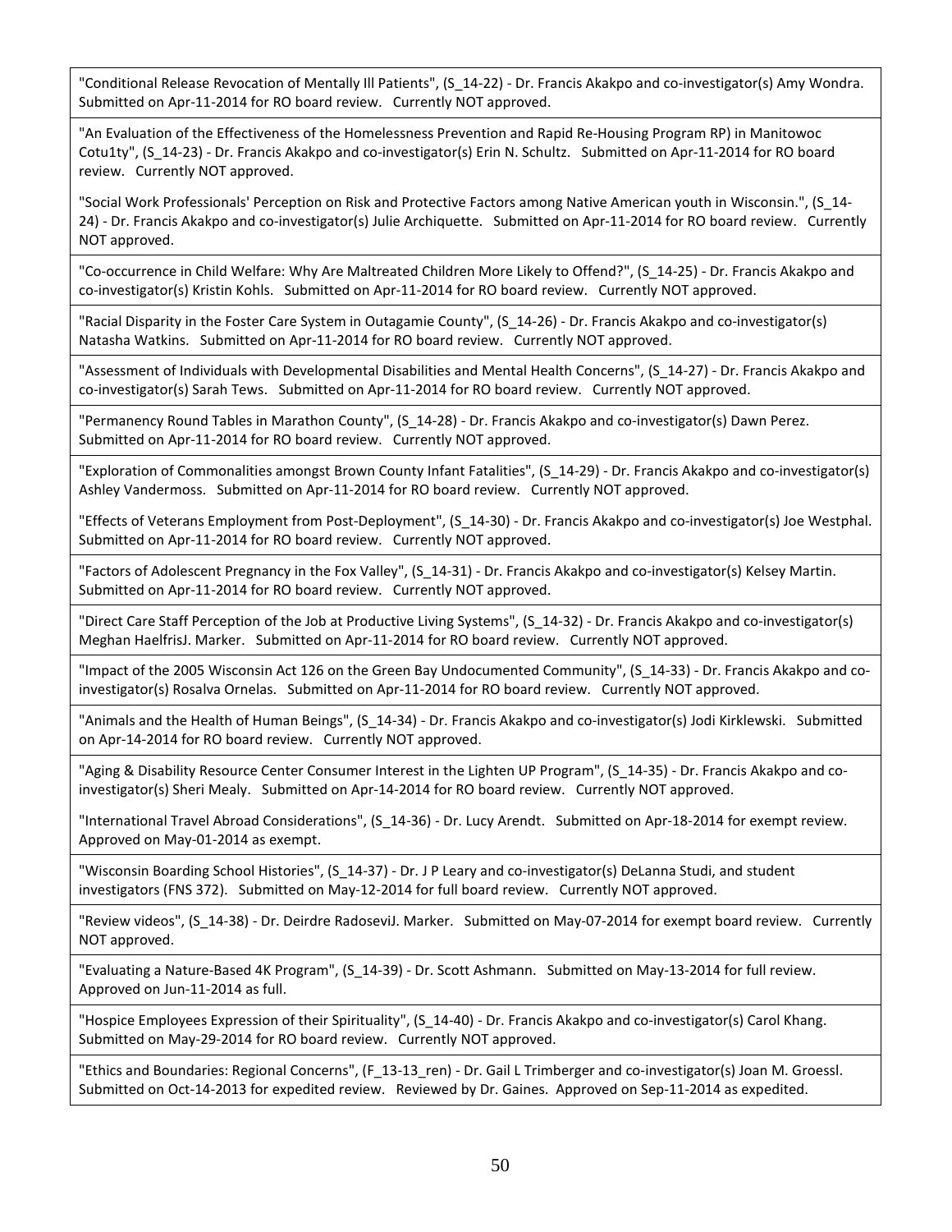"Conditional Release Revocation of Mentally Ill Patients", (S_14-22) - Dr. Francis Akakpo and co-investigator(s) Amy Wondra. Submitted on Apr-11-2014 for RO board review. Currently NOT approved.

"An Evaluation of the Effectiveness of the Homelessness Prevention and Rapid Re-Housing Program RP) in Manitowoc Cotu1ty", (S_14-23) - Dr. Francis Akakpo and co-investigator(s) Erin N. Schultz. Submitted on Apr-11-2014 for RO board review. Currently NOT approved.

"Social Work Professionals' Perception on Risk and Protective Factors among Native American youth in Wisconsin.", (S_14-24) - Dr. Francis Akakpo and co-investigator(s) Julie Archiquette. Submitted on Apr-11-2014 for RO board review. Currently NOT approved.

"Co-occurrence in Child Welfare: Why Are Maltreated Children More Likely to Offend?", (S_14-25) - Dr. Francis Akakpo and co-investigator(s) Kristin Kohls. Submitted on Apr-11-2014 for RO board review. Currently NOT approved.

"Racial Disparity in the Foster Care System in Outagamie County", (S_14-26) - Dr. Francis Akakpo and co-investigator(s) Natasha Watkins. Submitted on Apr-11-2014 for RO board review. Currently NOT approved.

"Assessment of Individuals with Developmental Disabilities and Mental Health Concerns", (S_14-27) - Dr. Francis Akakpo and co-investigator(s) Sarah Tews. Submitted on Apr-11-2014 for RO board review. Currently NOT approved.

"Permanency Round Tables in Marathon County", (S_14-28) - Dr. Francis Akakpo and co-investigator(s) Dawn Perez. Submitted on Apr-11-2014 for RO board review. Currently NOT approved.

"Exploration of Commonalities amongst Brown County Infant Fatalities", (S_14-29) - Dr. Francis Akakpo and co-investigator(s) Ashley Vandermoss. Submitted on Apr-11-2014 for RO board review. Currently NOT approved.

"Effects of Veterans Employment from Post-Deployment", (S_14-30) - Dr. Francis Akakpo and co-investigator(s) Joe Westphal. Submitted on Apr-11-2014 for RO board review. Currently NOT approved.

"Factors of Adolescent Pregnancy in the Fox Valley", (S_14-31) - Dr. Francis Akakpo and co-investigator(s) Kelsey Martin. Submitted on Apr-11-2014 for RO board review. Currently NOT approved.

"Direct Care Staff Perception of the Job at Productive Living Systems", (S_14-32) - Dr. Francis Akakpo and co-investigator(s) Meghan HaelfrisJ. Marker. Submitted on Apr-11-2014 for RO board review. Currently NOT approved.

"Impact of the 2005 Wisconsin Act 126 on the Green Bay Undocumented Community", (S_14-33) - Dr. Francis Akakpo and co-investigator(s) Rosalva Ornelas. Submitted on Apr-11-2014 for RO board review. Currently NOT approved.

"Animals and the Health of Human Beings", (S_14-34) - Dr. Francis Akakpo and co-investigator(s) Jodi Kirklewski. Submitted on Apr-14-2014 for RO board review. Currently NOT approved.

"Aging & Disability Resource Center Consumer Interest in the Lighten UP Program", (S_14-35) - Dr. Francis Akakpo and co-investigator(s) Sheri Mealy. Submitted on Apr-14-2014 for RO board review. Currently NOT approved.

"International Travel Abroad Considerations", (S_14-36) - Dr. Lucy Arendt. Submitted on Apr-18-2014 for exempt review. Approved on May-01-2014 as exempt.

"Wisconsin Boarding School Histories", (S_14-37) - Dr. J P Leary and co-investigator(s) DeLanna Studi, and student investigators (FNS 372). Submitted on May-12-2014 for full board review. Currently NOT approved.

"Review videos", (S_14-38) - Dr. Deirdre RadoseviJ. Marker. Submitted on May-07-2014 for exempt board review. Currently NOT approved.

"Evaluating a Nature-Based 4K Program", (S_14-39) - Dr. Scott Ashmann. Submitted on May-13-2014 for full review. Approved on Jun-11-2014 as full.

"Hospice Employees Expression of their Spirituality", (S_14-40) - Dr. Francis Akakpo and co-investigator(s) Carol Khang. Submitted on May-29-2014 for RO board review. Currently NOT approved.

"Ethics and Boundaries: Regional Concerns", (F_13-13_ren) - Dr. Gail L Trimberger and co-investigator(s) Joan M. Groessl. Submitted on Oct-14-2013 for expedited review. Reviewed by Dr. Gaines. Approved on Sep-11-2014 as expedited.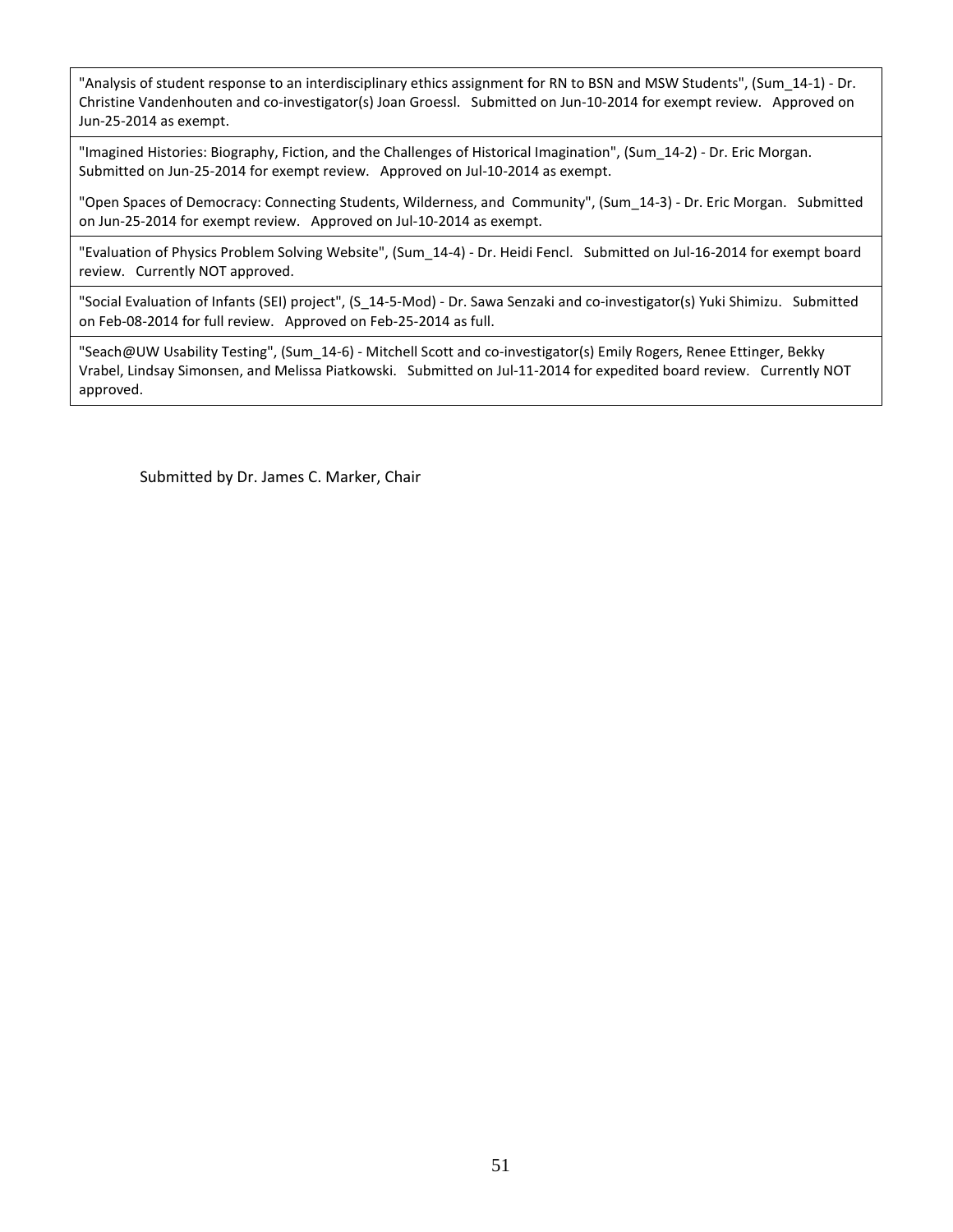"Analysis of student response to an interdisciplinary ethics assignment for RN to BSN and MSW Students", (Sum_14-1) - Dr. Christine Vandenhouten and co-investigator(s) Joan Groessl. Submitted on Jun-10-2014 for exempt review. Approved on Jun-25-2014 as exempt.

"Imagined Histories: Biography, Fiction, and the Challenges of Historical Imagination", (Sum_14-2) - Dr. Eric Morgan. Submitted on Jun-25-2014 for exempt review. Approved on Jul-10-2014 as exempt.

"Open Spaces of Democracy: Connecting Students, Wilderness, and Community", (Sum_14-3) - Dr. Eric Morgan. Submitted on Jun-25-2014 for exempt review. Approved on Jul-10-2014 as exempt.

"Evaluation of Physics Problem Solving Website", (Sum_14-4) - Dr. Heidi Fencl. Submitted on Jul-16-2014 for exempt board review. Currently NOT approved.

"Social Evaluation of Infants (SEI) project", (S_14-5-Mod) - Dr. Sawa Senzaki and co-investigator(s) Yuki Shimizu. Submitted on Feb-08-2014 for full review. Approved on Feb-25-2014 as full.

"Seach@UW Usability Testing", (Sum_14-6) - Mitchell Scott and co-investigator(s) Emily Rogers, Renee Ettinger, Bekky Vrabel, Lindsay Simonsen, and Melissa Piatkowski. Submitted on Jul-11-2014 for expedited board review. Currently NOT approved.

Submitted by Dr. James C. Marker, Chair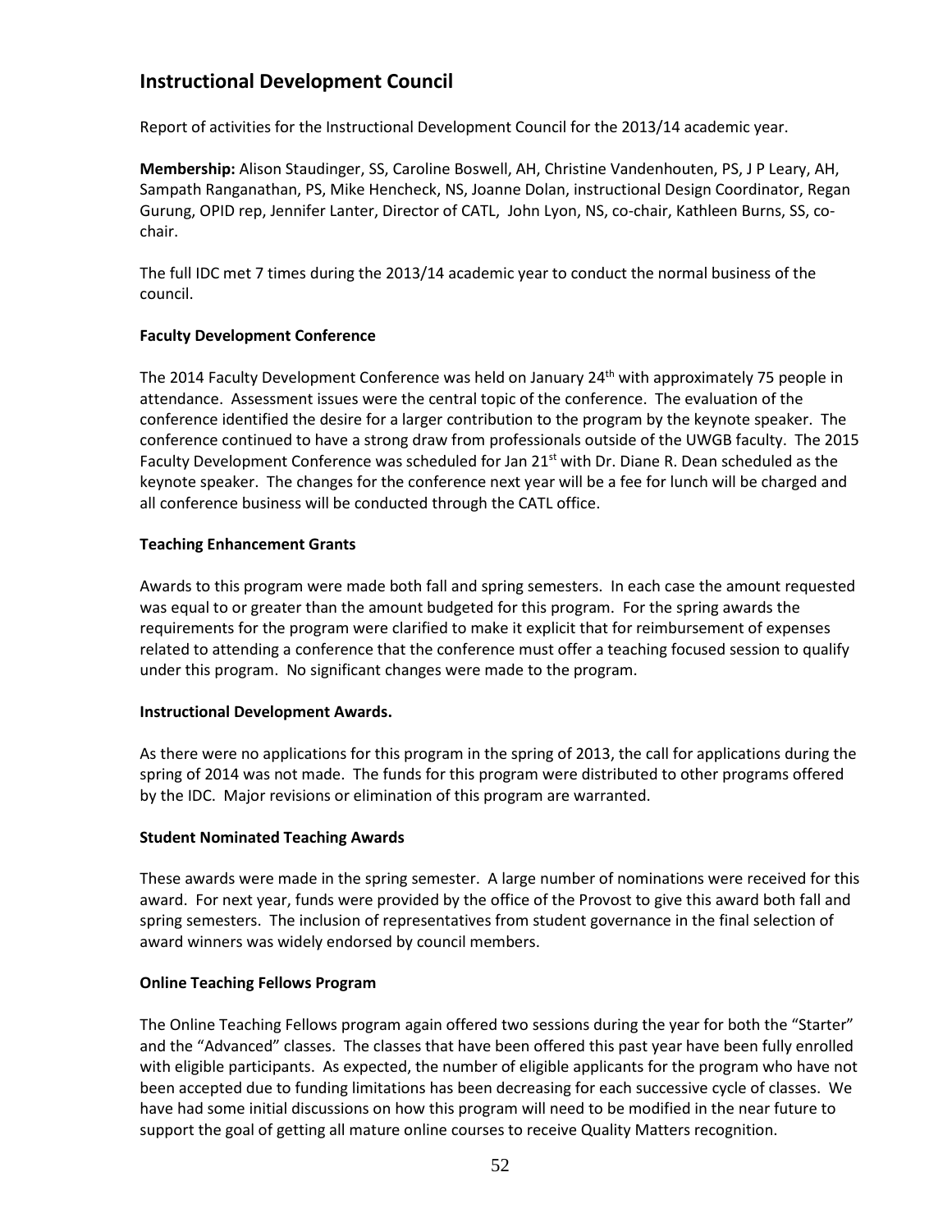## Instructional Development Council

Report of activities for the Instructional Development Council for the 2013/14 academic year.

**Membership:** Alison Staudinger, SS, Caroline Boswell, AH, Christine Vandenhouten, PS, J P Leary, AH, Sampath Ranganathan, PS, Mike Hencheck, NS, Joanne Dolan, instructional Design Coordinator, Regan Gurung, OPID rep, Jennifer Lanter, Director of CATL, John Lyon, NS, co-chair, Kathleen Burns, SS, co-chair.

The full IDC met 7 times during the 2013/14 academic year to conduct the normal business of the council.

### Faculty Development Conference

The 2014 Faculty Development Conference was held on January 24th with approximately 75 people in attendance. Assessment issues were the central topic of the conference. The evaluation of the conference identified the desire for a larger contribution to the program by the keynote speaker. The conference continued to have a strong draw from professionals outside of the UWGB faculty. The 2015 Faculty Development Conference was scheduled for Jan 21st with Dr. Diane R. Dean scheduled as the keynote speaker. The changes for the conference next year will be a fee for lunch will be charged and all conference business will be conducted through the CATL office.

### Teaching Enhancement Grants

Awards to this program were made both fall and spring semesters. In each case the amount requested was equal to or greater than the amount budgeted for this program. For the spring awards the requirements for the program were clarified to make it explicit that for reimbursement of expenses related to attending a conference that the conference must offer a teaching focused session to qualify under this program. No significant changes were made to the program.

### Instructional Development Awards.

As there were no applications for this program in the spring of 2013, the call for applications during the spring of 2014 was not made. The funds for this program were distributed to other programs offered by the IDC. Major revisions or elimination of this program are warranted.

### Student Nominated Teaching Awards

These awards were made in the spring semester. A large number of nominations were received for this award. For next year, funds were provided by the office of the Provost to give this award both fall and spring semesters. The inclusion of representatives from student governance in the final selection of award winners was widely endorsed by council members.

### Online Teaching Fellows Program

The Online Teaching Fellows program again offered two sessions during the year for both the "Starter" and the "Advanced" classes. The classes that have been offered this past year have been fully enrolled with eligible participants. As expected, the number of eligible applicants for the program who have not been accepted due to funding limitations has been decreasing for each successive cycle of classes. We have had some initial discussions on how this program will need to be modified in the near future to support the goal of getting all mature online courses to receive Quality Matters recognition.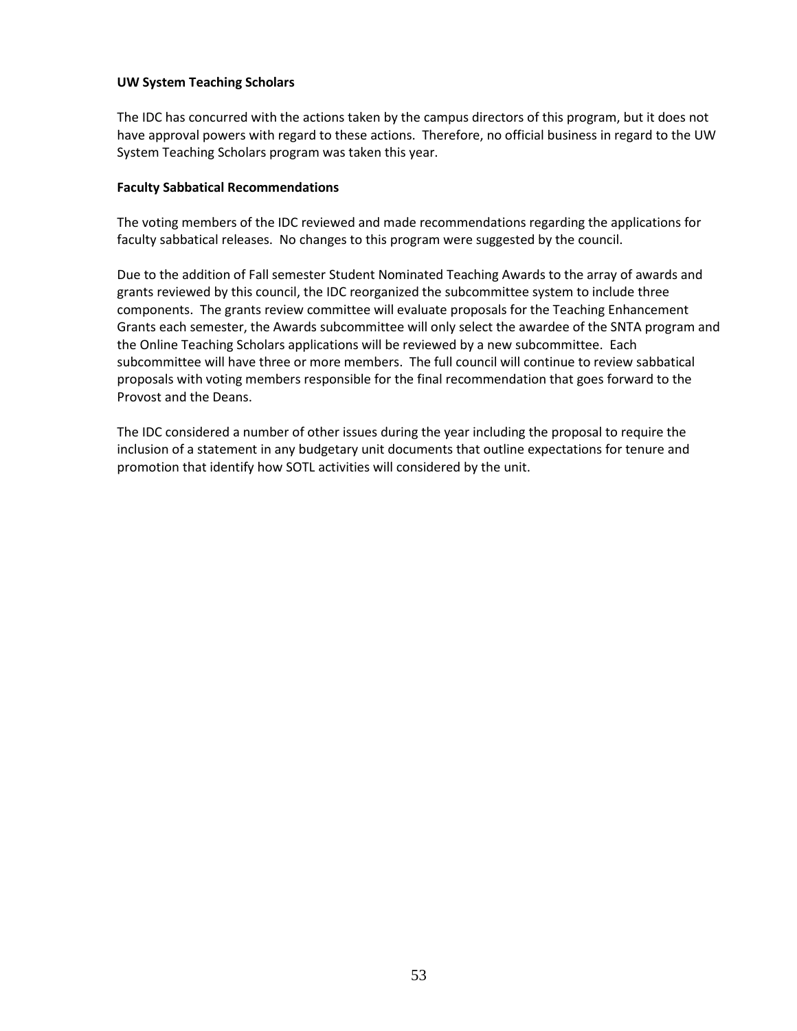**UW System Teaching Scholars**

The IDC has concurred with the actions taken by the campus directors of this program, but it does not have approval powers with regard to these actions. Therefore, no official business in regard to the UW System Teaching Scholars program was taken this year.

**Faculty Sabbatical Recommendations**

The voting members of the IDC reviewed and made recommendations regarding the applications for faculty sabbatical releases. No changes to this program were suggested by the council.

Due to the addition of Fall semester Student Nominated Teaching Awards to the array of awards and grants reviewed by this council, the IDC reorganized the subcommittee system to include three components. The grants review committee will evaluate proposals for the Teaching Enhancement Grants each semester, the Awards subcommittee will only select the awardee of the SNTA program and the Online Teaching Scholars applications will be reviewed by a new subcommittee. Each subcommittee will have three or more members. The full council will continue to review sabbatical proposals with voting members responsible for the final recommendation that goes forward to the Provost and the Deans.

The IDC considered a number of other issues during the year including the proposal to require the inclusion of a statement in any budgetary unit documents that outline expectations for tenure and promotion that identify how SOTL activities will considered by the unit.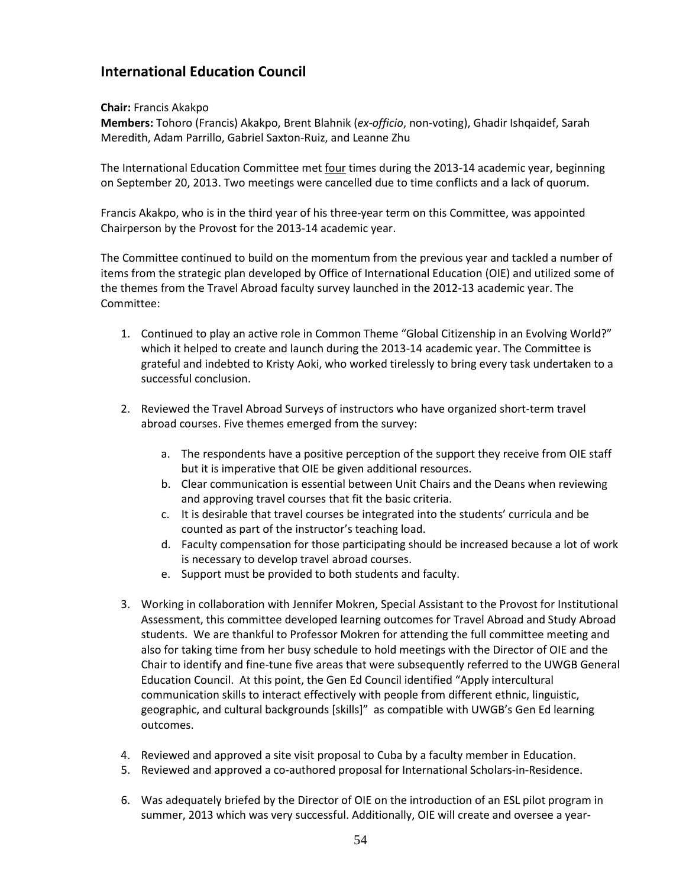## International Education Council

**Chair:** Francis Akakpo
**Members:** Tohoro (Francis) Akakpo, Brent Blahnik (*ex-officio*, non-voting), Ghadir Ishqaidef, Sarah Meredith, Adam Parrillo, Gabriel Saxton-Ruiz, and Leanne Zhu

The International Education Committee met four times during the 2013-14 academic year, beginning on September 20, 2013. Two meetings were cancelled due to time conflicts and a lack of quorum.

Francis Akakpo, who is in the third year of his three-year term on this Committee, was appointed Chairperson by the Provost for the 2013-14 academic year.

The Committee continued to build on the momentum from the previous year and tackled a number of items from the strategic plan developed by Office of International Education (OIE) and utilized some of the themes from the Travel Abroad faculty survey launched in the 2012-13 academic year. The Committee:

1. Continued to play an active role in Common Theme "Global Citizenship in an Evolving World?" which it helped to create and launch during the 2013-14 academic year. The Committee is grateful and indebted to Kristy Aoki, who worked tirelessly to bring every task undertaken to a successful conclusion.

2. Reviewed the Travel Abroad Surveys of instructors who have organized short-term travel abroad courses. Five themes emerged from the survey:

   a. The respondents have a positive perception of the support they receive from OIE staff but it is imperative that OIE be given additional resources.
   b. Clear communication is essential between Unit Chairs and the Deans when reviewing and approving travel courses that fit the basic criteria.
   c. It is desirable that travel courses be integrated into the students' curricula and be counted as part of the instructor's teaching load.
   d. Faculty compensation for those participating should be increased because a lot of work is necessary to develop travel abroad courses.
   e. Support must be provided to both students and faculty.

3. Working in collaboration with Jennifer Mokren, Special Assistant to the Provost for Institutional Assessment, this committee developed learning outcomes for Travel Abroad and Study Abroad students. We are thankful to Professor Mokren for attending the full committee meeting and also for taking time from her busy schedule to hold meetings with the Director of OIE and the Chair to identify and fine-tune five areas that were subsequently referred to the UWGB General Education Council. At this point, the Gen Ed Council identified "Apply intercultural communication skills to interact effectively with people from different ethnic, linguistic, geographic, and cultural backgrounds [skills]" as compatible with UWGB's Gen Ed learning outcomes.

4. Reviewed and approved a site visit proposal to Cuba by a faculty member in Education.
5. Reviewed and approved a co-authored proposal for International Scholars-in-Residence.

6. Was adequately briefed by the Director of OIE on the introduction of an ESL pilot program in summer, 2013 which was very successful. Additionally, OIE will create and oversee a year-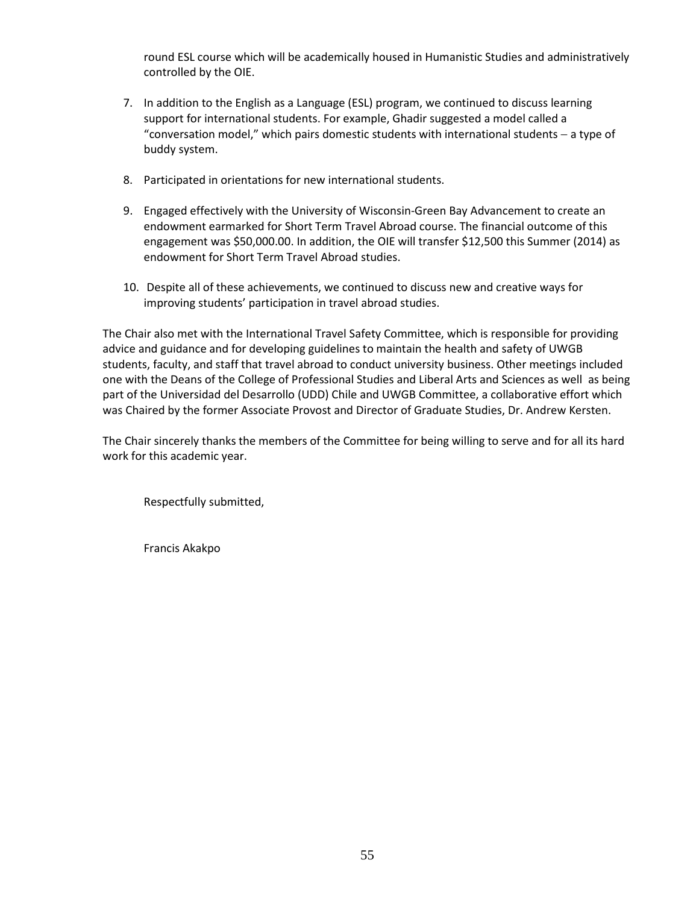round ESL course which will be academically housed in Humanistic Studies and administratively controlled by the OIE.

7. In addition to the English as a Language (ESL) program, we continued to discuss learning support for international students. For example, Ghadir suggested a model called a "conversation model," which pairs domestic students with international students – a type of buddy system.

8. Participated in orientations for new international students.

9. Engaged effectively with the University of Wisconsin-Green Bay Advancement to create an endowment earmarked for Short Term Travel Abroad course. The financial outcome of this engagement was $50,000.00. In addition, the OIE will transfer $12,500 this Summer (2014) as endowment for Short Term Travel Abroad studies.

10. Despite all of these achievements, we continued to discuss new and creative ways for improving students' participation in travel abroad studies.

The Chair also met with the International Travel Safety Committee, which is responsible for providing advice and guidance and for developing guidelines to maintain the health and safety of UWGB students, faculty, and staff that travel abroad to conduct university business. Other meetings included one with the Deans of the College of Professional Studies and Liberal Arts and Sciences as well as being part of the Universidad del Desarrollo (UDD) Chile and UWGB Committee, a collaborative effort which was Chaired by the former Associate Provost and Director of Graduate Studies, Dr. Andrew Kersten.

The Chair sincerely thanks the members of the Committee for being willing to serve and for all its hard work for this academic year.

Respectfully submitted,

Francis Akakpo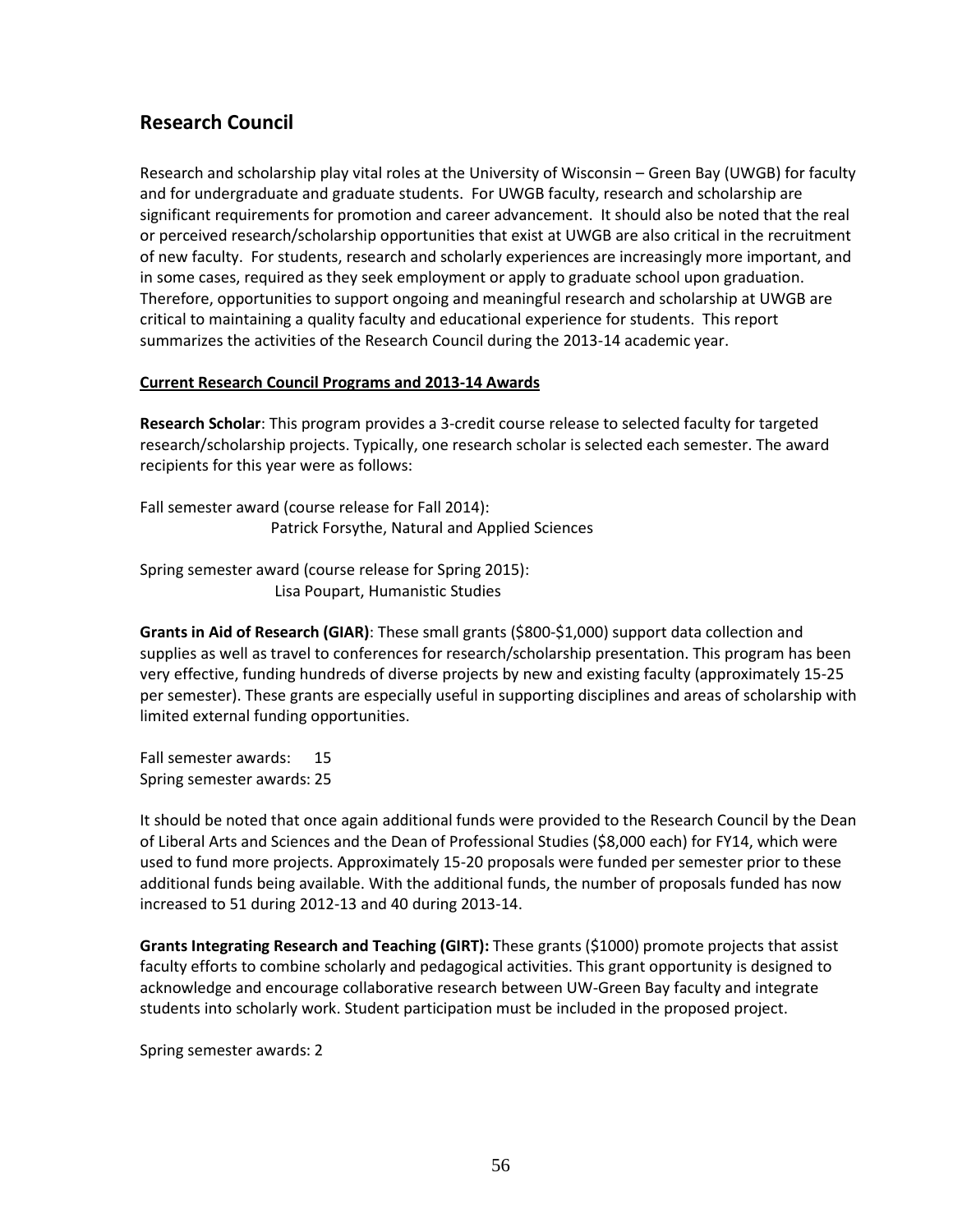## Research Council

Research and scholarship play vital roles at the University of Wisconsin – Green Bay (UWGB) for faculty and for undergraduate and graduate students. For UWGB faculty, research and scholarship are significant requirements for promotion and career advancement. It should also be noted that the real or perceived research/scholarship opportunities that exist at UWGB are also critical in the recruitment of new faculty. For students, research and scholarly experiences are increasingly more important, and in some cases, required as they seek employment or apply to graduate school upon graduation. Therefore, opportunities to support ongoing and meaningful research and scholarship at UWGB are critical to maintaining a quality faculty and educational experience for students. This report summarizes the activities of the Research Council during the 2013-14 academic year.

**Current Research Council Programs and 2013-14 Awards**

**Research Scholar**: This program provides a 3-credit course release to selected faculty for targeted research/scholarship projects. Typically, one research scholar is selected each semester. The award recipients for this year were as follows:

Fall semester award (course release for Fall 2014):
Patrick Forsythe, Natural and Applied Sciences

Spring semester award (course release for Spring 2015):
Lisa Poupart, Humanistic Studies

**Grants in Aid of Research (GIAR)**: These small grants ($800-$1,000) support data collection and supplies as well as travel to conferences for research/scholarship presentation. This program has been very effective, funding hundreds of diverse projects by new and existing faculty (approximately 15-25 per semester). These grants are especially useful in supporting disciplines and areas of scholarship with limited external funding opportunities.

Fall semester awards: 15
Spring semester awards: 25

It should be noted that once again additional funds were provided to the Research Council by the Dean of Liberal Arts and Sciences and the Dean of Professional Studies ($8,000 each) for FY14, which were used to fund more projects. Approximately 15-20 proposals were funded per semester prior to these additional funds being available. With the additional funds, the number of proposals funded has now increased to 51 during 2012-13 and 40 during 2013-14.

**Grants Integrating Research and Teaching (GIRT):** These grants ($1000) promote projects that assist faculty efforts to combine scholarly and pedagogical activities. This grant opportunity is designed to acknowledge and encourage collaborative research between UW-Green Bay faculty and integrate students into scholarly work. Student participation must be included in the proposed project.

Spring semester awards: 2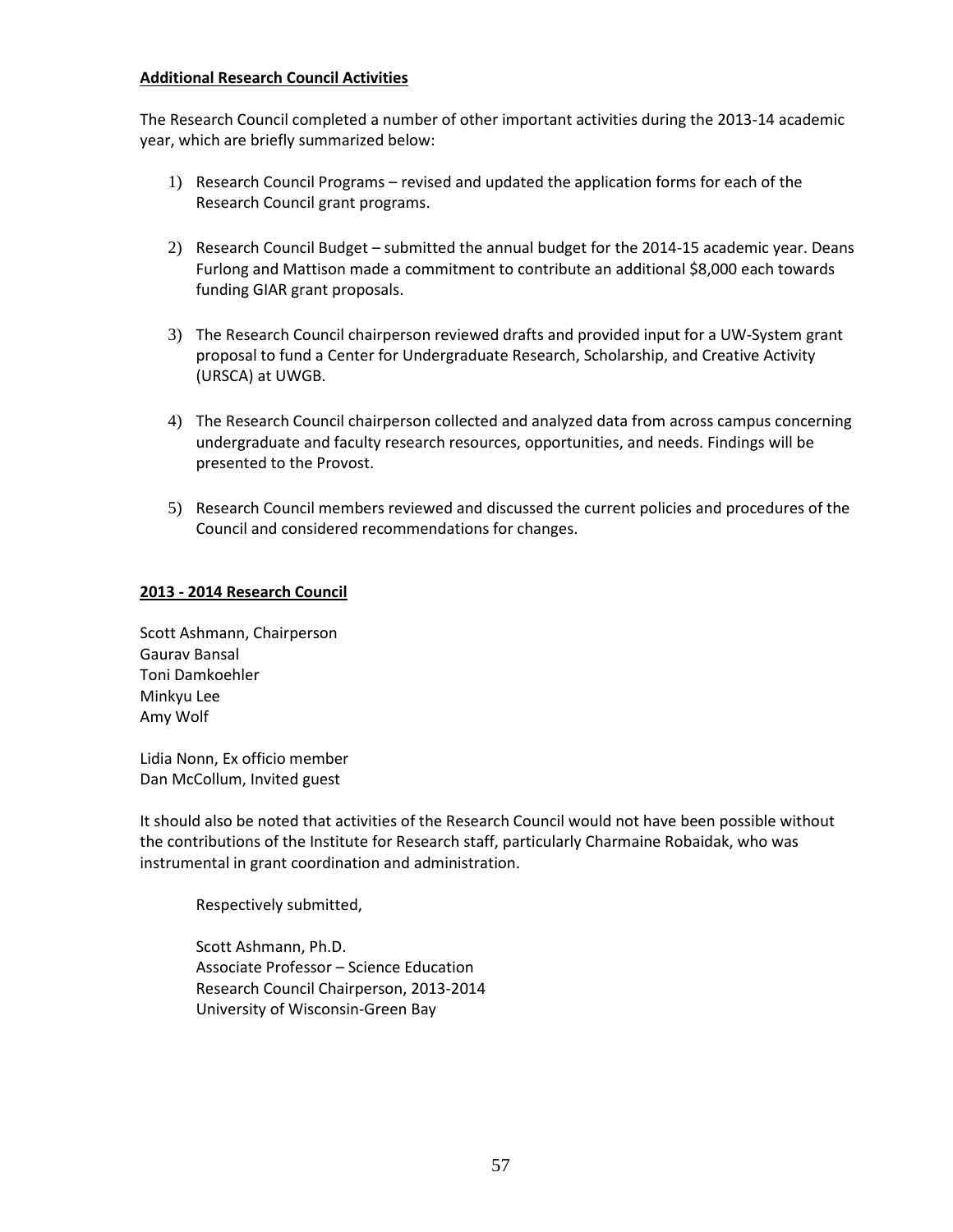**Additional Research Council Activities**

The Research Council completed a number of other important activities during the 2013-14 academic year, which are briefly summarized below:

1) Research Council Programs – revised and updated the application forms for each of the Research Council grant programs.

2) Research Council Budget – submitted the annual budget for the 2014-15 academic year. Deans Furlong and Mattison made a commitment to contribute an additional $8,000 each towards funding GIAR grant proposals.

3) The Research Council chairperson reviewed drafts and provided input for a UW-System grant proposal to fund a Center for Undergraduate Research, Scholarship, and Creative Activity (URSCA) at UWGB.

4) The Research Council chairperson collected and analyzed data from across campus concerning undergraduate and faculty research resources, opportunities, and needs. Findings will be presented to the Provost.

5) Research Council members reviewed and discussed the current policies and procedures of the Council and considered recommendations for changes.

**2013 - 2014 Research Council**

Scott Ashmann, Chairperson
Gaurav Bansal
Toni Damkoehler
Minkyu Lee
Amy Wolf

Lidia Nonn, Ex officio member
Dan McCollum, Invited guest

It should also be noted that activities of the Research Council would not have been possible without the contributions of the Institute for Research staff, particularly Charmaine Robaidak, who was instrumental in grant coordination and administration.

Respectively submitted,

Scott Ashmann, Ph.D.
Associate Professor – Science Education
Research Council Chairperson, 2013-2014
University of Wisconsin-Green Bay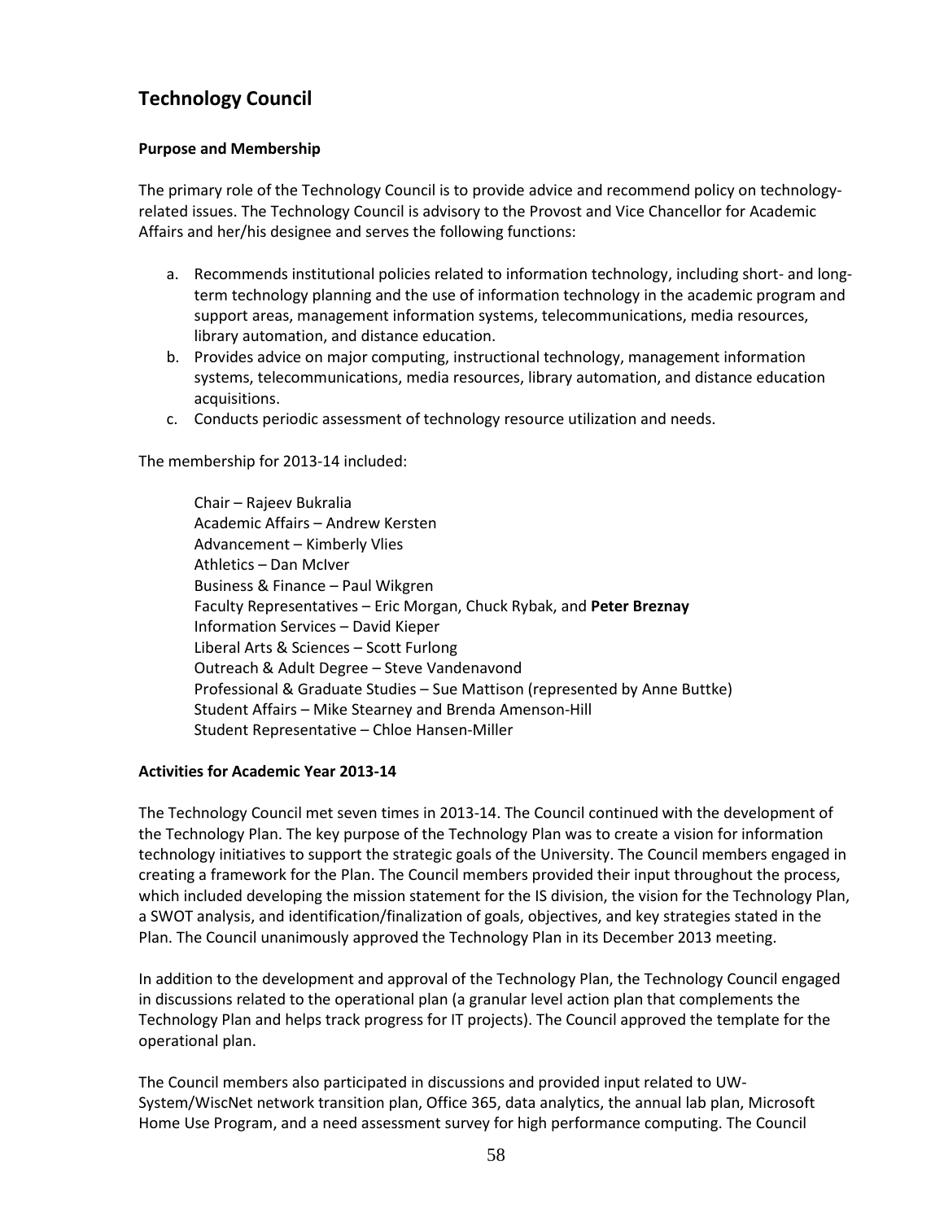## Technology Council

### Purpose and Membership

The primary role of the Technology Council is to provide advice and recommend policy on technology-related issues. The Technology Council is advisory to the Provost and Vice Chancellor for Academic Affairs and her/his designee and serves the following functions:

a. Recommends institutional policies related to information technology, including short- and long-term technology planning and the use of information technology in the academic program and support areas, management information systems, telecommunications, media resources, library automation, and distance education.
b. Provides advice on major computing, instructional technology, management information systems, telecommunications, media resources, library automation, and distance education acquisitions.
c. Conducts periodic assessment of technology resource utilization and needs.

The membership for 2013-14 included:

Chair – Rajeev Bukralia
Academic Affairs – Andrew Kersten
Advancement – Kimberly Vlies
Athletics – Dan McIver
Business & Finance – Paul Wikgren
Faculty Representatives – Eric Morgan, Chuck Rybak, and **Peter Breznay**
Information Services – David Kieper
Liberal Arts & Sciences – Scott Furlong
Outreach & Adult Degree – Steve Vandenavond
Professional & Graduate Studies – Sue Mattison (represented by Anne Buttke)
Student Affairs – Mike Stearney and Brenda Amenson-Hill
Student Representative – Chloe Hansen-Miller

### Activities for Academic Year 2013-14

The Technology Council met seven times in 2013-14. The Council continued with the development of the Technology Plan. The key purpose of the Technology Plan was to create a vision for information technology initiatives to support the strategic goals of the University. The Council members engaged in creating a framework for the Plan. The Council members provided their input throughout the process, which included developing the mission statement for the IS division, the vision for the Technology Plan, a SWOT analysis, and identification/finalization of goals, objectives, and key strategies stated in the Plan. The Council unanimously approved the Technology Plan in its December 2013 meeting.

In addition to the development and approval of the Technology Plan, the Technology Council engaged in discussions related to the operational plan (a granular level action plan that complements the Technology Plan and helps track progress for IT projects). The Council approved the template for the operational plan.

The Council members also participated in discussions and provided input related to UW-System/WiscNet network transition plan, Office 365, data analytics, the annual lab plan, Microsoft Home Use Program, and a need assessment survey for high performance computing. The Council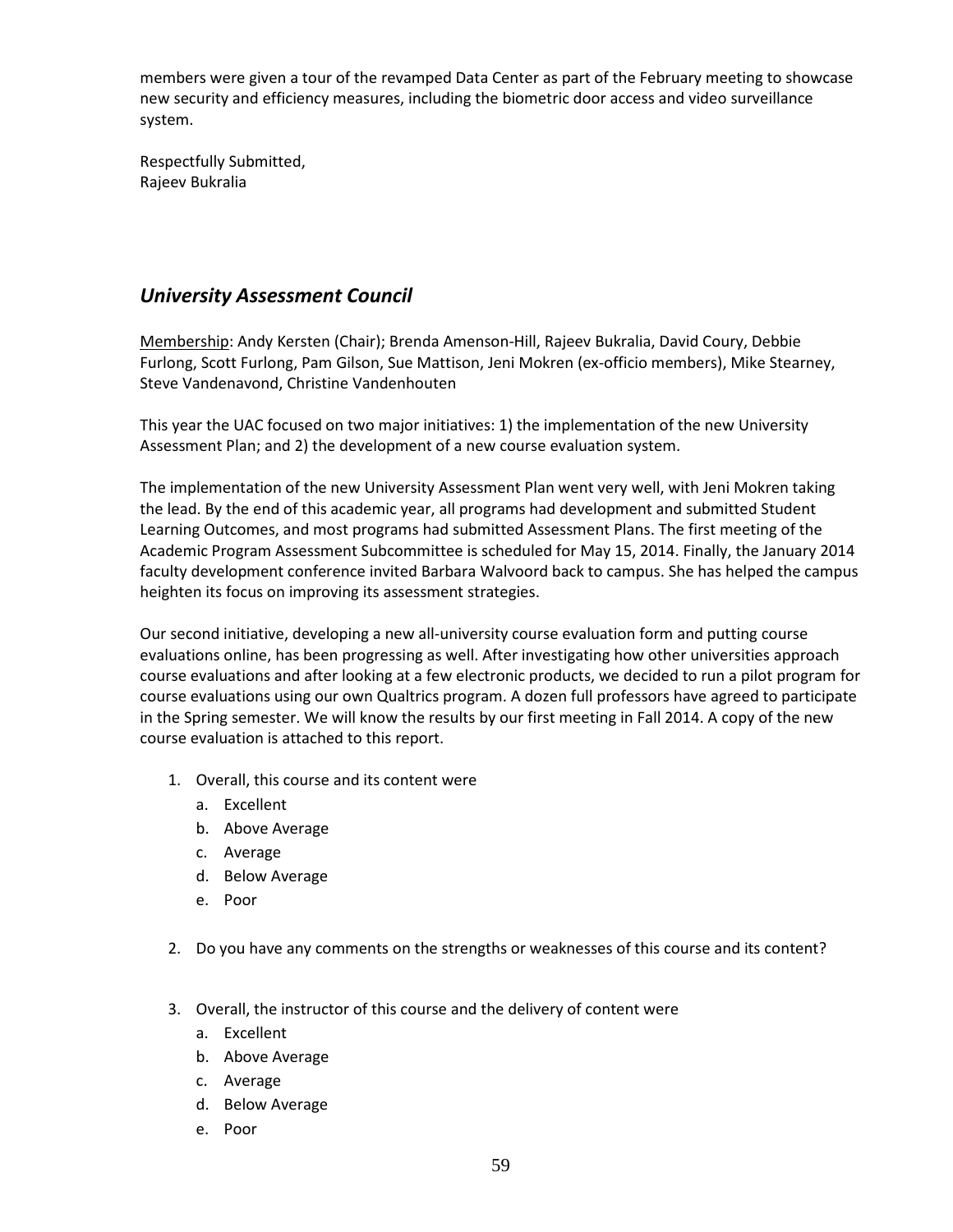members were given a tour of the revamped Data Center as part of the February meeting to showcase new security and efficiency measures, including the biometric door access and video surveillance system.

Respectfully Submitted,
Rajeev Bukralia

## *University Assessment Council*

Membership: Andy Kersten (Chair); Brenda Amenson-Hill, Rajeev Bukralia, David Coury, Debbie Furlong, Scott Furlong, Pam Gilson, Sue Mattison, Jeni Mokren (ex-officio members), Mike Stearney, Steve Vandenavond, Christine Vandenhouten

This year the UAC focused on two major initiatives: 1) the implementation of the new University Assessment Plan; and 2) the development of a new course evaluation system.

The implementation of the new University Assessment Plan went very well, with Jeni Mokren taking the lead. By the end of this academic year, all programs had development and submitted Student Learning Outcomes, and most programs had submitted Assessment Plans. The first meeting of the Academic Program Assessment Subcommittee is scheduled for May 15, 2014. Finally, the January 2014 faculty development conference invited Barbara Walvoord back to campus. She has helped the campus heighten its focus on improving its assessment strategies.

Our second initiative, developing a new all-university course evaluation form and putting course evaluations online, has been progressing as well. After investigating how other universities approach course evaluations and after looking at a few electronic products, we decided to run a pilot program for course evaluations using our own Qualtrics program. A dozen full professors have agreed to participate in the Spring semester. We will know the results by our first meeting in Fall 2014. A copy of the new course evaluation is attached to this report.

1. Overall, this course and its content were
   a. Excellent
   b. Above Average
   c. Average
   d. Below Average
   e. Poor

2. Do you have any comments on the strengths or weaknesses of this course and its content?

3. Overall, the instructor of this course and the delivery of content were
   a. Excellent
   b. Above Average
   c. Average
   d. Below Average
   e. Poor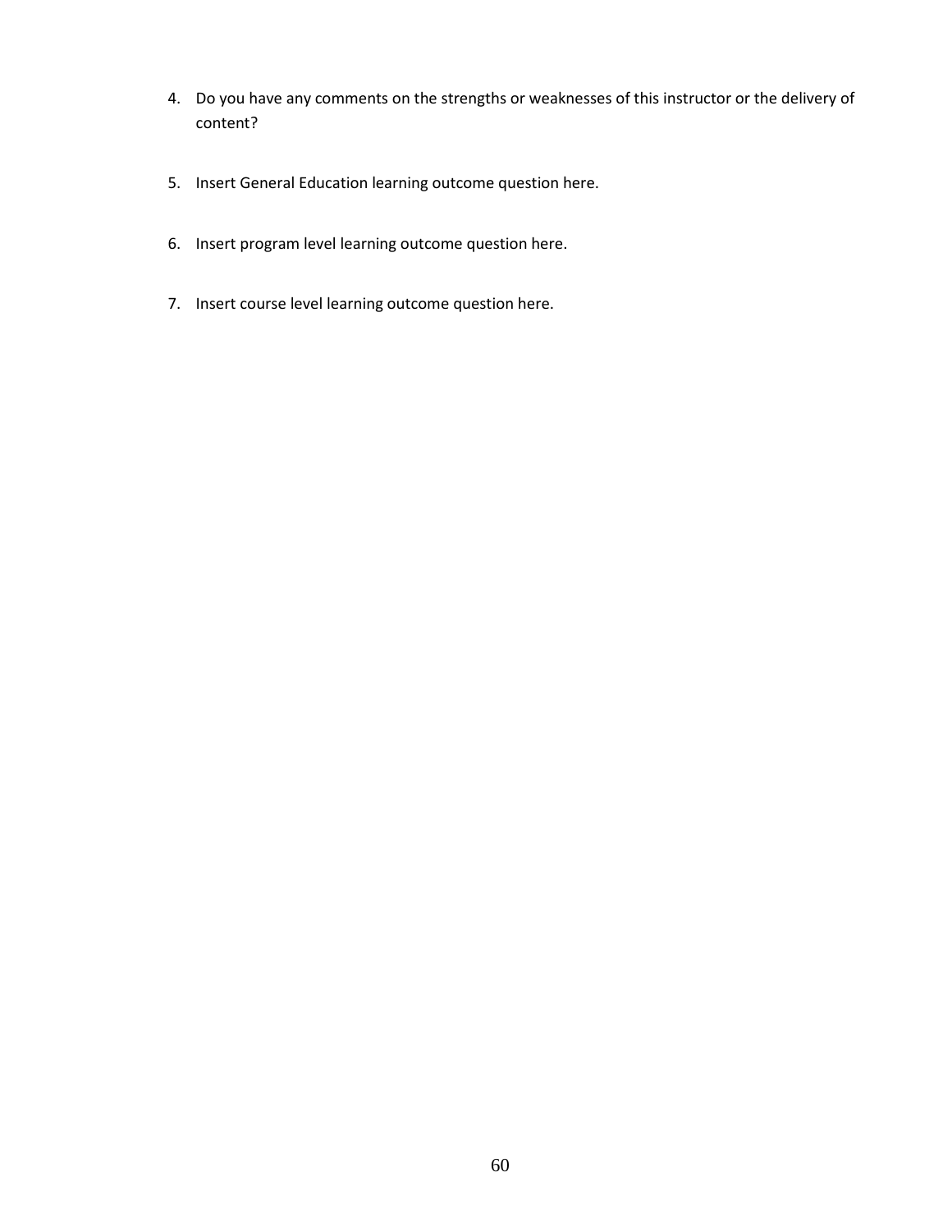4. Do you have any comments on the strengths or weaknesses of this instructor or the delivery of content?

5. Insert General Education learning outcome question here.

6. Insert program level learning outcome question here.

7. Insert course level learning outcome question here.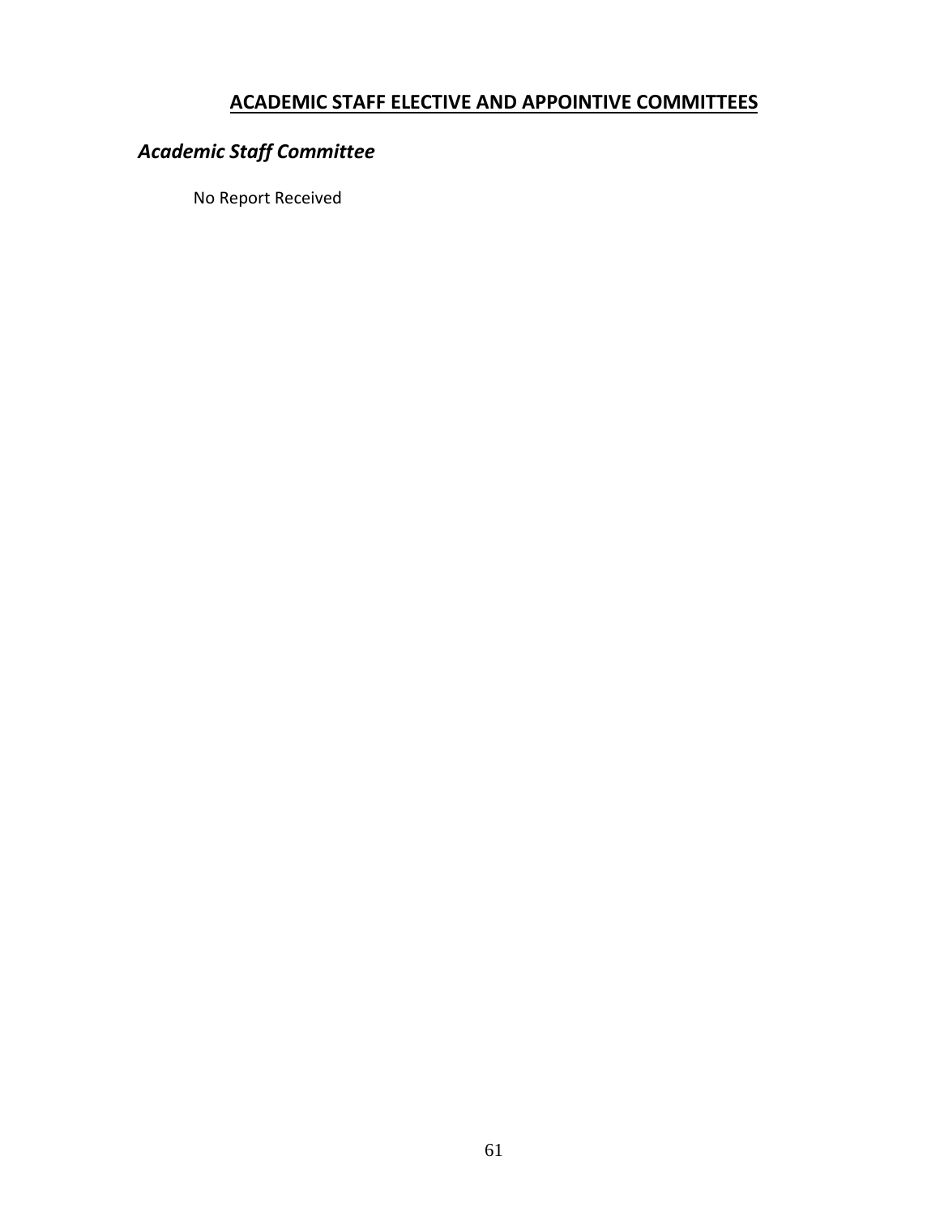## ACADEMIC STAFF ELECTIVE AND APPOINTIVE COMMITTEES

### *Academic Staff Committee*

No Report Received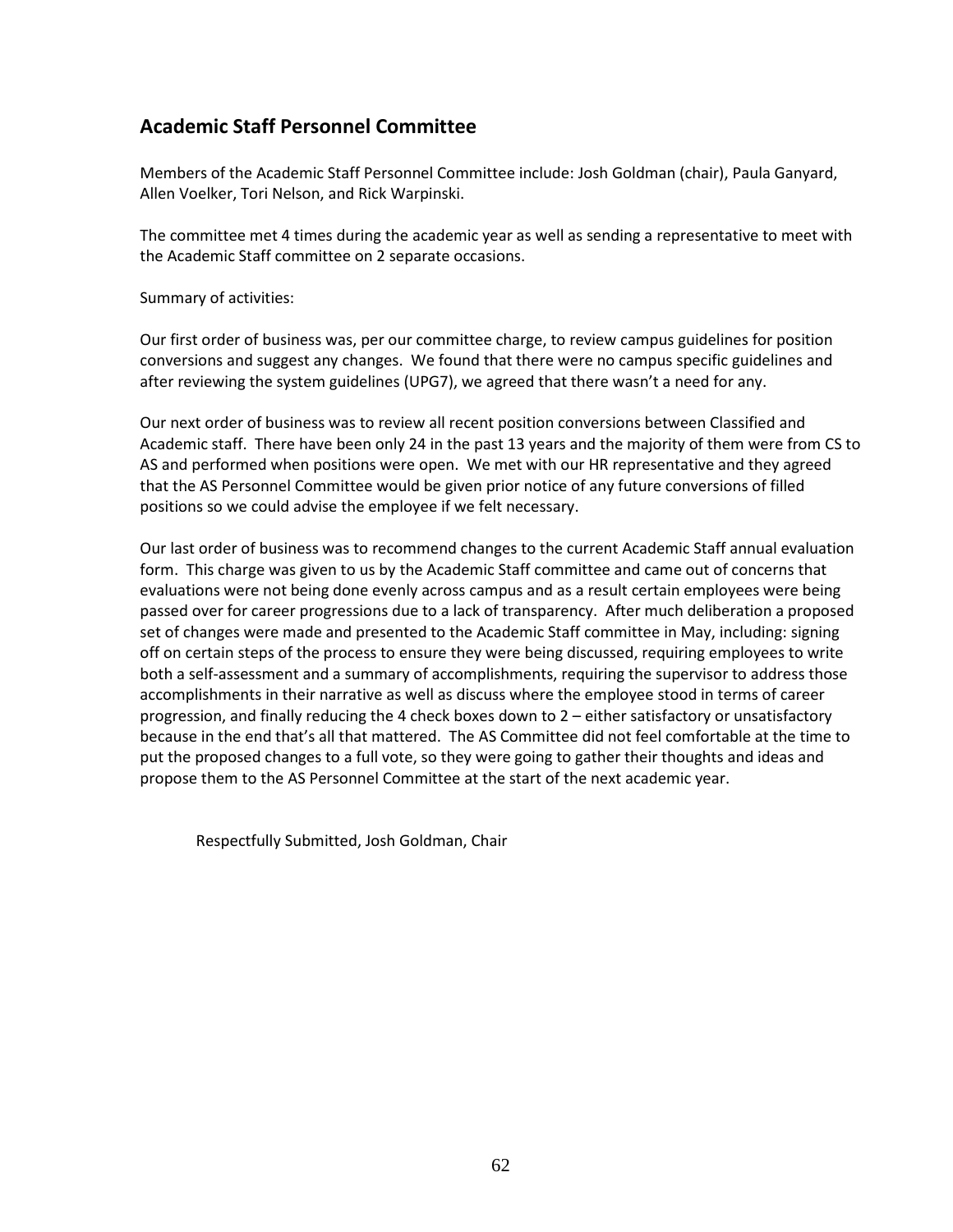## Academic Staff Personnel Committee

Members of the Academic Staff Personnel Committee include: Josh Goldman (chair), Paula Ganyard, Allen Voelker, Tori Nelson, and Rick Warpinski.

The committee met 4 times during the academic year as well as sending a representative to meet with the Academic Staff committee on 2 separate occasions.

Summary of activities:

Our first order of business was, per our committee charge, to review campus guidelines for position conversions and suggest any changes. We found that there were no campus specific guidelines and after reviewing the system guidelines (UPG7), we agreed that there wasn't a need for any.

Our next order of business was to review all recent position conversions between Classified and Academic staff. There have been only 24 in the past 13 years and the majority of them were from CS to AS and performed when positions were open. We met with our HR representative and they agreed that the AS Personnel Committee would be given prior notice of any future conversions of filled positions so we could advise the employee if we felt necessary.

Our last order of business was to recommend changes to the current Academic Staff annual evaluation form. This charge was given to us by the Academic Staff committee and came out of concerns that evaluations were not being done evenly across campus and as a result certain employees were being passed over for career progressions due to a lack of transparency. After much deliberation a proposed set of changes were made and presented to the Academic Staff committee in May, including: signing off on certain steps of the process to ensure they were being discussed, requiring employees to write both a self-assessment and a summary of accomplishments, requiring the supervisor to address those accomplishments in their narrative as well as discuss where the employee stood in terms of career progression, and finally reducing the 4 check boxes down to 2 – either satisfactory or unsatisfactory because in the end that's all that mattered. The AS Committee did not feel comfortable at the time to put the proposed changes to a full vote, so they were going to gather their thoughts and ideas and propose them to the AS Personnel Committee at the start of the next academic year.

Respectfully Submitted, Josh Goldman, Chair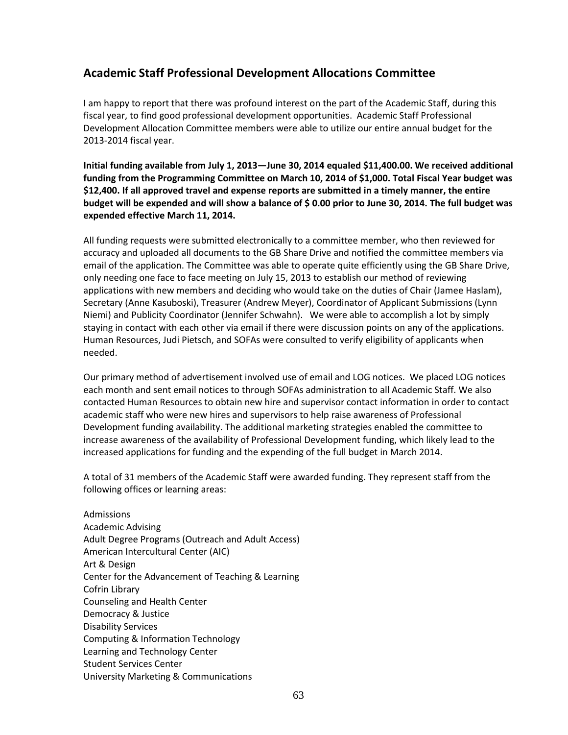## Academic Staff Professional Development Allocations Committee

I am happy to report that there was profound interest on the part of the Academic Staff, during this fiscal year, to find good professional development opportunities. Academic Staff Professional Development Allocation Committee members were able to utilize our entire annual budget for the 2013-2014 fiscal year.

**Initial funding available from July 1, 2013—June 30, 2014 equaled $11,400.00. We received additional funding from the Programming Committee on March 10, 2014 of $1,000. Total Fiscal Year budget was $12,400. If all approved travel and expense reports are submitted in a timely manner, the entire budget will be expended and will show a balance of $ 0.00 prior to June 30, 2014. The full budget was expended effective March 11, 2014.**

All funding requests were submitted electronically to a committee member, who then reviewed for accuracy and uploaded all documents to the GB Share Drive and notified the committee members via email of the application. The Committee was able to operate quite efficiently using the GB Share Drive, only needing one face to face meeting on July 15, 2013 to establish our method of reviewing applications with new members and deciding who would take on the duties of Chair (Jamee Haslam), Secretary (Anne Kasuboski), Treasurer (Andrew Meyer), Coordinator of Applicant Submissions (Lynn Niemi) and Publicity Coordinator (Jennifer Schwahn). We were able to accomplish a lot by simply staying in contact with each other via email if there were discussion points on any of the applications. Human Resources, Judi Pietsch, and SOFAs were consulted to verify eligibility of applicants when needed.

Our primary method of advertisement involved use of email and LOG notices. We placed LOG notices each month and sent email notices to through SOFAs administration to all Academic Staff. We also contacted Human Resources to obtain new hire and supervisor contact information in order to contact academic staff who were new hires and supervisors to help raise awareness of Professional Development funding availability. The additional marketing strategies enabled the committee to increase awareness of the availability of Professional Development funding, which likely lead to the increased applications for funding and the expending of the full budget in March 2014.

A total of 31 members of the Academic Staff were awarded funding. They represent staff from the following offices or learning areas:

Admissions
Academic Advising
Adult Degree Programs (Outreach and Adult Access)
American Intercultural Center (AIC)
Art & Design
Center for the Advancement of Teaching & Learning
Cofrin Library
Counseling and Health Center
Democracy & Justice
Disability Services
Computing & Information Technology
Learning and Technology Center
Student Services Center
University Marketing & Communications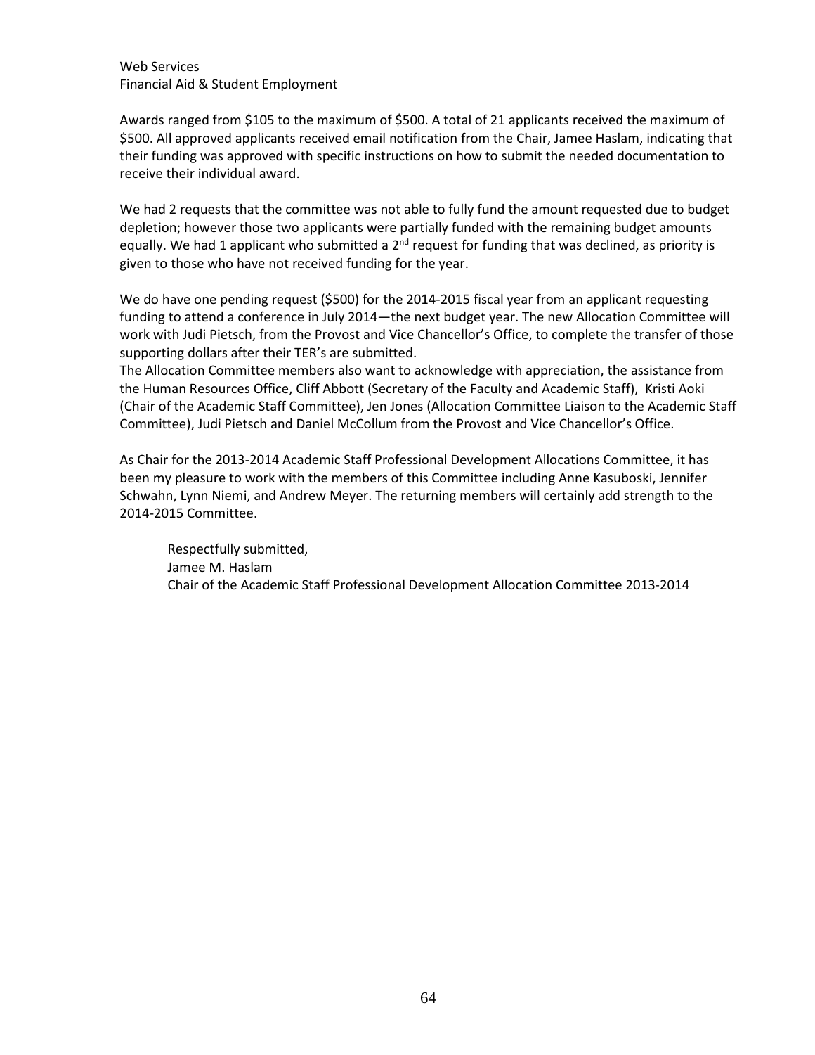Web Services
Financial Aid & Student Employment

Awards ranged from $105 to the maximum of $500. A total of 21 applicants received the maximum of $500. All approved applicants received email notification from the Chair, Jamee Haslam, indicating that their funding was approved with specific instructions on how to submit the needed documentation to receive their individual award.

We had 2 requests that the committee was not able to fully fund the amount requested due to budget depletion; however those two applicants were partially funded with the remaining budget amounts equally. We had 1 applicant who submitted a 2nd request for funding that was declined, as priority is given to those who have not received funding for the year.

We do have one pending request ($500) for the 2014-2015 fiscal year from an applicant requesting funding to attend a conference in July 2014—the next budget year. The new Allocation Committee will work with Judi Pietsch, from the Provost and Vice Chancellor's Office, to complete the transfer of those supporting dollars after their TER's are submitted.
The Allocation Committee members also want to acknowledge with appreciation, the assistance from the Human Resources Office, Cliff Abbott (Secretary of the Faculty and Academic Staff), Kristi Aoki (Chair of the Academic Staff Committee), Jen Jones (Allocation Committee Liaison to the Academic Staff Committee), Judi Pietsch and Daniel McCollum from the Provost and Vice Chancellor's Office.

As Chair for the 2013-2014 Academic Staff Professional Development Allocations Committee, it has been my pleasure to work with the members of this Committee including Anne Kasuboski, Jennifer Schwahn, Lynn Niemi, and Andrew Meyer. The returning members will certainly add strength to the 2014-2015 Committee.

Respectfully submitted,
Jamee M. Haslam
Chair of the Academic Staff Professional Development Allocation Committee 2013-2014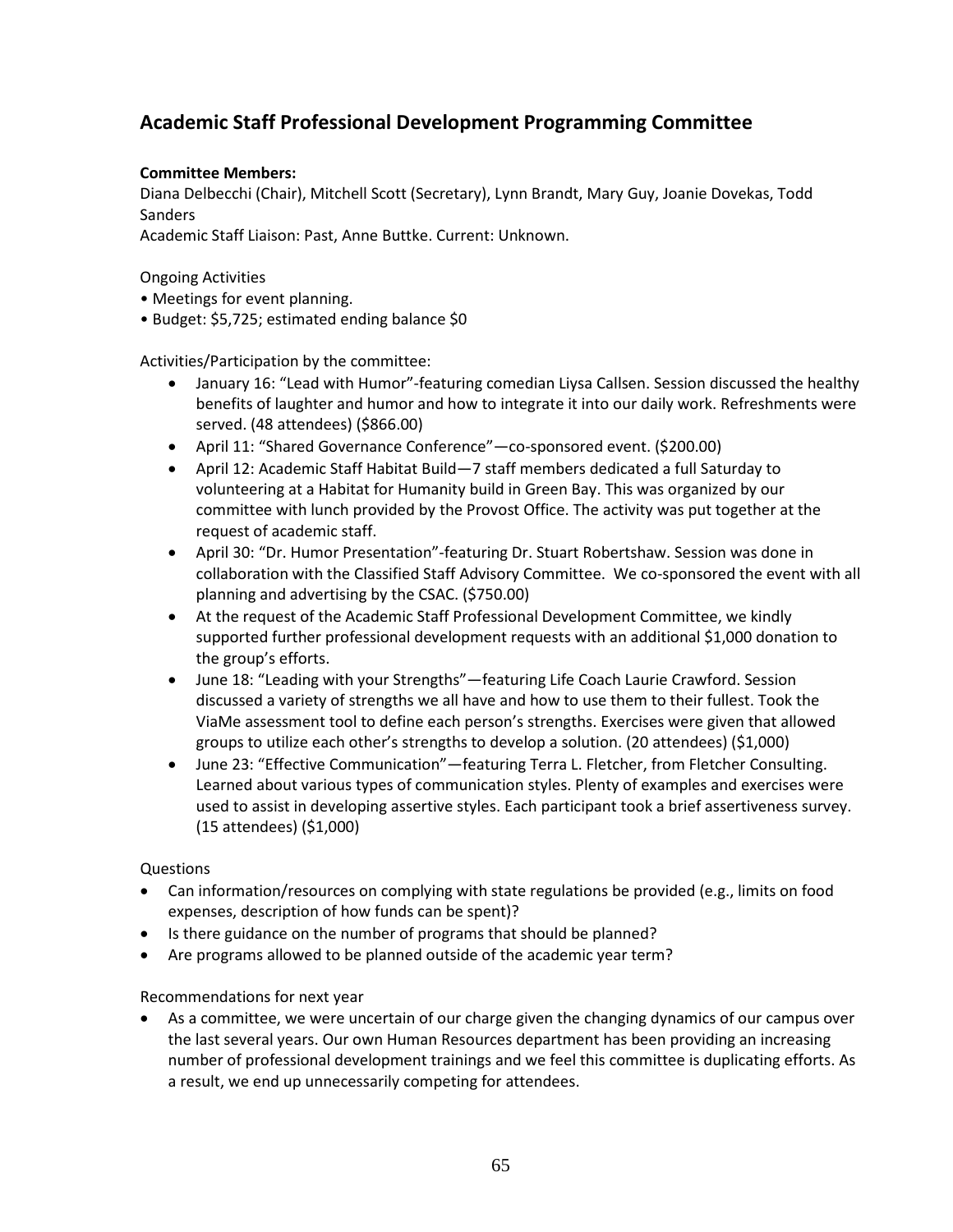## Academic Staff Professional Development Programming Committee

**Committee Members:**
Diana Delbecchi (Chair), Mitchell Scott (Secretary), Lynn Brandt, Mary Guy, Joanie Dovekas, Todd Sanders
Academic Staff Liaison: Past, Anne Buttke. Current: Unknown.

Ongoing Activities
- Meetings for event planning.
- Budget: $5,725; estimated ending balance $0

Activities/Participation by the committee:
- January 16: "Lead with Humor"-featuring comedian Liysa Callsen. Session discussed the healthy benefits of laughter and humor and how to integrate it into our daily work. Refreshments were served. (48 attendees) ($866.00)
- April 11: "Shared Governance Conference"—co-sponsored event. ($200.00)
- April 12: Academic Staff Habitat Build—7 staff members dedicated a full Saturday to volunteering at a Habitat for Humanity build in Green Bay. This was organized by our committee with lunch provided by the Provost Office. The activity was put together at the request of academic staff.
- April 30: "Dr. Humor Presentation"-featuring Dr. Stuart Robertshaw. Session was done in collaboration with the Classified Staff Advisory Committee. We co-sponsored the event with all planning and advertising by the CSAC. ($750.00)
- At the request of the Academic Staff Professional Development Committee, we kindly supported further professional development requests with an additional $1,000 donation to the group's efforts.
- June 18: "Leading with your Strengths"—featuring Life Coach Laurie Crawford. Session discussed a variety of strengths we all have and how to use them to their fullest. Took the ViaMe assessment tool to define each person's strengths. Exercises were given that allowed groups to utilize each other's strengths to develop a solution. (20 attendees) ($1,000)
- June 23: "Effective Communication"—featuring Terra L. Fletcher, from Fletcher Consulting. Learned about various types of communication styles. Plenty of examples and exercises were used to assist in developing assertive styles. Each participant took a brief assertiveness survey. (15 attendees) ($1,000)

Questions
- Can information/resources on complying with state regulations be provided (e.g., limits on food expenses, description of how funds can be spent)?
- Is there guidance on the number of programs that should be planned?
- Are programs allowed to be planned outside of the academic year term?

Recommendations for next year
- As a committee, we were uncertain of our charge given the changing dynamics of our campus over the last several years. Our own Human Resources department has been providing an increasing number of professional development trainings and we feel this committee is duplicating efforts. As a result, we end up unnecessarily competing for attendees.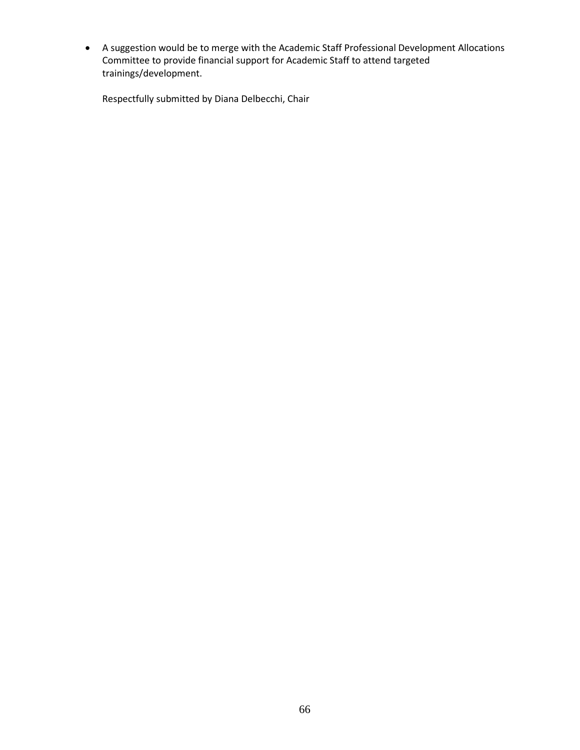- A suggestion would be to merge with the Academic Staff Professional Development Allocations Committee to provide financial support for Academic Staff to attend targeted trainings/development.

Respectfully submitted by Diana Delbecchi, Chair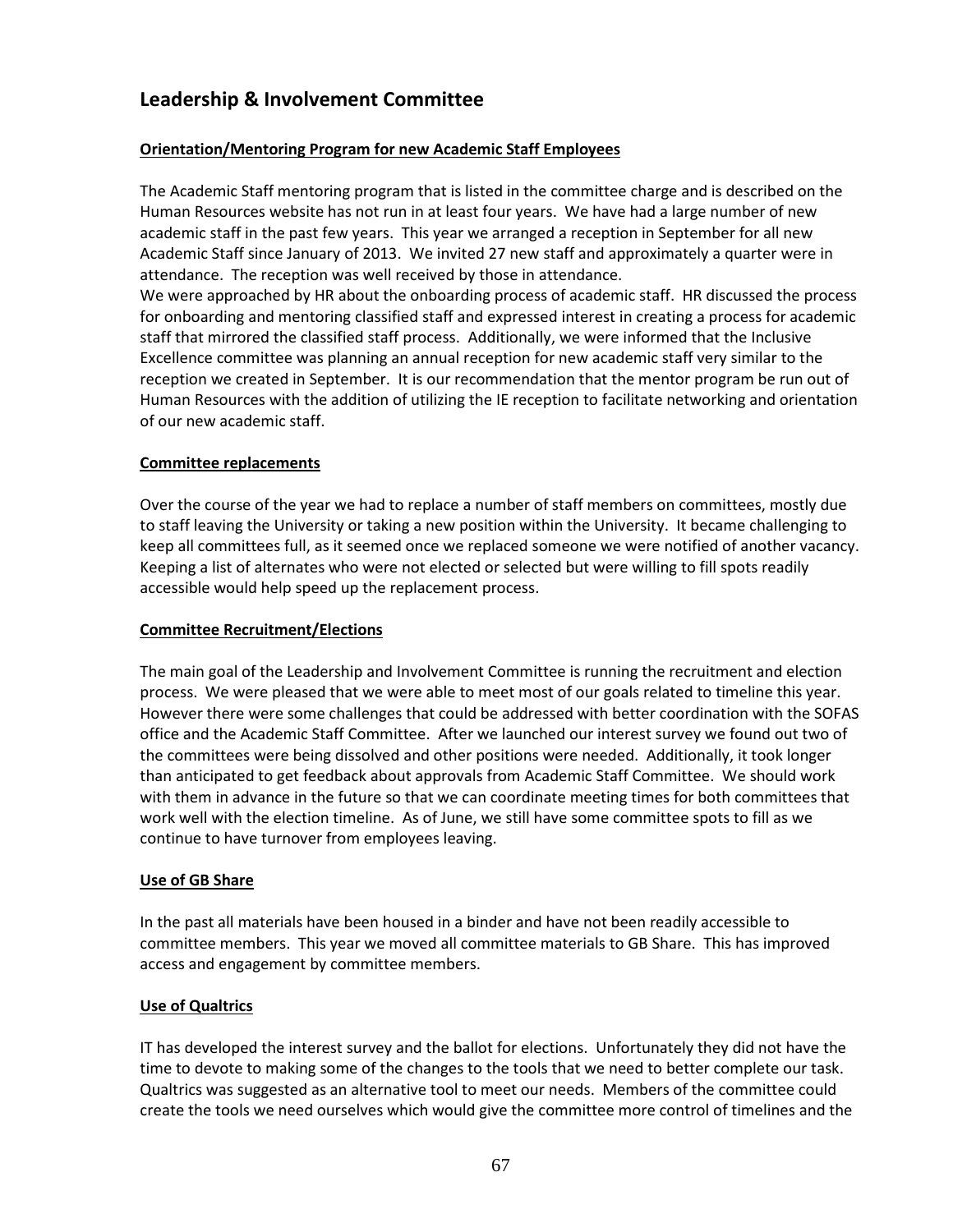## Leadership & Involvement Committee

**Orientation/Mentoring Program for new Academic Staff Employees**

The Academic Staff mentoring program that is listed in the committee charge and is described on the Human Resources website has not run in at least four years. We have had a large number of new academic staff in the past few years. This year we arranged a reception in September for all new Academic Staff since January of 2013. We invited 27 new staff and approximately a quarter were in attendance. The reception was well received by those in attendance.

We were approached by HR about the onboarding process of academic staff. HR discussed the process for onboarding and mentoring classified staff and expressed interest in creating a process for academic staff that mirrored the classified staff process. Additionally, we were informed that the Inclusive Excellence committee was planning an annual reception for new academic staff very similar to the reception we created in September. It is our recommendation that the mentor program be run out of Human Resources with the addition of utilizing the IE reception to facilitate networking and orientation of our new academic staff.

**Committee replacements**

Over the course of the year we had to replace a number of staff members on committees, mostly due to staff leaving the University or taking a new position within the University. It became challenging to keep all committees full, as it seemed once we replaced someone we were notified of another vacancy. Keeping a list of alternates who were not elected or selected but were willing to fill spots readily accessible would help speed up the replacement process.

**Committee Recruitment/Elections**

The main goal of the Leadership and Involvement Committee is running the recruitment and election process. We were pleased that we were able to meet most of our goals related to timeline this year. However there were some challenges that could be addressed with better coordination with the SOFAS office and the Academic Staff Committee. After we launched our interest survey we found out two of the committees were being dissolved and other positions were needed. Additionally, it took longer than anticipated to get feedback about approvals from Academic Staff Committee. We should work with them in advance in the future so that we can coordinate meeting times for both committees that work well with the election timeline. As of June, we still have some committee spots to fill as we continue to have turnover from employees leaving.

**Use of GB Share**

In the past all materials have been housed in a binder and have not been readily accessible to committee members. This year we moved all committee materials to GB Share. This has improved access and engagement by committee members.

**Use of Qualtrics**

IT has developed the interest survey and the ballot for elections. Unfortunately they did not have the time to devote to making some of the changes to the tools that we need to better complete our task. Qualtrics was suggested as an alternative tool to meet our needs. Members of the committee could create the tools we need ourselves which would give the committee more control of timelines and the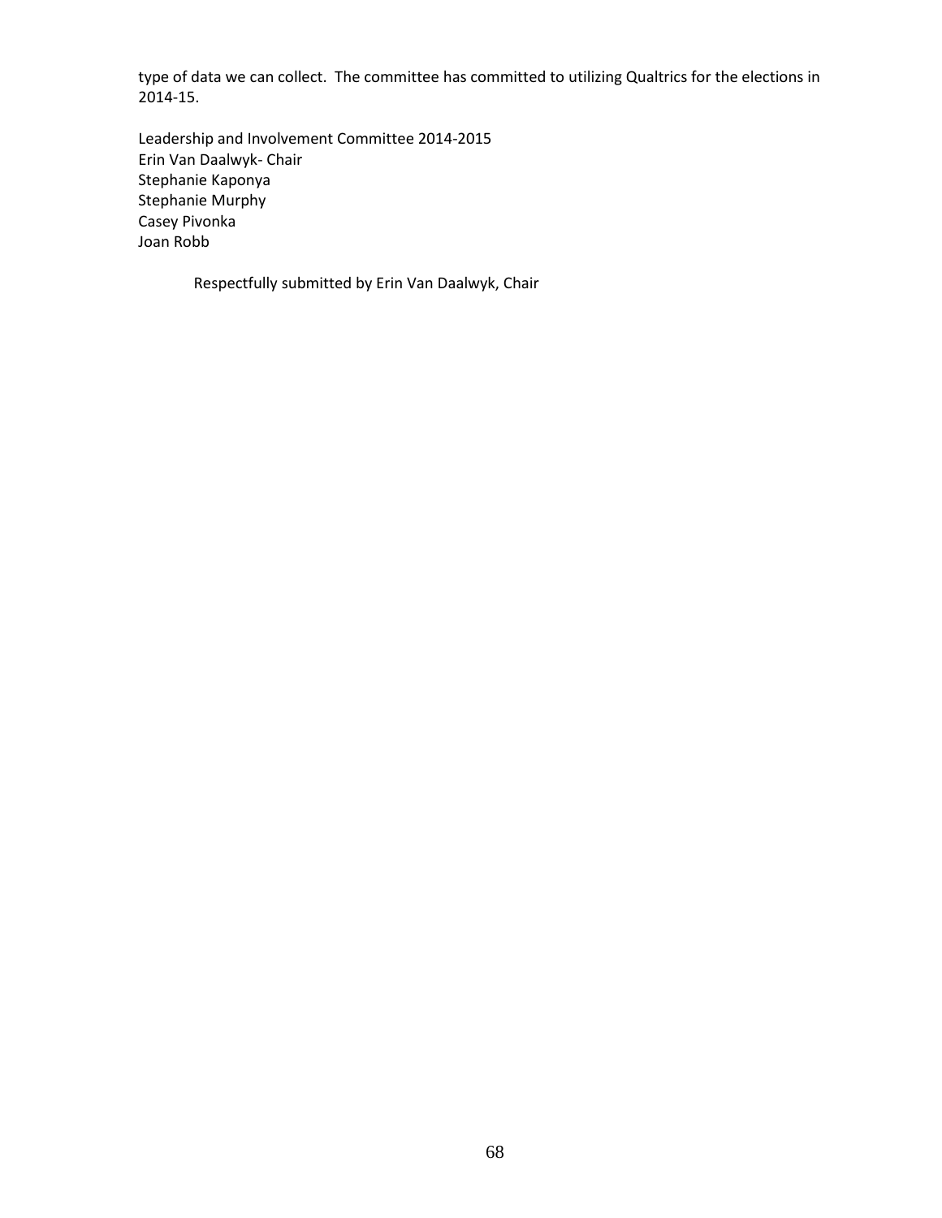type of data we can collect. The committee has committed to utilizing Qualtrics for the elections in 2014-15.

Leadership and Involvement Committee 2014-2015
Erin Van Daalwyk- Chair
Stephanie Kaponya
Stephanie Murphy
Casey Pivonka
Joan Robb

Respectfully submitted by Erin Van Daalwyk, Chair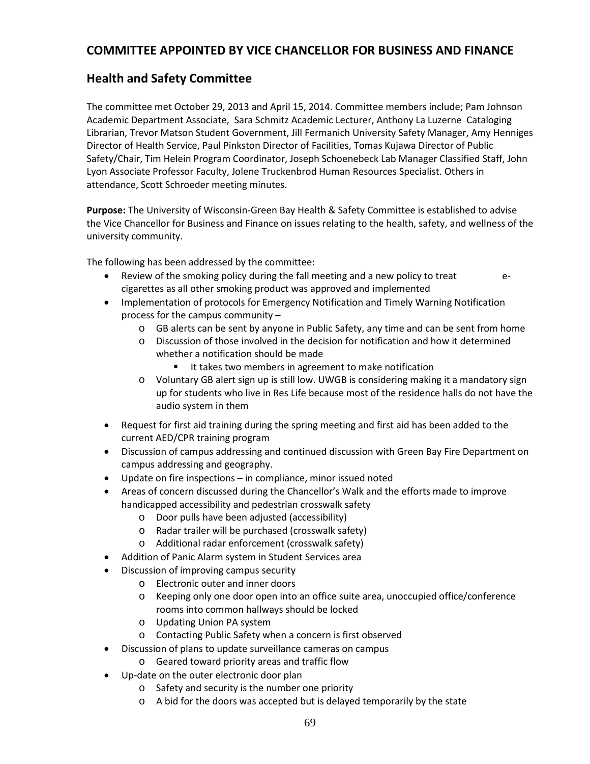## COMMITTEE APPOINTED BY VICE CHANCELLOR FOR BUSINESS AND FINANCE

### Health and Safety Committee

The committee met October 29, 2013 and April 15, 2014. Committee members include; Pam Johnson Academic Department Associate, Sara Schmitz Academic Lecturer, Anthony La Luzerne Cataloging Librarian, Trevor Matson Student Government, Jill Fermanich University Safety Manager, Amy Henniges Director of Health Service, Paul Pinkston Director of Facilities, Tomas Kujawa Director of Public Safety/Chair, Tim Helein Program Coordinator, Joseph Schoenebeck Lab Manager Classified Staff, John Lyon Associate Professor Faculty, Jolene Truckenbrod Human Resources Specialist. Others in attendance, Scott Schroeder meeting minutes.

**Purpose:** The University of Wisconsin-Green Bay Health & Safety Committee is established to advise the Vice Chancellor for Business and Finance on issues relating to the health, safety, and wellness of the university community.

The following has been addressed by the committee:

- Review of the smoking policy during the fall meeting and a new policy to treat e-cigarettes as all other smoking product was approved and implemented
- Implementation of protocols for Emergency Notification and Timely Warning Notification process for the campus community –
  - GB alerts can be sent by anyone in Public Safety, any time and can be sent from home
  - Discussion of those involved in the decision for notification and how it determined whether a notification should be made
    - It takes two members in agreement to make notification
  - Voluntary GB alert sign up is still low. UWGB is considering making it a mandatory sign up for students who live in Res Life because most of the residence halls do not have the audio system in them
- Request for first aid training during the spring meeting and first aid has been added to the current AED/CPR training program
- Discussion of campus addressing and continued discussion with Green Bay Fire Department on campus addressing and geography.
- Update on fire inspections – in compliance, minor issued noted
- Areas of concern discussed during the Chancellor's Walk and the efforts made to improve handicapped accessibility and pedestrian crosswalk safety
  - Door pulls have been adjusted (accessibility)
  - Radar trailer will be purchased (crosswalk safety)
  - Additional radar enforcement (crosswalk safety)
- Addition of Panic Alarm system in Student Services area
- Discussion of improving campus security
  - Electronic outer and inner doors
  - Keeping only one door open into an office suite area, unoccupied office/conference rooms into common hallways should be locked
  - Updating Union PA system
  - Contacting Public Safety when a concern is first observed
- Discussion of plans to update surveillance cameras on campus
  - Geared toward priority areas and traffic flow
- Up-date on the outer electronic door plan
  - Safety and security is the number one priority
  - A bid for the doors was accepted but is delayed temporarily by the state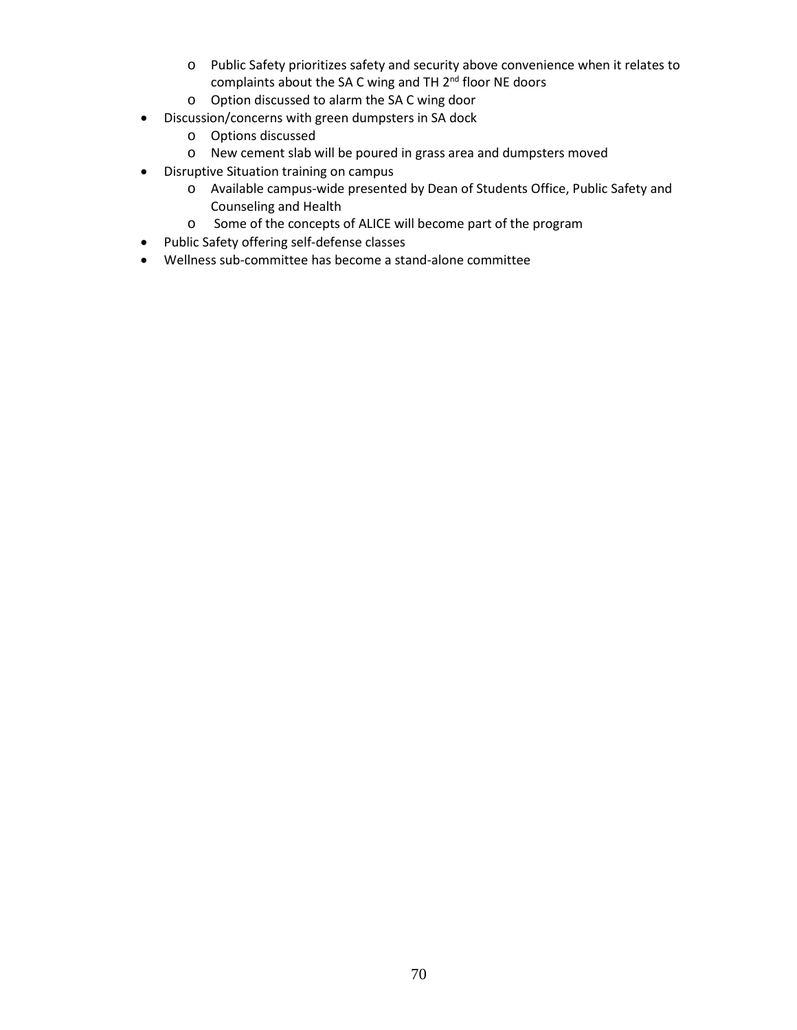- Public Safety prioritizes safety and security above convenience when it relates to complaints about the SA C wing and TH 2nd floor NE doors
  - Option discussed to alarm the SA C wing door
- Discussion/concerns with green dumpsters in SA dock
  - Options discussed
  - New cement slab will be poured in grass area and dumpsters moved
- Disruptive Situation training on campus
  - Available campus-wide presented by Dean of Students Office, Public Safety and Counseling and Health
  - Some of the concepts of ALICE will become part of the program
- Public Safety offering self-defense classes
- Wellness sub-committee has become a stand-alone committee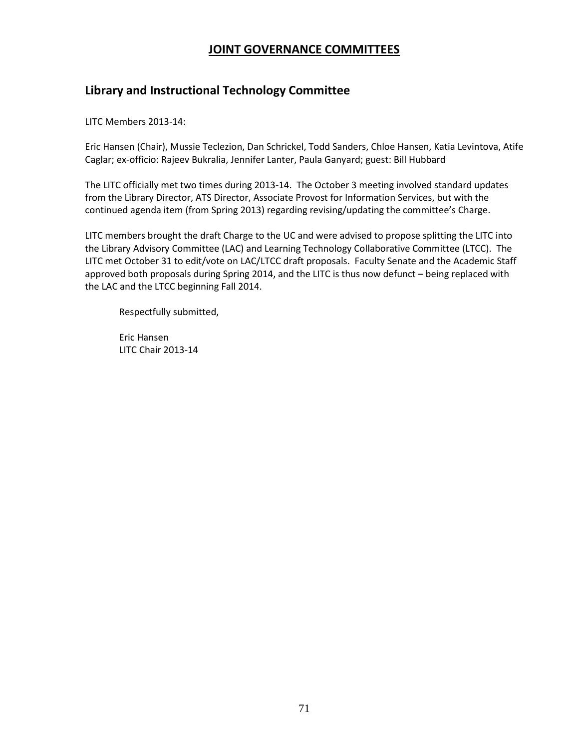# JOINT GOVERNANCE COMMITTEES

## Library and Instructional Technology Committee

LITC Members 2013-14:

Eric Hansen (Chair), Mussie Teclezion, Dan Schrickel, Todd Sanders, Chloe Hansen, Katia Levintova, Atife Caglar; ex-officio: Rajeev Bukralia, Jennifer Lanter, Paula Ganyard; guest: Bill Hubbard

The LITC officially met two times during 2013-14. The October 3 meeting involved standard updates from the Library Director, ATS Director, Associate Provost for Information Services, but with the continued agenda item (from Spring 2013) regarding revising/updating the committee's Charge.

LITC members brought the draft Charge to the UC and were advised to propose splitting the LITC into the Library Advisory Committee (LAC) and Learning Technology Collaborative Committee (LTCC). The LITC met October 31 to edit/vote on LAC/LTCC draft proposals. Faculty Senate and the Academic Staff approved both proposals during Spring 2014, and the LITC is thus now defunct – being replaced with the LAC and the LTCC beginning Fall 2014.

Respectfully submitted,

Eric Hansen
LITC Chair 2013-14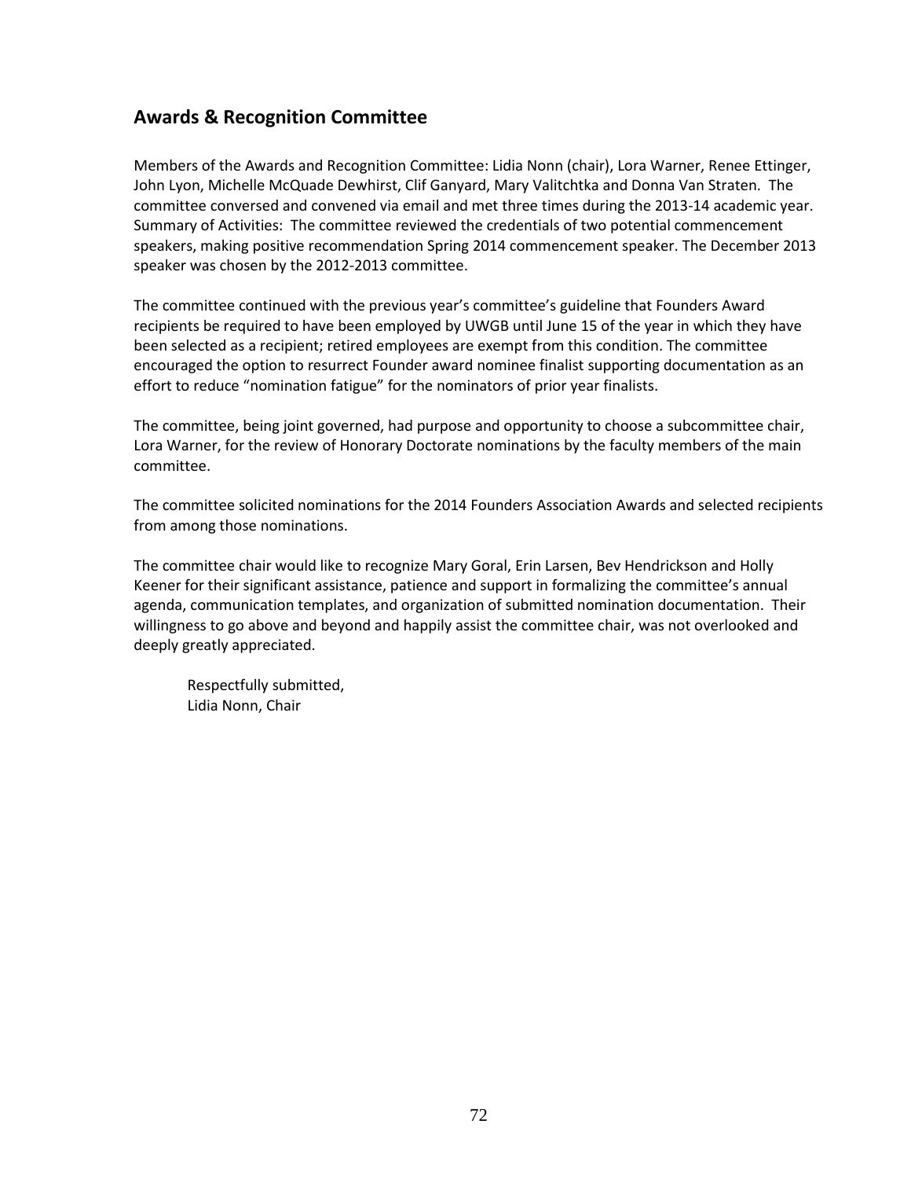## Awards & Recognition Committee

Members of the Awards and Recognition Committee: Lidia Nonn (chair), Lora Warner, Renee Ettinger, John Lyon, Michelle McQuade Dewhirst, Clif Ganyard, Mary Valitchtka and Donna Van Straten. The committee conversed and convened via email and met three times during the 2013-14 academic year. Summary of Activities: The committee reviewed the credentials of two potential commencement speakers, making positive recommendation Spring 2014 commencement speaker. The December 2013 speaker was chosen by the 2012-2013 committee.

The committee continued with the previous year's committee's guideline that Founders Award recipients be required to have been employed by UWGB until June 15 of the year in which they have been selected as a recipient; retired employees are exempt from this condition. The committee encouraged the option to resurrect Founder award nominee finalist supporting documentation as an effort to reduce "nomination fatigue" for the nominators of prior year finalists.

The committee, being joint governed, had purpose and opportunity to choose a subcommittee chair, Lora Warner, for the review of Honorary Doctorate nominations by the faculty members of the main committee.

The committee solicited nominations for the 2014 Founders Association Awards and selected recipients from among those nominations.

The committee chair would like to recognize Mary Goral, Erin Larsen, Bev Hendrickson and Holly Keener for their significant assistance, patience and support in formalizing the committee's annual agenda, communication templates, and organization of submitted nomination documentation. Their willingness to go above and beyond and happily assist the committee chair, was not overlooked and deeply greatly appreciated.

Respectfully submitted,
Lidia Nonn, Chair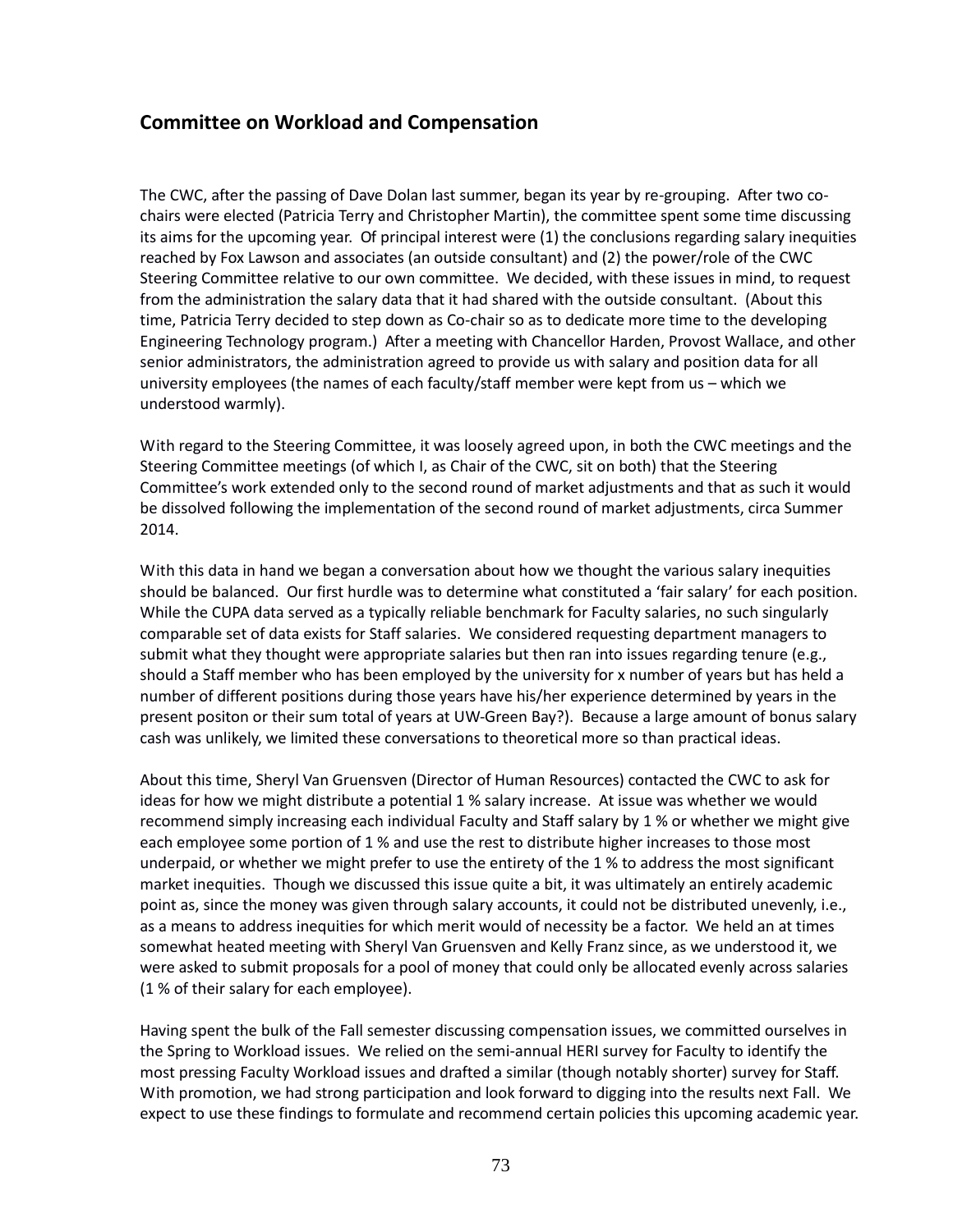## Committee on Workload and Compensation

The CWC, after the passing of Dave Dolan last summer, began its year by re-grouping. After two co-chairs were elected (Patricia Terry and Christopher Martin), the committee spent some time discussing its aims for the upcoming year. Of principal interest were (1) the conclusions regarding salary inequities reached by Fox Lawson and associates (an outside consultant) and (2) the power/role of the CWC Steering Committee relative to our own committee. We decided, with these issues in mind, to request from the administration the salary data that it had shared with the outside consultant. (About this time, Patricia Terry decided to step down as Co-chair so as to dedicate more time to the developing Engineering Technology program.) After a meeting with Chancellor Harden, Provost Wallace, and other senior administrators, the administration agreed to provide us with salary and position data for all university employees (the names of each faculty/staff member were kept from us – which we understood warmly).

With regard to the Steering Committee, it was loosely agreed upon, in both the CWC meetings and the Steering Committee meetings (of which I, as Chair of the CWC, sit on both) that the Steering Committee's work extended only to the second round of market adjustments and that as such it would be dissolved following the implementation of the second round of market adjustments, circa Summer 2014.

With this data in hand we began a conversation about how we thought the various salary inequities should be balanced. Our first hurdle was to determine what constituted a 'fair salary' for each position. While the CUPA data served as a typically reliable benchmark for Faculty salaries, no such singularly comparable set of data exists for Staff salaries. We considered requesting department managers to submit what they thought were appropriate salaries but then ran into issues regarding tenure (e.g., should a Staff member who has been employed by the university for x number of years but has held a number of different positions during those years have his/her experience determined by years in the present positon or their sum total of years at UW-Green Bay?). Because a large amount of bonus salary cash was unlikely, we limited these conversations to theoretical more so than practical ideas.

About this time, Sheryl Van Gruensven (Director of Human Resources) contacted the CWC to ask for ideas for how we might distribute a potential 1 % salary increase. At issue was whether we would recommend simply increasing each individual Faculty and Staff salary by 1 % or whether we might give each employee some portion of 1 % and use the rest to distribute higher increases to those most underpaid, or whether we might prefer to use the entirety of the 1 % to address the most significant market inequities. Though we discussed this issue quite a bit, it was ultimately an entirely academic point as, since the money was given through salary accounts, it could not be distributed unevenly, i.e., as a means to address inequities for which merit would of necessity be a factor. We held an at times somewhat heated meeting with Sheryl Van Gruensven and Kelly Franz since, as we understood it, we were asked to submit proposals for a pool of money that could only be allocated evenly across salaries (1 % of their salary for each employee).

Having spent the bulk of the Fall semester discussing compensation issues, we committed ourselves in the Spring to Workload issues. We relied on the semi-annual HERI survey for Faculty to identify the most pressing Faculty Workload issues and drafted a similar (though notably shorter) survey for Staff. With promotion, we had strong participation and look forward to digging into the results next Fall. We expect to use these findings to formulate and recommend certain policies this upcoming academic year.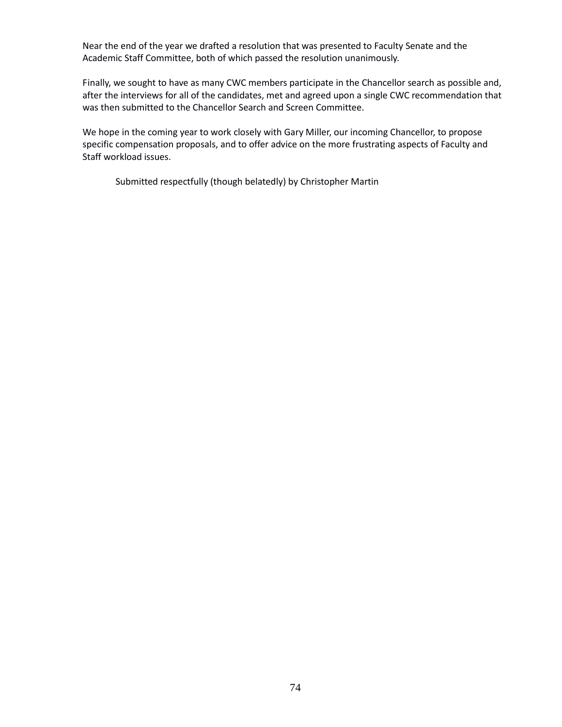Near the end of the year we drafted a resolution that was presented to Faculty Senate and the Academic Staff Committee, both of which passed the resolution unanimously.

Finally, we sought to have as many CWC members participate in the Chancellor search as possible and, after the interviews for all of the candidates, met and agreed upon a single CWC recommendation that was then submitted to the Chancellor Search and Screen Committee.

We hope in the coming year to work closely with Gary Miller, our incoming Chancellor, to propose specific compensation proposals, and to offer advice on the more frustrating aspects of Faculty and Staff workload issues.

Submitted respectfully (though belatedly) by Christopher Martin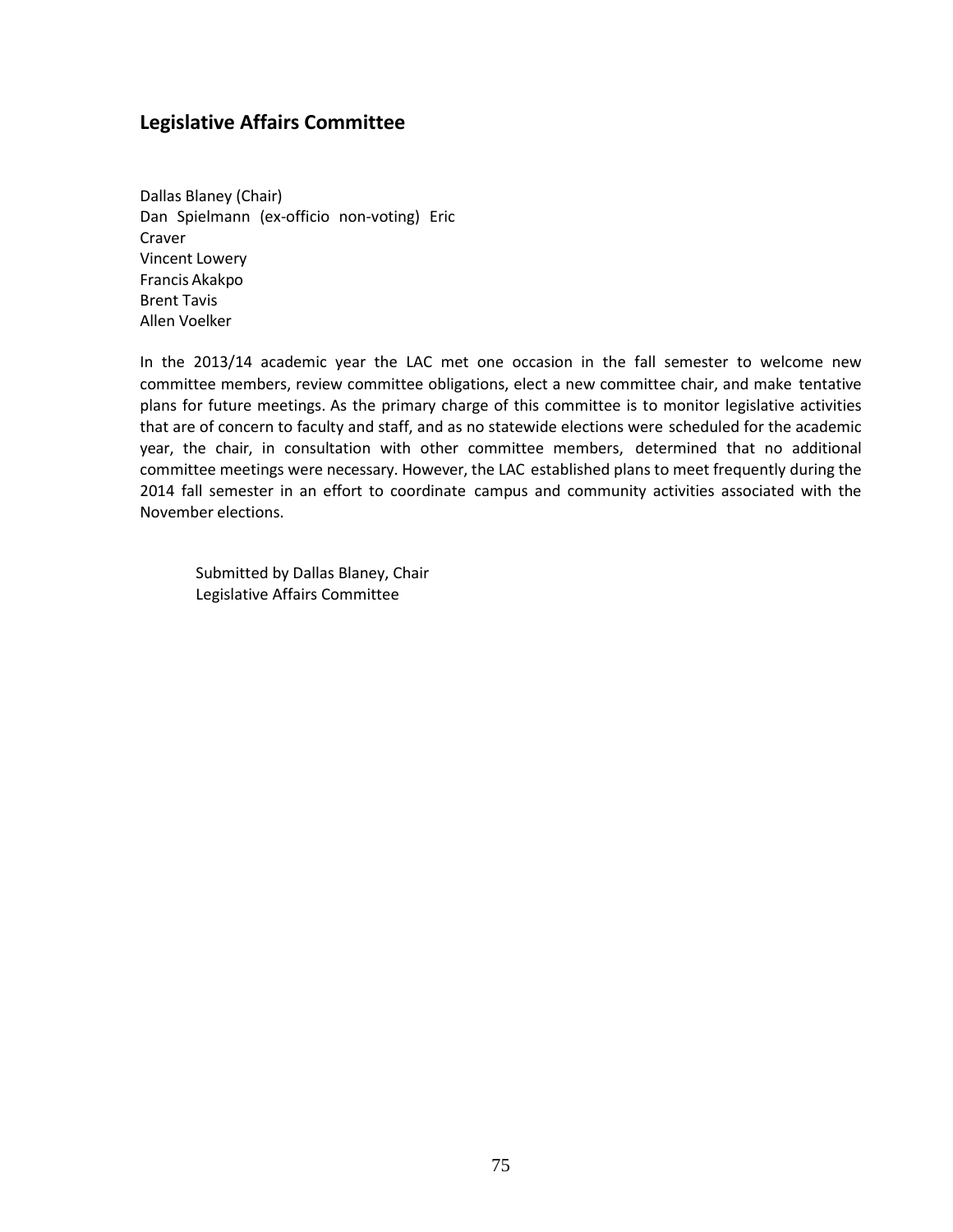## Legislative Affairs Committee

Dallas Blaney (Chair)
Dan Spielmann (ex-officio non-voting)
Eric Craver
Vincent Lowery
Francis Akakpo
Brent Tavis
Allen Voelker

In the 2013/14 academic year the LAC met one occasion in the fall semester to welcome new committee members, review committee obligations, elect a new committee chair, and make tentative plans for future meetings. As the primary charge of this committee is to monitor legislative activities that are of concern to faculty and staff, and as no statewide elections were scheduled for the academic year, the chair, in consultation with other committee members, determined that no additional committee meetings were necessary. However, the LAC established plans to meet frequently during the 2014 fall semester in an effort to coordinate campus and community activities associated with the November elections.

Submitted by Dallas Blaney, Chair
Legislative Affairs Committee